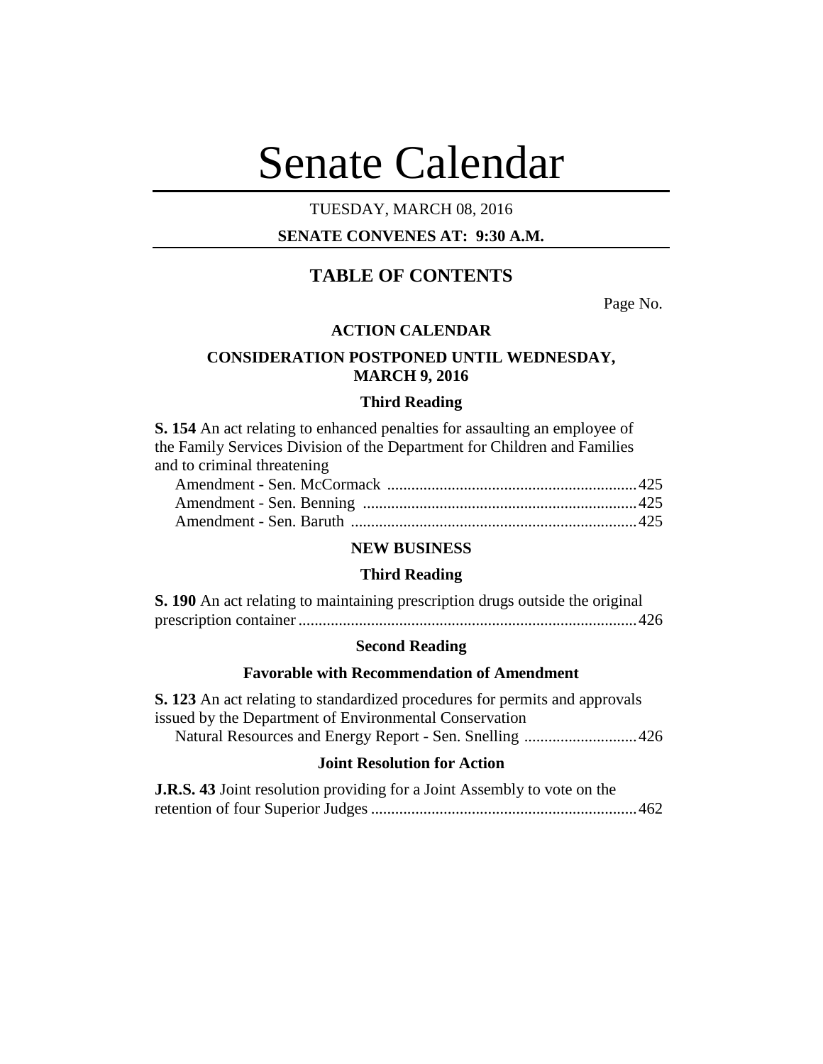# Senate Calendar

TUESDAY, MARCH 08, 2016

**SENATE CONVENES AT: 9:30 A.M.**

## TABLE OF CONTENTS

Page No.

### ACTION CALENDAR

### CONSIDERATION POSTPONED UNTIL WEDNESDAY, MARCH 9, 2016

#### Third Reading

**S. 154** An act relating to enhanced penalties for assaulting an employee of the Family Services Division of the Department for Children and Families and to criminal threatening

Amendment - Sen. McCormack .......... 425

Amendment - Sen. Benning .......... 425

Amendment - Sen. Baruth .......... 425

### NEW BUSINESS

#### Third Reading

**S. 190** An act relating to maintaining prescription drugs outside the original prescription container .......... 426

#### Second Reading

#### Favorable with Recommendation of Amendment

**S. 123** An act relating to standardized procedures for permits and approvals issued by the Department of Environmental Conservation

Natural Resources and Energy Report - Sen. Snelling .......... 426

#### Joint Resolution for Action

**J.R.S. 43** Joint resolution providing for a Joint Assembly to vote on the retention of four Superior Judges .......... 462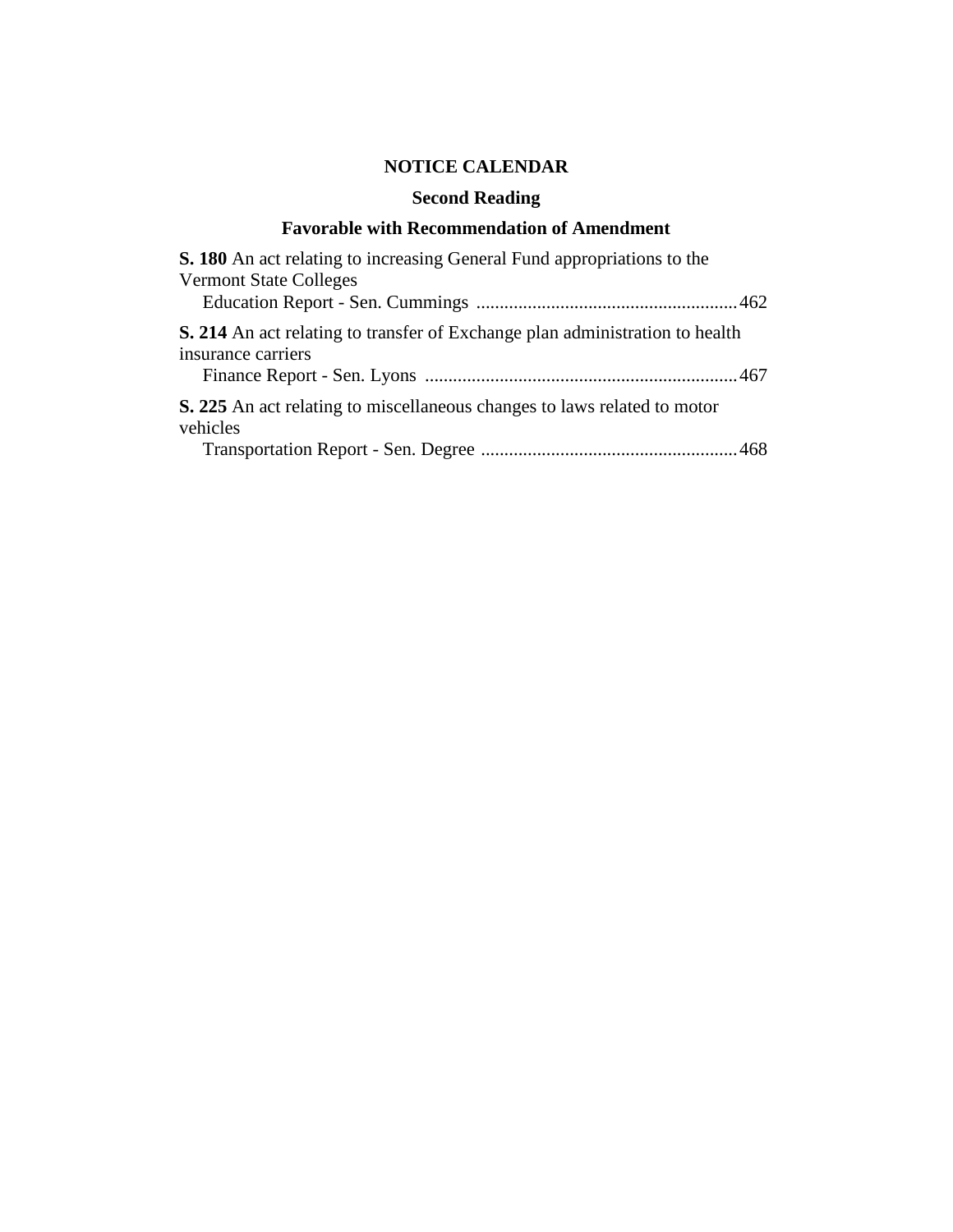## NOTICE CALENDAR

### Second Reading

### Favorable with Recommendation of Amendment

**S. 180** An act relating to increasing General Fund appropriations to the Vermont State Colleges

Education Report - Sen. Cummings ........................................................ 462

**S. 214** An act relating to transfer of Exchange plan administration to health insurance carriers

Finance Report - Sen. Lyons .................................................................. 467

**S. 225** An act relating to miscellaneous changes to laws related to motor vehicles

Transportation Report - Sen. Degree ....................................................... 468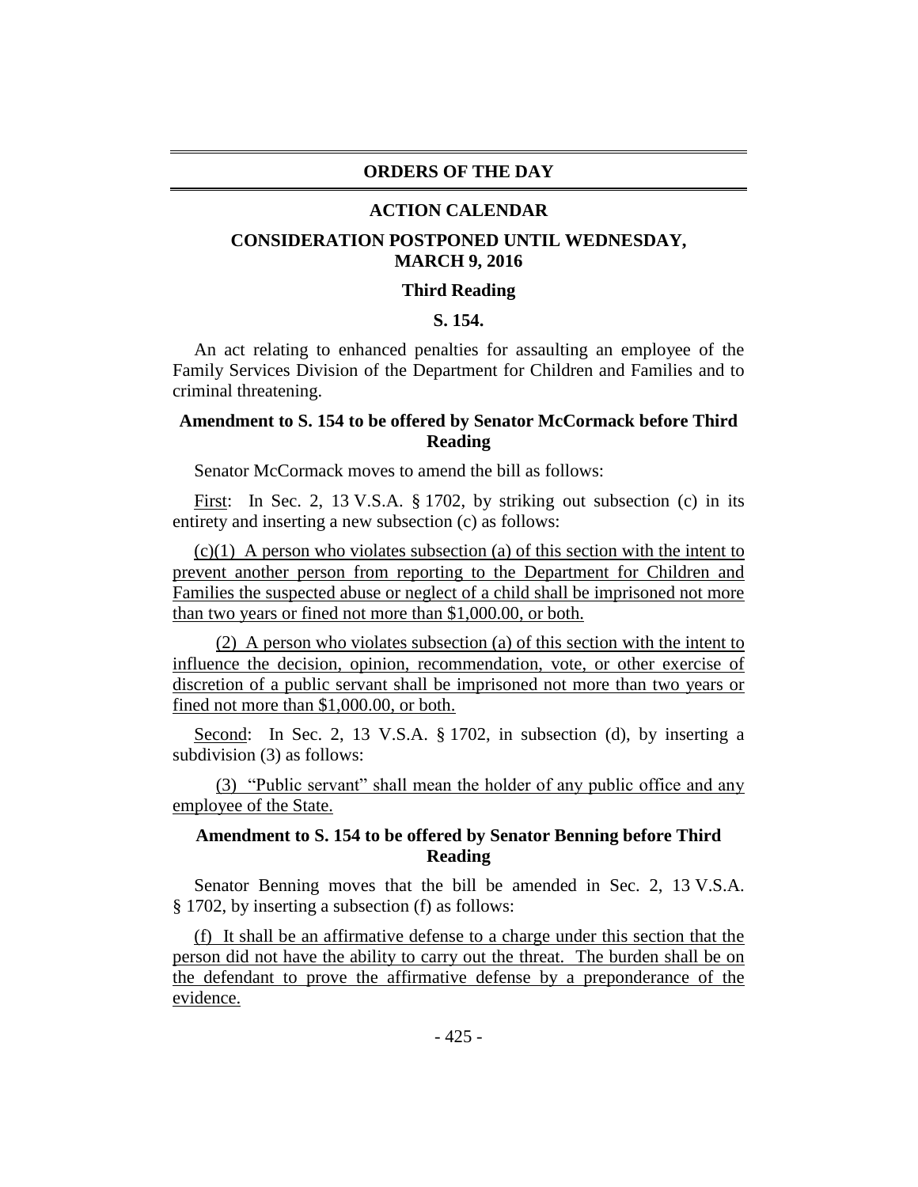# ORDERS OF THE DAY

## ACTION CALENDAR

### CONSIDERATION POSTPONED UNTIL WEDNESDAY, MARCH 9, 2016

**Third Reading**

**S. 154.**

An act relating to enhanced penalties for assaulting an employee of the Family Services Division of the Department for Children and Families and to criminal threatening.

**Amendment to S. 154 to be offered by Senator McCormack before Third Reading**

Senator McCormack moves to amend the bill as follows:

First: In Sec. 2, 13 V.S.A. § 1702, by striking out subsection (c) in its entirety and inserting a new subsection (c) as follows:

(c)(1) A person who violates subsection (a) of this section with the intent to prevent another person from reporting to the Department for Children and Families the suspected abuse or neglect of a child shall be imprisoned not more than two years or fined not more than $1,000.00, or both.

(2) A person who violates subsection (a) of this section with the intent to influence the decision, opinion, recommendation, vote, or other exercise of discretion of a public servant shall be imprisoned not more than two years or fined not more than $1,000.00, or both.

Second: In Sec. 2, 13 V.S.A. § 1702, in subsection (d), by inserting a subdivision (3) as follows:

(3) "Public servant" shall mean the holder of any public office and any employee of the State.

**Amendment to S. 154 to be offered by Senator Benning before Third Reading**

Senator Benning moves that the bill be amended in Sec. 2, 13 V.S.A. § 1702, by inserting a subsection (f) as follows:

(f) It shall be an affirmative defense to a charge under this section that the person did not have the ability to carry out the threat. The burden shall be on the defendant to prove the affirmative defense by a preponderance of the evidence.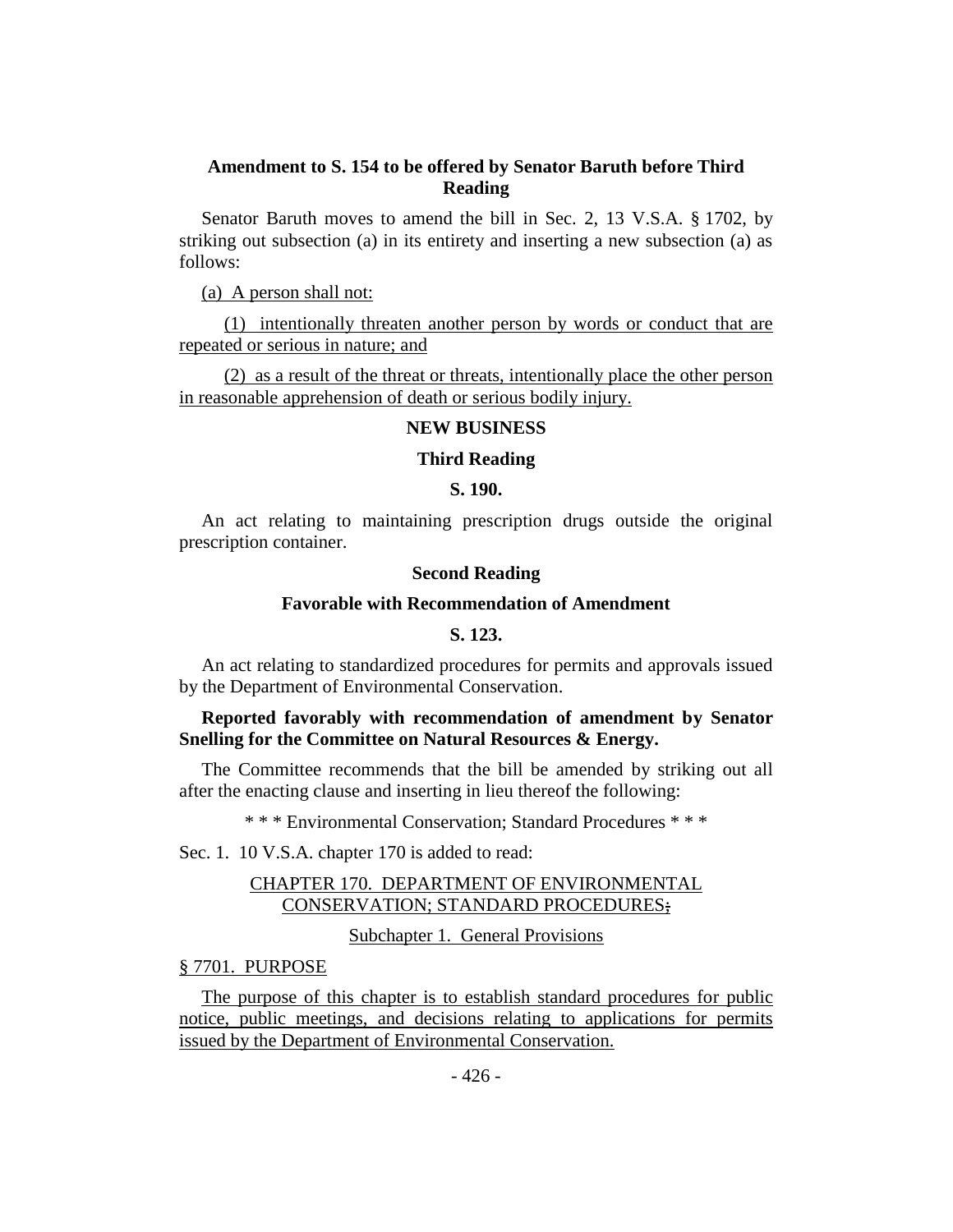**Amendment to S. 154 to be offered by Senator Baruth before Third Reading**

Senator Baruth moves to amend the bill in Sec. 2, 13 V.S.A. § 1702, by striking out subsection (a) in its entirety and inserting a new subsection (a) as follows:

<u>(a) A person shall not:</u>

<u>(1) intentionally threaten another person by words or conduct that are repeated or serious in nature; and</u>

<u>(2) as a result of the threat or threats, intentionally place the other person in reasonable apprehension of death or serious bodily injury.</u>

**NEW BUSINESS**

**Third Reading**

**S. 190.**

An act relating to maintaining prescription drugs outside the original prescription container.

**Second Reading**

**Favorable with Recommendation of Amendment**

**S. 123.**

An act relating to standardized procedures for permits and approvals issued by the Department of Environmental Conservation.

**Reported favorably with recommendation of amendment by Senator Snelling for the Committee on Natural Resources & Energy.**

The Committee recommends that the bill be amended by striking out all after the enacting clause and inserting in lieu thereof the following:

\* \* \* Environmental Conservation; Standard Procedures \* \* \*

Sec. 1. 10 V.S.A. chapter 170 is added to read:

<u>CHAPTER 170. DEPARTMENT OF ENVIRONMENTAL CONSERVATION; STANDARD PROCEDURES</u>~~;~~

<u>Subchapter 1. General Provisions</u>

<u>§ 7701. PURPOSE</u>

<u>The purpose of this chapter is to establish standard procedures for public notice, public meetings, and decisions relating to applications for permits issued by the Department of Environmental Conservation.</u>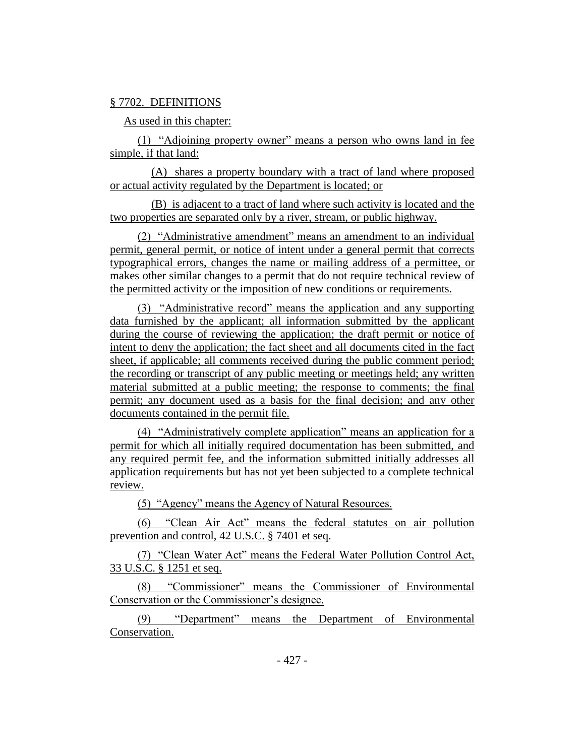§ 7702. DEFINITIONS

As used in this chapter:

(1) "Adjoining property owner" means a person who owns land in fee simple, if that land:

(A) shares a property boundary with a tract of land where proposed or actual activity regulated by the Department is located; or

(B) is adjacent to a tract of land where such activity is located and the two properties are separated only by a river, stream, or public highway.

(2) "Administrative amendment" means an amendment to an individual permit, general permit, or notice of intent under a general permit that corrects typographical errors, changes the name or mailing address of a permittee, or makes other similar changes to a permit that do not require technical review of the permitted activity or the imposition of new conditions or requirements.

(3) "Administrative record" means the application and any supporting data furnished by the applicant; all information submitted by the applicant during the course of reviewing the application; the draft permit or notice of intent to deny the application; the fact sheet and all documents cited in the fact sheet, if applicable; all comments received during the public comment period; the recording or transcript of any public meeting or meetings held; any written material submitted at a public meeting; the response to comments; the final permit; any document used as a basis for the final decision; and any other documents contained in the permit file.

(4) "Administratively complete application" means an application for a permit for which all initially required documentation has been submitted, and any required permit fee, and the information submitted initially addresses all application requirements but has not yet been subjected to a complete technical review.

(5) "Agency" means the Agency of Natural Resources.

(6) "Clean Air Act" means the federal statutes on air pollution prevention and control, 42 U.S.C. § 7401 et seq.

(7) "Clean Water Act" means the Federal Water Pollution Control Act, 33 U.S.C. § 1251 et seq.

(8) "Commissioner" means the Commissioner of Environmental Conservation or the Commissioner's designee.

(9) "Department" means the Department of Environmental Conservation.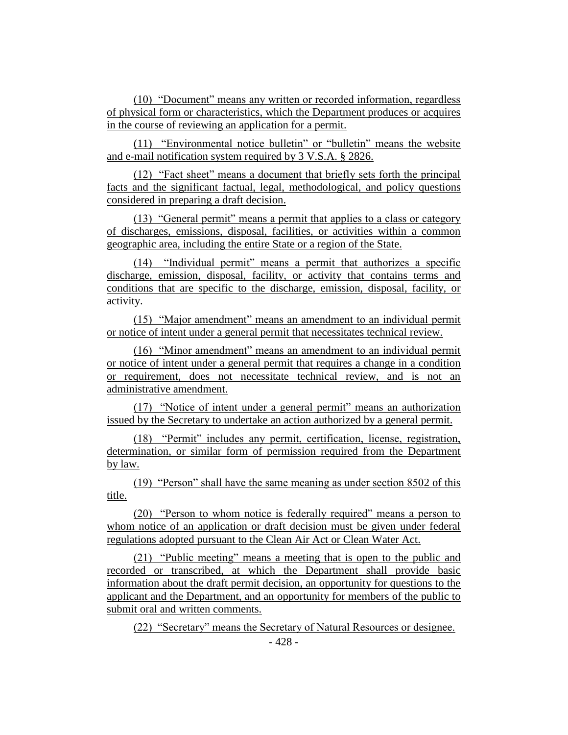(10) "Document" means any written or recorded information, regardless of physical form or characteristics, which the Department produces or acquires in the course of reviewing an application for a permit.

(11) "Environmental notice bulletin" or "bulletin" means the website and e-mail notification system required by 3 V.S.A. § 2826.

(12) "Fact sheet" means a document that briefly sets forth the principal facts and the significant factual, legal, methodological, and policy questions considered in preparing a draft decision.

(13) "General permit" means a permit that applies to a class or category of discharges, emissions, disposal, facilities, or activities within a common geographic area, including the entire State or a region of the State.

(14) "Individual permit" means a permit that authorizes a specific discharge, emission, disposal, facility, or activity that contains terms and conditions that are specific to the discharge, emission, disposal, facility, or activity.

(15) "Major amendment" means an amendment to an individual permit or notice of intent under a general permit that necessitates technical review.

(16) "Minor amendment" means an amendment to an individual permit or notice of intent under a general permit that requires a change in a condition or requirement, does not necessitate technical review, and is not an administrative amendment.

(17) "Notice of intent under a general permit" means an authorization issued by the Secretary to undertake an action authorized by a general permit.

(18) "Permit" includes any permit, certification, license, registration, determination, or similar form of permission required from the Department by law.

(19) "Person" shall have the same meaning as under section 8502 of this title.

(20) "Person to whom notice is federally required" means a person to whom notice of an application or draft decision must be given under federal regulations adopted pursuant to the Clean Air Act or Clean Water Act.

(21) "Public meeting" means a meeting that is open to the public and recorded or transcribed, at which the Department shall provide basic information about the draft permit decision, an opportunity for questions to the applicant and the Department, and an opportunity for members of the public to submit oral and written comments.

(22) "Secretary" means the Secretary of Natural Resources or designee.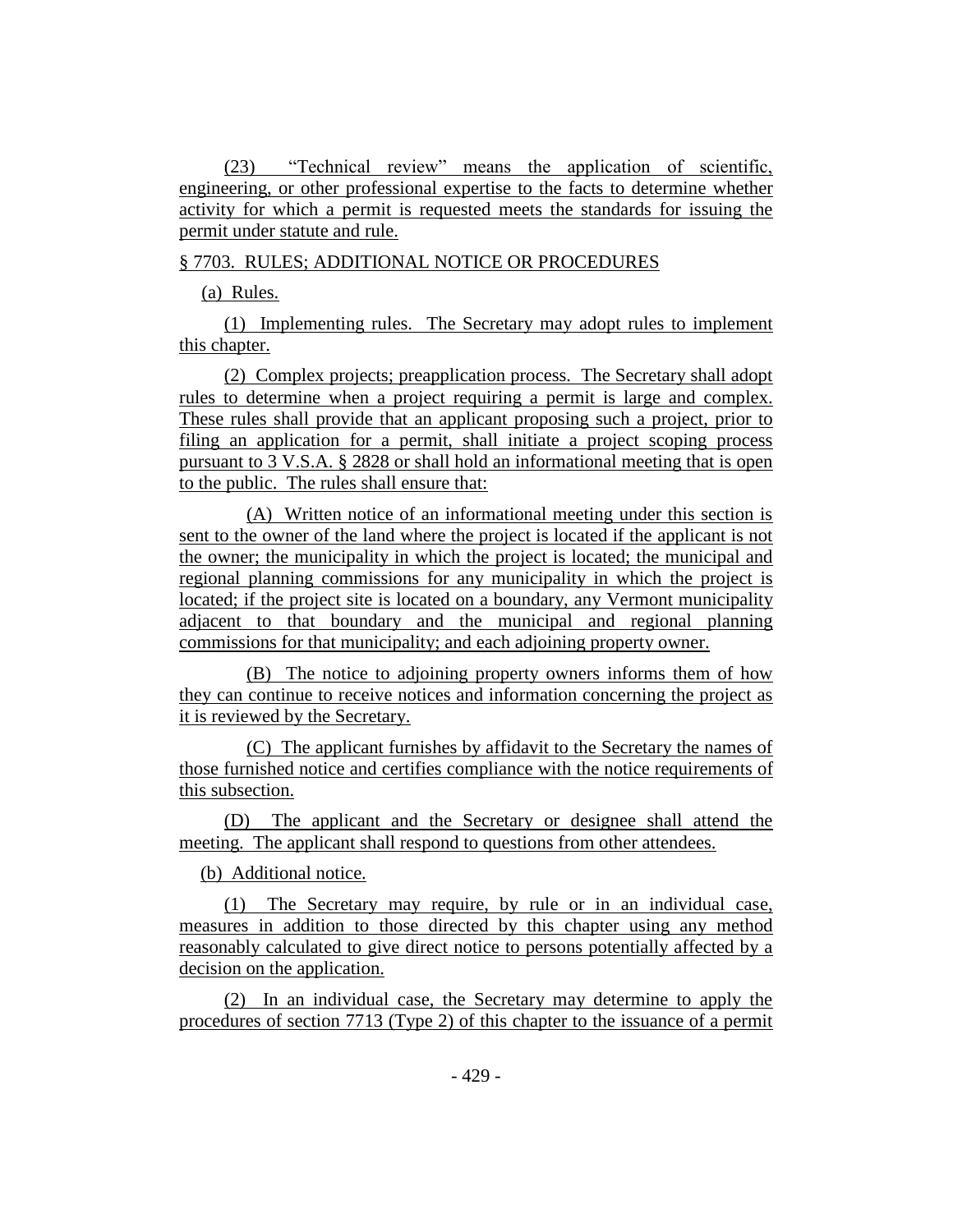(23) "Technical review" means the application of scientific, engineering, or other professional expertise to the facts to determine whether activity for which a permit is requested meets the standards for issuing the permit under statute and rule.

§ 7703. RULES; ADDITIONAL NOTICE OR PROCEDURES

(a) Rules.

(1) Implementing rules. The Secretary may adopt rules to implement this chapter.

(2) Complex projects; preapplication process. The Secretary shall adopt rules to determine when a project requiring a permit is large and complex. These rules shall provide that an applicant proposing such a project, prior to filing an application for a permit, shall initiate a project scoping process pursuant to 3 V.S.A. § 2828 or shall hold an informational meeting that is open to the public. The rules shall ensure that:

(A) Written notice of an informational meeting under this section is sent to the owner of the land where the project is located if the applicant is not the owner; the municipality in which the project is located; the municipal and regional planning commissions for any municipality in which the project is located; if the project site is located on a boundary, any Vermont municipality adjacent to that boundary and the municipal and regional planning commissions for that municipality; and each adjoining property owner.

(B) The notice to adjoining property owners informs them of how they can continue to receive notices and information concerning the project as it is reviewed by the Secretary.

(C) The applicant furnishes by affidavit to the Secretary the names of those furnished notice and certifies compliance with the notice requirements of this subsection.

(D) The applicant and the Secretary or designee shall attend the meeting. The applicant shall respond to questions from other attendees.

(b) Additional notice.

(1) The Secretary may require, by rule or in an individual case, measures in addition to those directed by this chapter using any method reasonably calculated to give direct notice to persons potentially affected by a decision on the application.

(2) In an individual case, the Secretary may determine to apply the procedures of section 7713 (Type 2) of this chapter to the issuance of a permit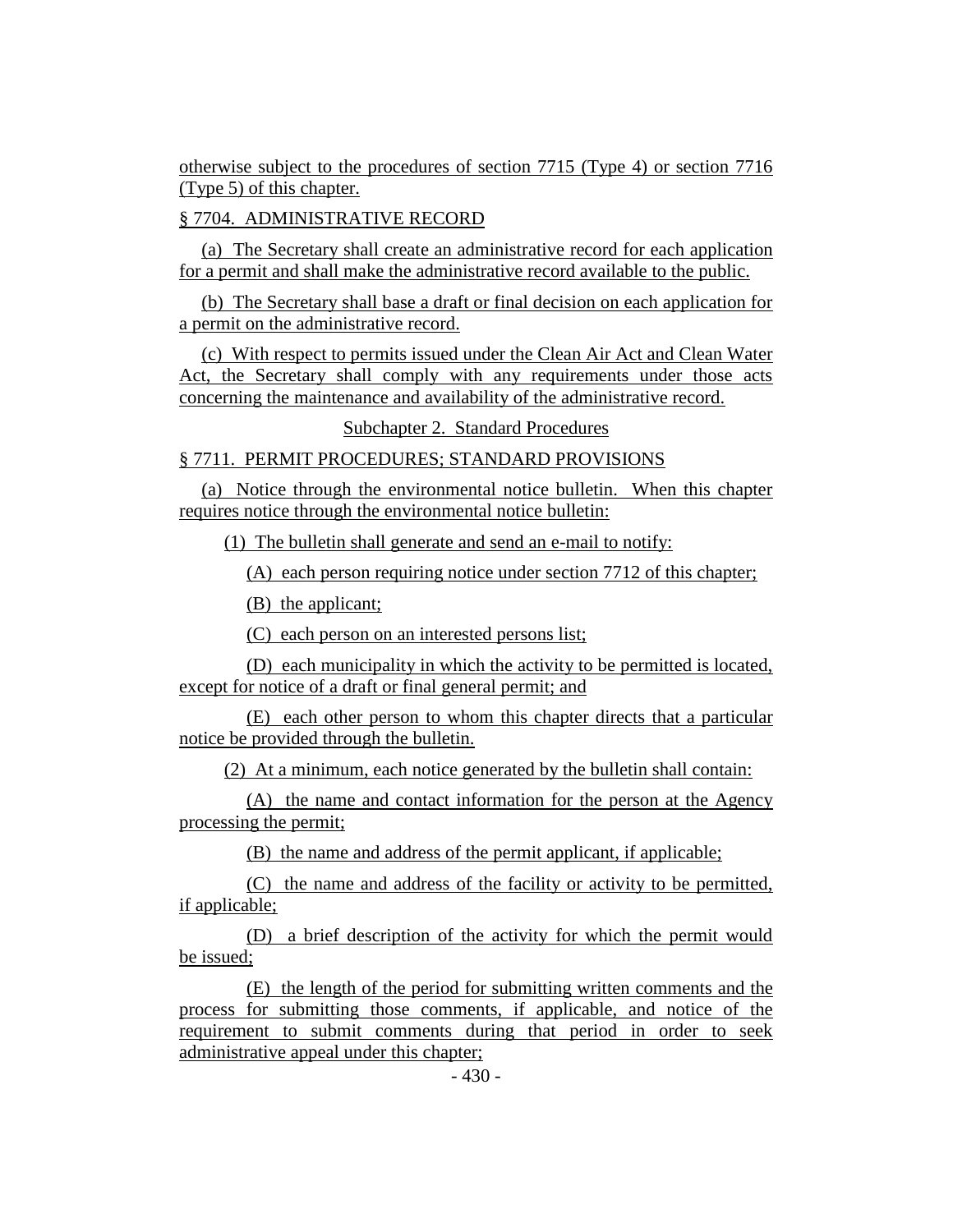otherwise subject to the procedures of section 7715 (Type 4) or section 7716 (Type 5) of this chapter.

§ 7704. ADMINISTRATIVE RECORD

(a) The Secretary shall create an administrative record for each application for a permit and shall make the administrative record available to the public.

(b) The Secretary shall base a draft or final decision on each application for a permit on the administrative record.

(c) With respect to permits issued under the Clean Air Act and Clean Water Act, the Secretary shall comply with any requirements under those acts concerning the maintenance and availability of the administrative record.

Subchapter 2. Standard Procedures

§ 7711. PERMIT PROCEDURES; STANDARD PROVISIONS

(a) Notice through the environmental notice bulletin. When this chapter requires notice through the environmental notice bulletin:

(1) The bulletin shall generate and send an e-mail to notify:

(A) each person requiring notice under section 7712 of this chapter;

(B) the applicant;

(C) each person on an interested persons list;

(D) each municipality in which the activity to be permitted is located, except for notice of a draft or final general permit; and

(E) each other person to whom this chapter directs that a particular notice be provided through the bulletin.

(2) At a minimum, each notice generated by the bulletin shall contain:

(A) the name and contact information for the person at the Agency processing the permit;

(B) the name and address of the permit applicant, if applicable;

(C) the name and address of the facility or activity to be permitted, if applicable;

(D) a brief description of the activity for which the permit would be issued;

(E) the length of the period for submitting written comments and the process for submitting those comments, if applicable, and notice of the requirement to submit comments during that period in order to seek administrative appeal under this chapter;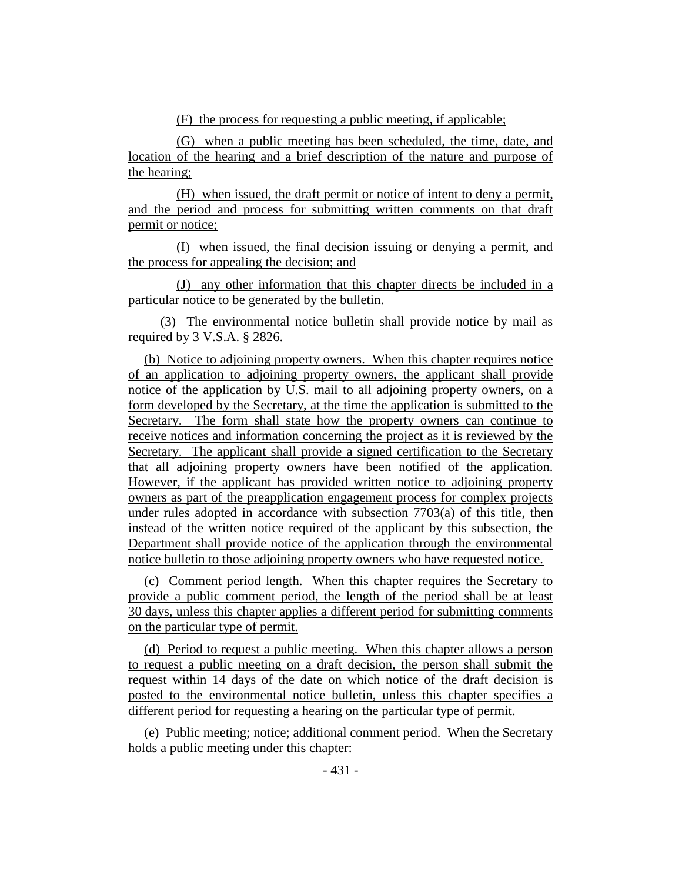(F) the process for requesting a public meeting, if applicable;

(G) when a public meeting has been scheduled, the time, date, and location of the hearing and a brief description of the nature and purpose of the hearing;

(H) when issued, the draft permit or notice of intent to deny a permit, and the period and process for submitting written comments on that draft permit or notice;

(I) when issued, the final decision issuing or denying a permit, and the process for appealing the decision; and

(J) any other information that this chapter directs be included in a particular notice to be generated by the bulletin.

(3) The environmental notice bulletin shall provide notice by mail as required by 3 V.S.A. § 2826.

(b) Notice to adjoining property owners. When this chapter requires notice of an application to adjoining property owners, the applicant shall provide notice of the application by U.S. mail to all adjoining property owners, on a form developed by the Secretary, at the time the application is submitted to the Secretary. The form shall state how the property owners can continue to receive notices and information concerning the project as it is reviewed by the Secretary. The applicant shall provide a signed certification to the Secretary that all adjoining property owners have been notified of the application. However, if the applicant has provided written notice to adjoining property owners as part of the preapplication engagement process for complex projects under rules adopted in accordance with subsection 7703(a) of this title, then instead of the written notice required of the applicant by this subsection, the Department shall provide notice of the application through the environmental notice bulletin to those adjoining property owners who have requested notice.

(c) Comment period length. When this chapter requires the Secretary to provide a public comment period, the length of the period shall be at least 30 days, unless this chapter applies a different period for submitting comments on the particular type of permit.

(d) Period to request a public meeting. When this chapter allows a person to request a public meeting on a draft decision, the person shall submit the request within 14 days of the date on which notice of the draft decision is posted to the environmental notice bulletin, unless this chapter specifies a different period for requesting a hearing on the particular type of permit.

(e) Public meeting; notice; additional comment period. When the Secretary holds a public meeting under this chapter: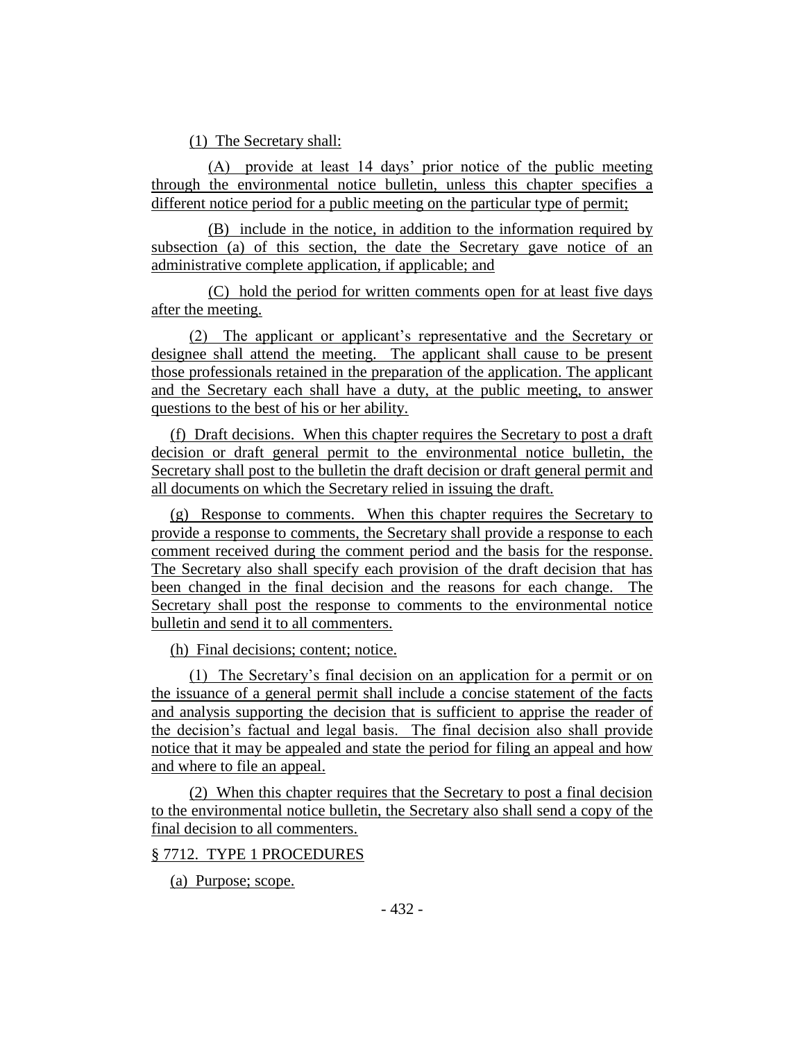(1) The Secretary shall:

(A) provide at least 14 days' prior notice of the public meeting through the environmental notice bulletin, unless this chapter specifies a different notice period for a public meeting on the particular type of permit;

(B) include in the notice, in addition to the information required by subsection (a) of this section, the date the Secretary gave notice of an administrative complete application, if applicable; and

(C) hold the period for written comments open for at least five days after the meeting.

(2) The applicant or applicant's representative and the Secretary or designee shall attend the meeting. The applicant shall cause to be present those professionals retained in the preparation of the application. The applicant and the Secretary each shall have a duty, at the public meeting, to answer questions to the best of his or her ability.

(f) Draft decisions. When this chapter requires the Secretary to post a draft decision or draft general permit to the environmental notice bulletin, the Secretary shall post to the bulletin the draft decision or draft general permit and all documents on which the Secretary relied in issuing the draft.

(g) Response to comments. When this chapter requires the Secretary to provide a response to comments, the Secretary shall provide a response to each comment received during the comment period and the basis for the response. The Secretary also shall specify each provision of the draft decision that has been changed in the final decision and the reasons for each change. The Secretary shall post the response to comments to the environmental notice bulletin and send it to all commenters.

(h) Final decisions; content; notice.

(1) The Secretary's final decision on an application for a permit or on the issuance of a general permit shall include a concise statement of the facts and analysis supporting the decision that is sufficient to apprise the reader of the decision's factual and legal basis. The final decision also shall provide notice that it may be appealed and state the period for filing an appeal and how and where to file an appeal.

(2) When this chapter requires that the Secretary to post a final decision to the environmental notice bulletin, the Secretary also shall send a copy of the final decision to all commenters.

§ 7712. TYPE 1 PROCEDURES

(a) Purpose; scope.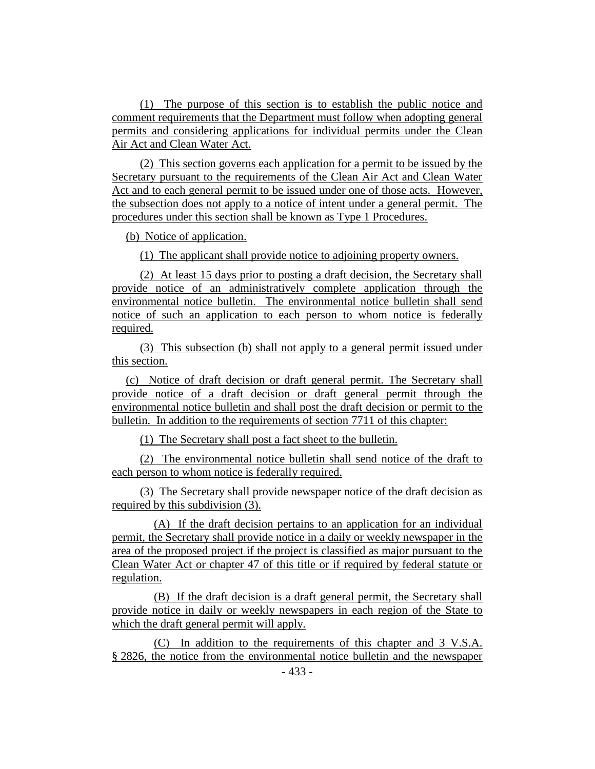(1) The purpose of this section is to establish the public notice and comment requirements that the Department must follow when adopting general permits and considering applications for individual permits under the Clean Air Act and Clean Water Act.

(2) This section governs each application for a permit to be issued by the Secretary pursuant to the requirements of the Clean Air Act and Clean Water Act and to each general permit to be issued under one of those acts. However, the subsection does not apply to a notice of intent under a general permit. The procedures under this section shall be known as Type 1 Procedures.

(b) Notice of application.

(1) The applicant shall provide notice to adjoining property owners.

(2) At least 15 days prior to posting a draft decision, the Secretary shall provide notice of an administratively complete application through the environmental notice bulletin. The environmental notice bulletin shall send notice of such an application to each person to whom notice is federally required.

(3) This subsection (b) shall not apply to a general permit issued under this section.

(c) Notice of draft decision or draft general permit. The Secretary shall provide notice of a draft decision or draft general permit through the environmental notice bulletin and shall post the draft decision or permit to the bulletin. In addition to the requirements of section 7711 of this chapter:

(1) The Secretary shall post a fact sheet to the bulletin.

(2) The environmental notice bulletin shall send notice of the draft to each person to whom notice is federally required.

(3) The Secretary shall provide newspaper notice of the draft decision as required by this subdivision (3).

(A) If the draft decision pertains to an application for an individual permit, the Secretary shall provide notice in a daily or weekly newspaper in the area of the proposed project if the project is classified as major pursuant to the Clean Water Act or chapter 47 of this title or if required by federal statute or regulation.

(B) If the draft decision is a draft general permit, the Secretary shall provide notice in daily or weekly newspapers in each region of the State to which the draft general permit will apply.

(C) In addition to the requirements of this chapter and 3 V.S.A. § 2826, the notice from the environmental notice bulletin and the newspaper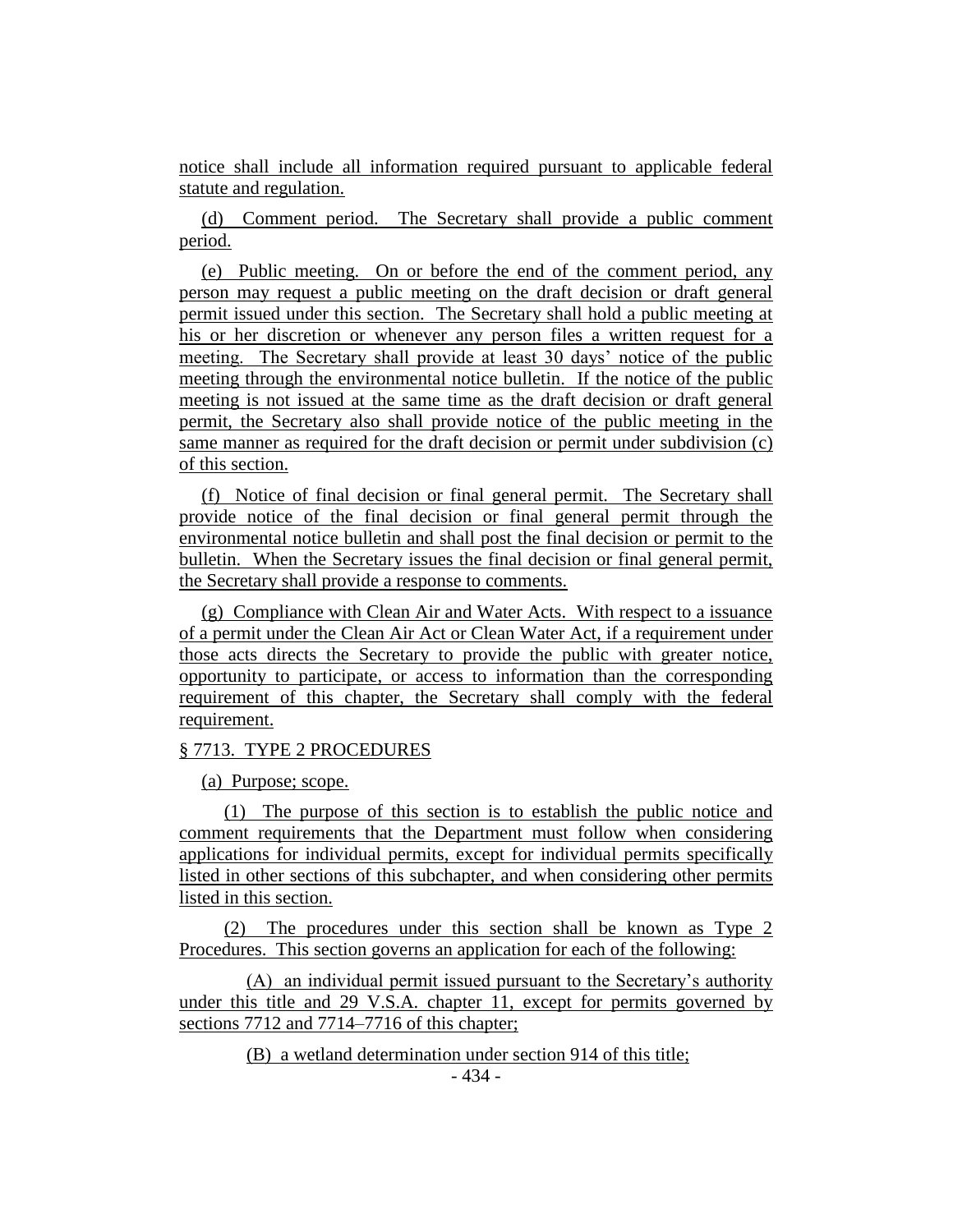notice shall include all information required pursuant to applicable federal statute and regulation.

(d) Comment period. The Secretary shall provide a public comment period.

(e) Public meeting. On or before the end of the comment period, any person may request a public meeting on the draft decision or draft general permit issued under this section. The Secretary shall hold a public meeting at his or her discretion or whenever any person files a written request for a meeting. The Secretary shall provide at least 30 days' notice of the public meeting through the environmental notice bulletin. If the notice of the public meeting is not issued at the same time as the draft decision or draft general permit, the Secretary also shall provide notice of the public meeting in the same manner as required for the draft decision or permit under subdivision (c) of this section.

(f) Notice of final decision or final general permit. The Secretary shall provide notice of the final decision or final general permit through the environmental notice bulletin and shall post the final decision or permit to the bulletin. When the Secretary issues the final decision or final general permit, the Secretary shall provide a response to comments.

(g) Compliance with Clean Air and Water Acts. With respect to a issuance of a permit under the Clean Air Act or Clean Water Act, if a requirement under those acts directs the Secretary to provide the public with greater notice, opportunity to participate, or access to information than the corresponding requirement of this chapter, the Secretary shall comply with the federal requirement.

§ 7713. TYPE 2 PROCEDURES

(a) Purpose; scope.

(1) The purpose of this section is to establish the public notice and comment requirements that the Department must follow when considering applications for individual permits, except for individual permits specifically listed in other sections of this subchapter, and when considering other permits listed in this section.

(2) The procedures under this section shall be known as Type 2 Procedures. This section governs an application for each of the following:

(A) an individual permit issued pursuant to the Secretary's authority under this title and 29 V.S.A. chapter 11, except for permits governed by sections 7712 and 7714–7716 of this chapter;

(B) a wetland determination under section 914 of this title;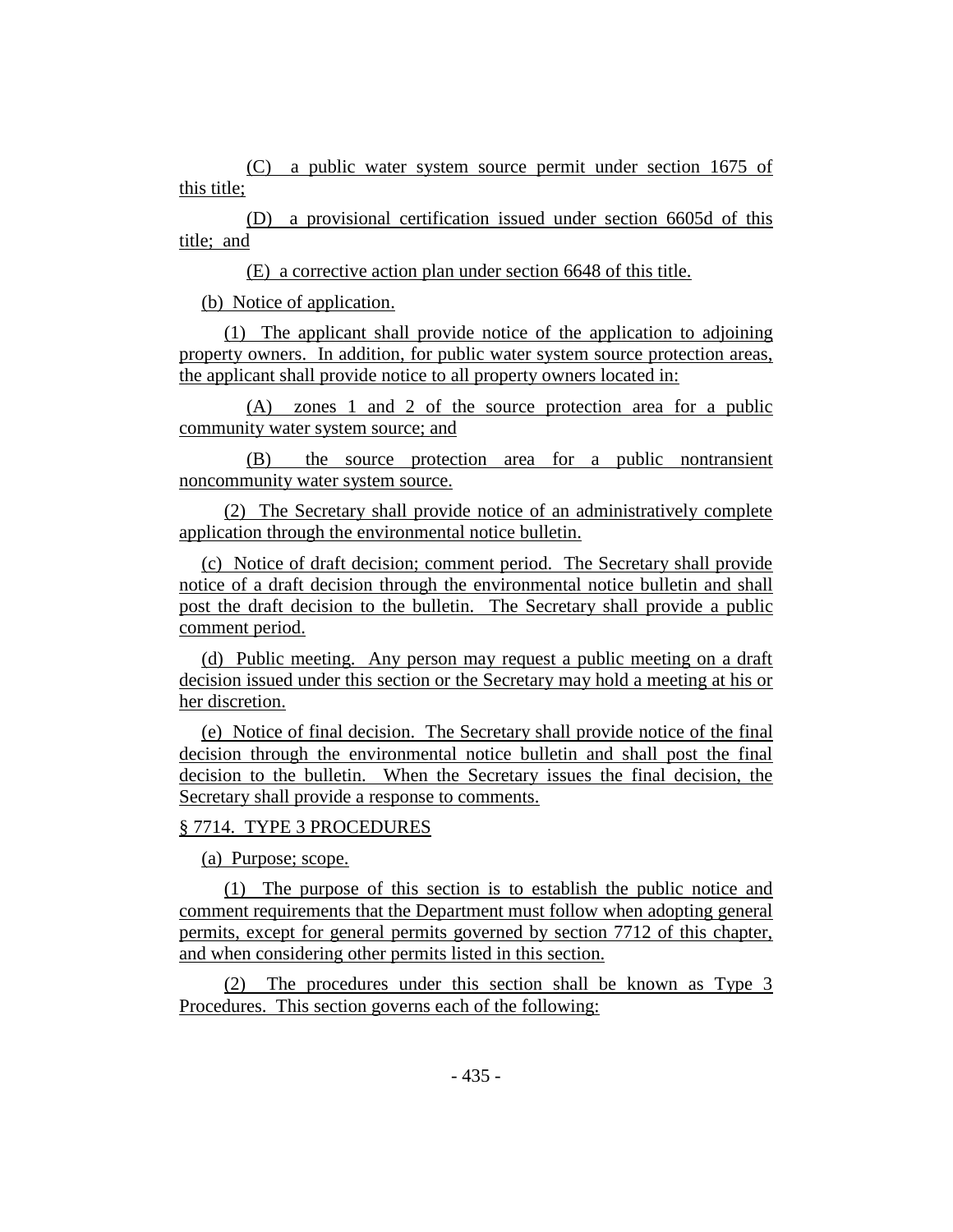(C) a public water system source permit under section 1675 of this title;

(D) a provisional certification issued under section 6605d of this title; and

(E) a corrective action plan under section 6648 of this title.

(b) Notice of application.

(1) The applicant shall provide notice of the application to adjoining property owners. In addition, for public water system source protection areas, the applicant shall provide notice to all property owners located in:

(A) zones 1 and 2 of the source protection area for a public community water system source; and

(B) the source protection area for a public nontransient noncommunity water system source.

(2) The Secretary shall provide notice of an administratively complete application through the environmental notice bulletin.

(c) Notice of draft decision; comment period. The Secretary shall provide notice of a draft decision through the environmental notice bulletin and shall post the draft decision to the bulletin. The Secretary shall provide a public comment period.

(d) Public meeting. Any person may request a public meeting on a draft decision issued under this section or the Secretary may hold a meeting at his or her discretion.

(e) Notice of final decision. The Secretary shall provide notice of the final decision through the environmental notice bulletin and shall post the final decision to the bulletin. When the Secretary issues the final decision, the Secretary shall provide a response to comments.

§ 7714. TYPE 3 PROCEDURES

(a) Purpose; scope.

(1) The purpose of this section is to establish the public notice and comment requirements that the Department must follow when adopting general permits, except for general permits governed by section 7712 of this chapter, and when considering other permits listed in this section.

(2) The procedures under this section shall be known as Type 3 Procedures. This section governs each of the following: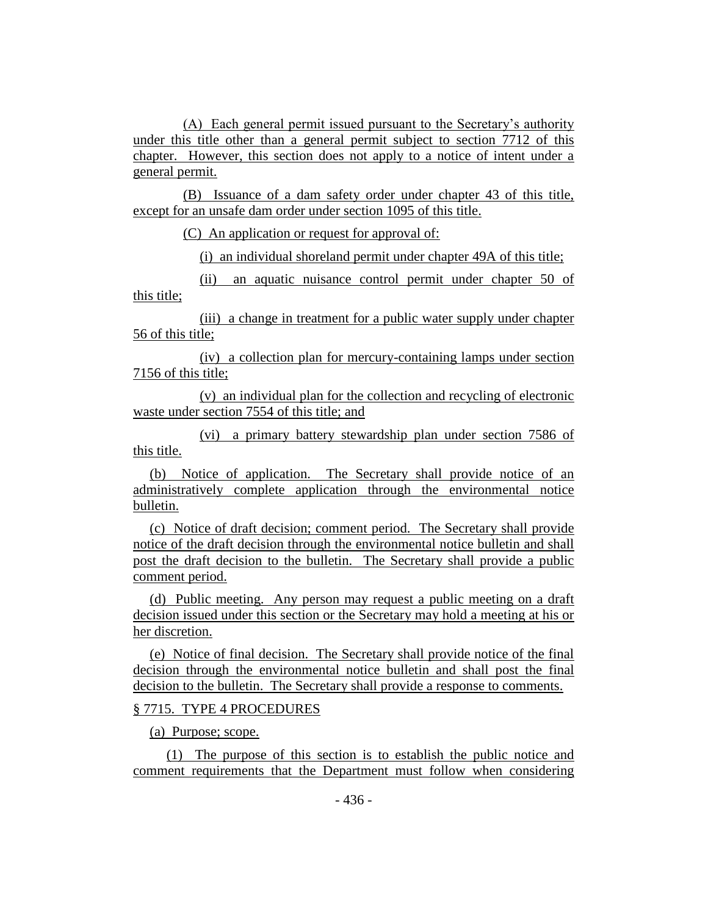(A) Each general permit issued pursuant to the Secretary's authority under this title other than a general permit subject to section 7712 of this chapter. However, this section does not apply to a notice of intent under a general permit.

(B) Issuance of a dam safety order under chapter 43 of this title, except for an unsafe dam order under section 1095 of this title.

(C) An application or request for approval of:

(i) an individual shoreland permit under chapter 49A of this title;

(ii) an aquatic nuisance control permit under chapter 50 of this title;

(iii) a change in treatment for a public water supply under chapter 56 of this title;

(iv) a collection plan for mercury-containing lamps under section 7156 of this title;

(v) an individual plan for the collection and recycling of electronic waste under section 7554 of this title; and

(vi) a primary battery stewardship plan under section 7586 of this title.

(b) Notice of application. The Secretary shall provide notice of an administratively complete application through the environmental notice bulletin.

(c) Notice of draft decision; comment period. The Secretary shall provide notice of the draft decision through the environmental notice bulletin and shall post the draft decision to the bulletin. The Secretary shall provide a public comment period.

(d) Public meeting. Any person may request a public meeting on a draft decision issued under this section or the Secretary may hold a meeting at his or her discretion.

(e) Notice of final decision. The Secretary shall provide notice of the final decision through the environmental notice bulletin and shall post the final decision to the bulletin. The Secretary shall provide a response to comments.

§ 7715. TYPE 4 PROCEDURES

(a) Purpose; scope.

(1) The purpose of this section is to establish the public notice and comment requirements that the Department must follow when considering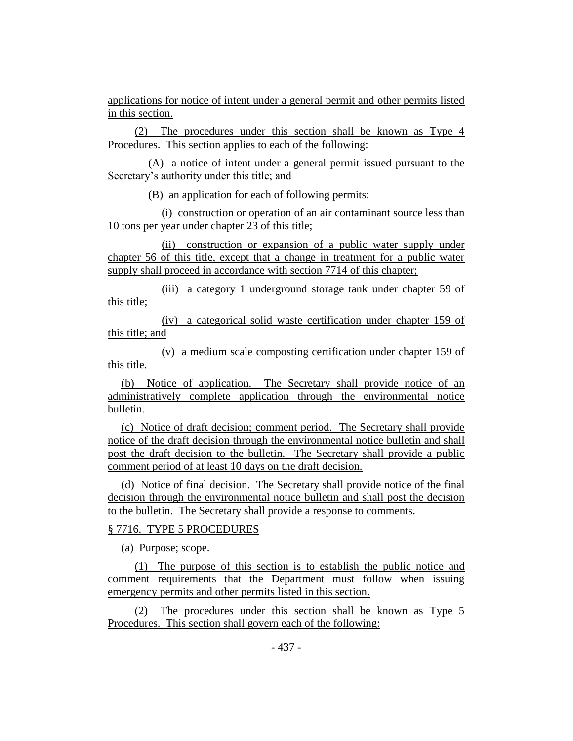applications for notice of intent under a general permit and other permits listed in this section.

(2) The procedures under this section shall be known as Type 4 Procedures. This section applies to each of the following:

(A) a notice of intent under a general permit issued pursuant to the Secretary's authority under this title; and

(B) an application for each of following permits:

(i) construction or operation of an air contaminant source less than 10 tons per year under chapter 23 of this title;

(ii) construction or expansion of a public water supply under chapter 56 of this title, except that a change in treatment for a public water supply shall proceed in accordance with section 7714 of this chapter;

(iii) a category 1 underground storage tank under chapter 59 of this title;

(iv) a categorical solid waste certification under chapter 159 of this title; and

(v) a medium scale composting certification under chapter 159 of this title.

(b) Notice of application. The Secretary shall provide notice of an administratively complete application through the environmental notice bulletin.

(c) Notice of draft decision; comment period. The Secretary shall provide notice of the draft decision through the environmental notice bulletin and shall post the draft decision to the bulletin. The Secretary shall provide a public comment period of at least 10 days on the draft decision.

(d) Notice of final decision. The Secretary shall provide notice of the final decision through the environmental notice bulletin and shall post the decision to the bulletin. The Secretary shall provide a response to comments.

§ 7716. TYPE 5 PROCEDURES

(a) Purpose; scope.

(1) The purpose of this section is to establish the public notice and comment requirements that the Department must follow when issuing emergency permits and other permits listed in this section.

(2) The procedures under this section shall be known as Type 5 Procedures. This section shall govern each of the following: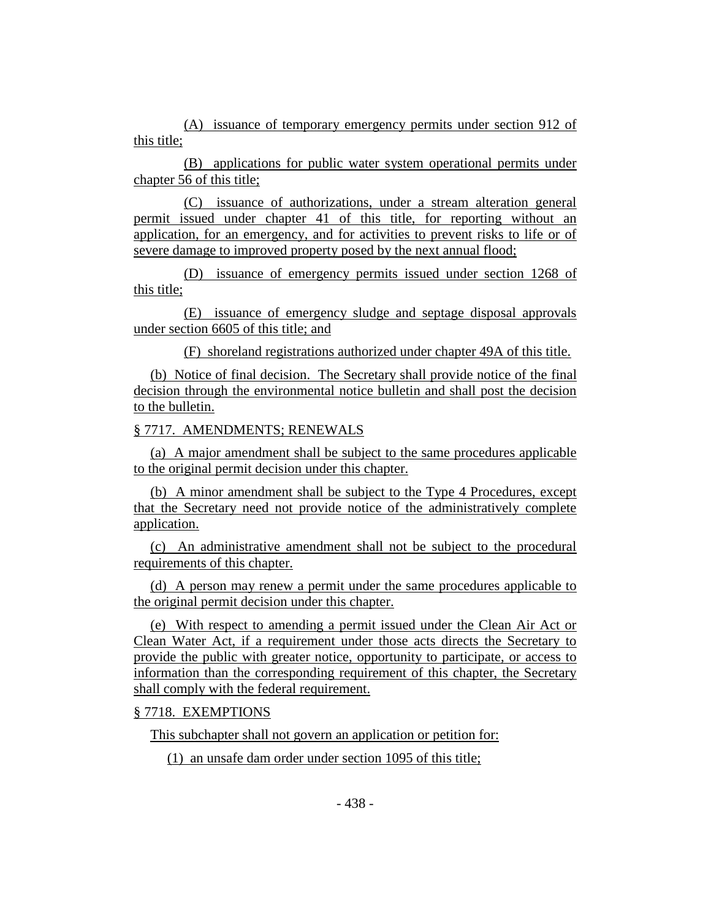(A) issuance of temporary emergency permits under section 912 of this title;

(B) applications for public water system operational permits under chapter 56 of this title;

(C) issuance of authorizations, under a stream alteration general permit issued under chapter 41 of this title, for reporting without an application, for an emergency, and for activities to prevent risks to life or of severe damage to improved property posed by the next annual flood;

(D) issuance of emergency permits issued under section 1268 of this title;

(E) issuance of emergency sludge and septage disposal approvals under section 6605 of this title; and

(F) shoreland registrations authorized under chapter 49A of this title.

(b) Notice of final decision. The Secretary shall provide notice of the final decision through the environmental notice bulletin and shall post the decision to the bulletin.

§ 7717. AMENDMENTS; RENEWALS

(a) A major amendment shall be subject to the same procedures applicable to the original permit decision under this chapter.

(b) A minor amendment shall be subject to the Type 4 Procedures, except that the Secretary need not provide notice of the administratively complete application.

(c) An administrative amendment shall not be subject to the procedural requirements of this chapter.

(d) A person may renew a permit under the same procedures applicable to the original permit decision under this chapter.

(e) With respect to amending a permit issued under the Clean Air Act or Clean Water Act, if a requirement under those acts directs the Secretary to provide the public with greater notice, opportunity to participate, or access to information than the corresponding requirement of this chapter, the Secretary shall comply with the federal requirement.

§ 7718. EXEMPTIONS

This subchapter shall not govern an application or petition for:

(1) an unsafe dam order under section 1095 of this title;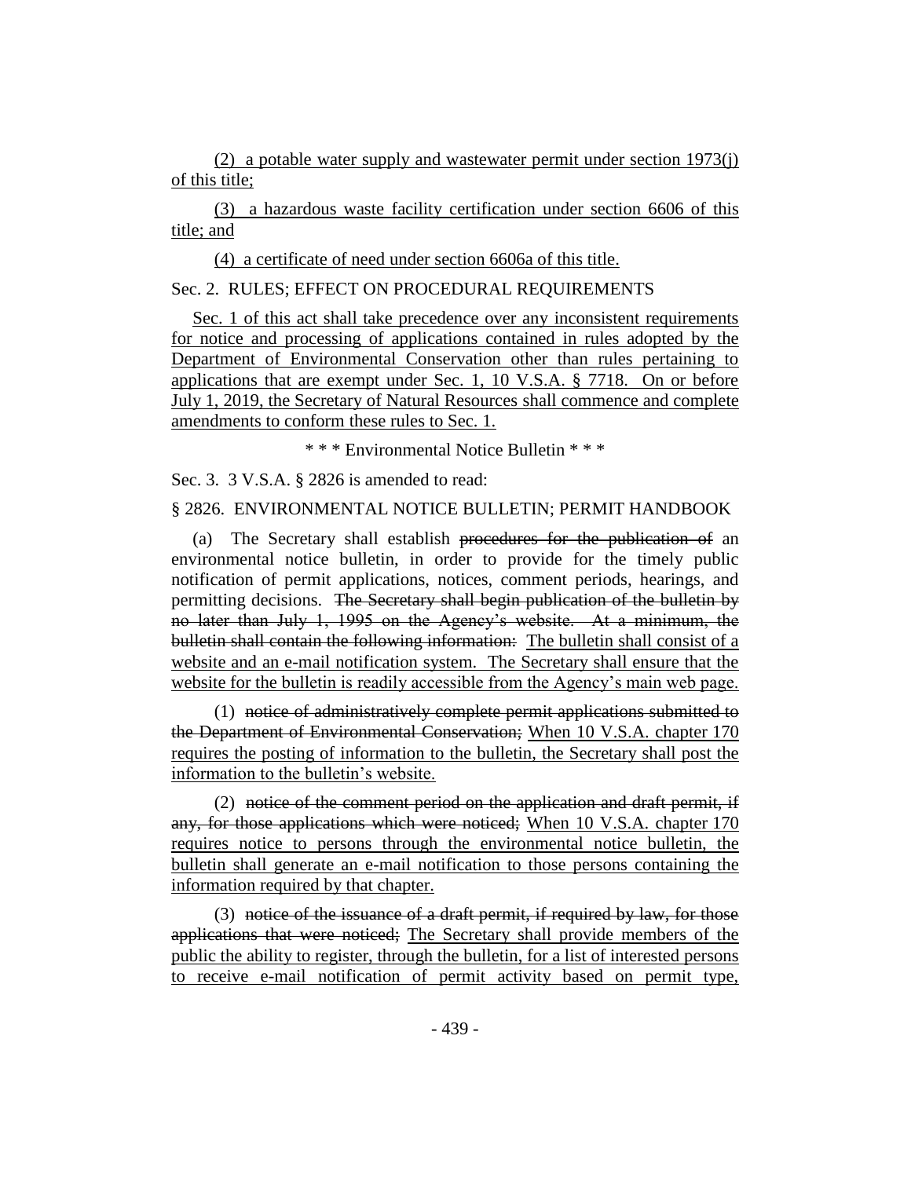(2) a potable water supply and wastewater permit under section 1973(j) of this title;

(3) a hazardous waste facility certification under section 6606 of this title; and

(4) a certificate of need under section 6606a of this title.

Sec. 2. RULES; EFFECT ON PROCEDURAL REQUIREMENTS

Sec. 1 of this act shall take precedence over any inconsistent requirements for notice and processing of applications contained in rules adopted by the Department of Environmental Conservation other than rules pertaining to applications that are exempt under Sec. 1, 10 V.S.A. § 7718. On or before July 1, 2019, the Secretary of Natural Resources shall commence and complete amendments to conform these rules to Sec. 1.

\* \* \* Environmental Notice Bulletin \* \* \*

Sec. 3. 3 V.S.A. § 2826 is amended to read:

§ 2826. ENVIRONMENTAL NOTICE BULLETIN; PERMIT HANDBOOK

(a) The Secretary shall establish ~~procedures for the publication of~~ an environmental notice bulletin, in order to provide for the timely public notification of permit applications, notices, comment periods, hearings, and permitting decisions. ~~The Secretary shall begin publication of the bulletin by no later than July 1, 1995 on the Agency's website. At a minimum, the bulletin shall contain the following information:~~ The bulletin shall consist of a website and an e-mail notification system. The Secretary shall ensure that the website for the bulletin is readily accessible from the Agency's main web page.

(1) ~~notice of administratively complete permit applications submitted to the Department of Environmental Conservation;~~ When 10 V.S.A. chapter 170 requires the posting of information to the bulletin, the Secretary shall post the information to the bulletin's website.

(2) ~~notice of the comment period on the application and draft permit, if any, for those applications which were noticed;~~ When 10 V.S.A. chapter 170 requires notice to persons through the environmental notice bulletin, the bulletin shall generate an e-mail notification to those persons containing the information required by that chapter.

(3) ~~notice of the issuance of a draft permit, if required by law, for those applications that were noticed;~~ The Secretary shall provide members of the public the ability to register, through the bulletin, for a list of interested persons to receive e-mail notification of permit activity based on permit type,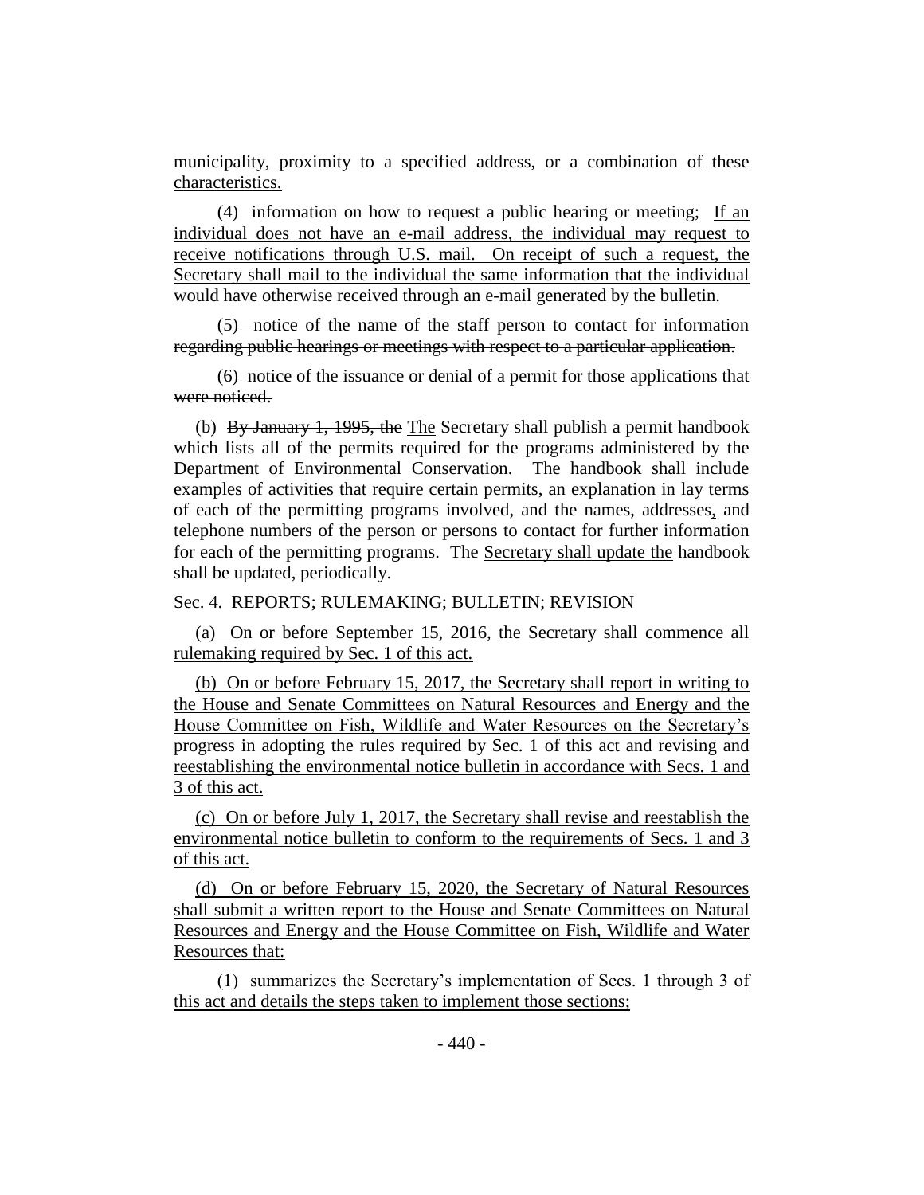municipality, proximity to a specified address, or a combination of these characteristics.

(4) ~~information on how to request a public hearing or meeting;~~ If an individual does not have an e-mail address, the individual may request to receive notifications through U.S. mail. On receipt of such a request, the Secretary shall mail to the individual the same information that the individual would have otherwise received through an e-mail generated by the bulletin.

~~(5) notice of the name of the staff person to contact for information regarding public hearings or meetings with respect to a particular application.~~

~~(6) notice of the issuance or denial of a permit for those applications that were noticed.~~

(b) ~~By January 1, 1995, the~~ The Secretary shall publish a permit handbook which lists all of the permits required for the programs administered by the Department of Environmental Conservation. The handbook shall include examples of activities that require certain permits, an explanation in lay terms of each of the permitting programs involved, and the names, addresses, and telephone numbers of the person or persons to contact for further information for each of the permitting programs. The Secretary shall update the handbook ~~shall be updated,~~ periodically.

Sec. 4. REPORTS; RULEMAKING; BULLETIN; REVISION

(a) On or before September 15, 2016, the Secretary shall commence all rulemaking required by Sec. 1 of this act.

(b) On or before February 15, 2017, the Secretary shall report in writing to the House and Senate Committees on Natural Resources and Energy and the House Committee on Fish, Wildlife and Water Resources on the Secretary's progress in adopting the rules required by Sec. 1 of this act and revising and reestablishing the environmental notice bulletin in accordance with Secs. 1 and 3 of this act.

(c) On or before July 1, 2017, the Secretary shall revise and reestablish the environmental notice bulletin to conform to the requirements of Secs. 1 and 3 of this act.

(d) On or before February 15, 2020, the Secretary of Natural Resources shall submit a written report to the House and Senate Committees on Natural Resources and Energy and the House Committee on Fish, Wildlife and Water Resources that:

(1) summarizes the Secretary's implementation of Secs. 1 through 3 of this act and details the steps taken to implement those sections;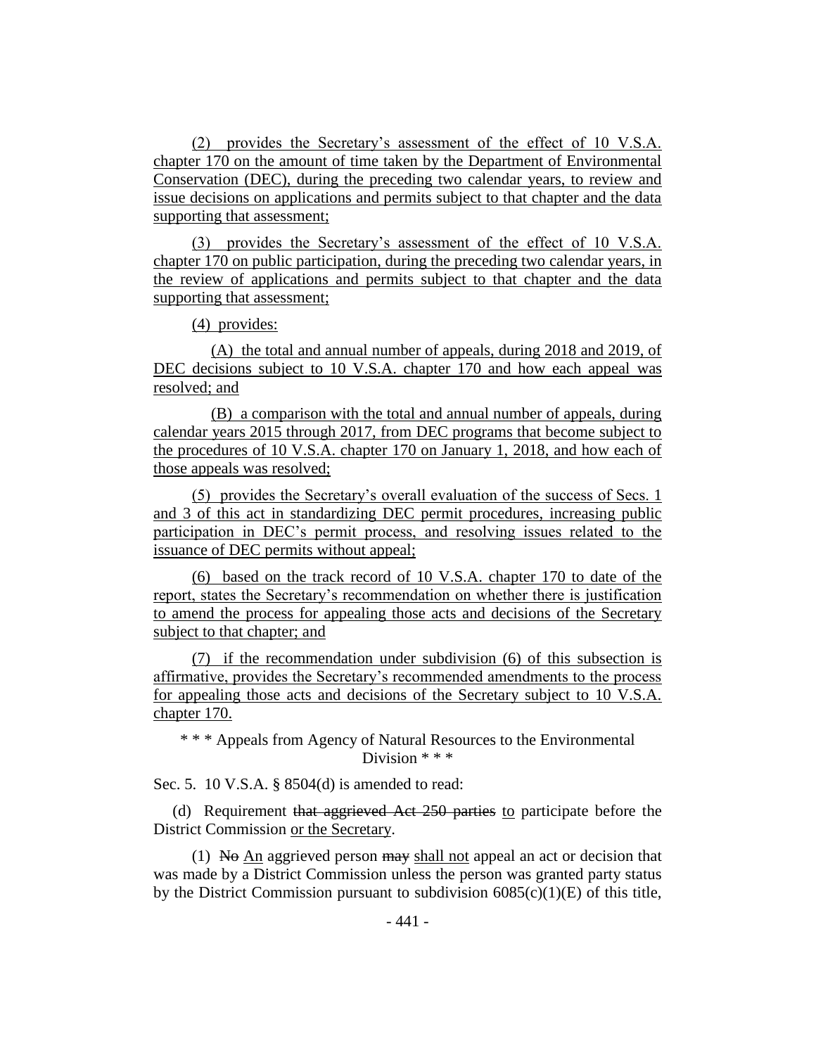(2) provides the Secretary's assessment of the effect of 10 V.S.A. chapter 170 on the amount of time taken by the Department of Environmental Conservation (DEC), during the preceding two calendar years, to review and issue decisions on applications and permits subject to that chapter and the data supporting that assessment;

(3) provides the Secretary's assessment of the effect of 10 V.S.A. chapter 170 on public participation, during the preceding two calendar years, in the review of applications and permits subject to that chapter and the data supporting that assessment;

(4) provides:

(A) the total and annual number of appeals, during 2018 and 2019, of DEC decisions subject to 10 V.S.A. chapter 170 and how each appeal was resolved; and

(B) a comparison with the total and annual number of appeals, during calendar years 2015 through 2017, from DEC programs that become subject to the procedures of 10 V.S.A. chapter 170 on January 1, 2018, and how each of those appeals was resolved;

(5) provides the Secretary's overall evaluation of the success of Secs. 1 and 3 of this act in standardizing DEC permit procedures, increasing public participation in DEC's permit process, and resolving issues related to the issuance of DEC permits without appeal;

(6) based on the track record of 10 V.S.A. chapter 170 to date of the report, states the Secretary's recommendation on whether there is justification to amend the process for appealing those acts and decisions of the Secretary subject to that chapter; and

(7) if the recommendation under subdivision (6) of this subsection is affirmative, provides the Secretary's recommended amendments to the process for appealing those acts and decisions of the Secretary subject to 10 V.S.A. chapter 170.

\* \* \* Appeals from Agency of Natural Resources to the Environmental Division \* \* \*

Sec. 5. 10 V.S.A. § 8504(d) is amended to read:

(d) Requirement ~~that aggrieved Act 250 parties~~ to participate before the District Commission or the Secretary.

(1) ~~No~~ An aggrieved person ~~may~~ shall not appeal an act or decision that was made by a District Commission unless the person was granted party status by the District Commission pursuant to subdivision 6085(c)(1)(E) of this title,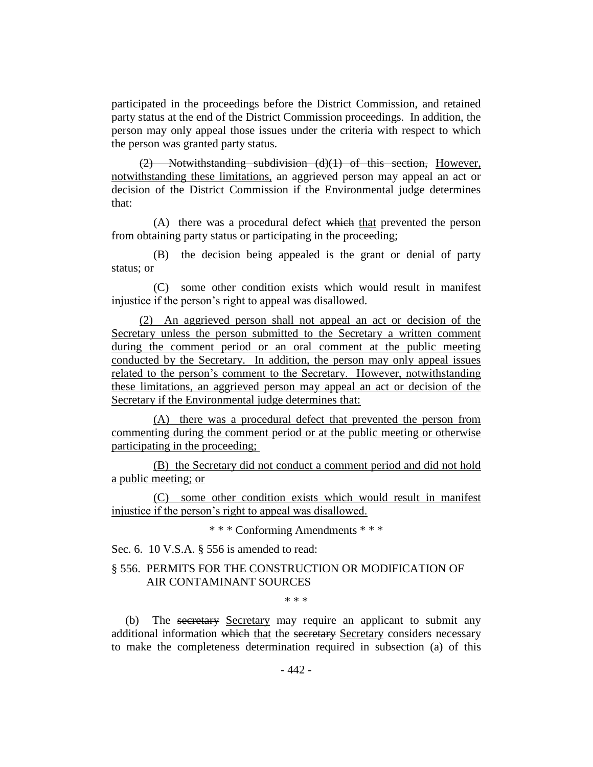participated in the proceedings before the District Commission, and retained party status at the end of the District Commission proceedings. In addition, the person may only appeal those issues under the criteria with respect to which the person was granted party status.

~~(2) Notwithstanding subdivision (d)(1) of this section,~~ <u>However, notwithstanding these limitations,</u> an aggrieved person may appeal an act or decision of the District Commission if the Environmental judge determines that:

(A) there was a procedural defect ~~which~~ <u>that</u> prevented the person from obtaining party status or participating in the proceeding;

(B) the decision being appealed is the grant or denial of party status; or

(C) some other condition exists which would result in manifest injustice if the person's right to appeal was disallowed.

<u>(2) An aggrieved person shall not appeal an act or decision of the Secretary unless the person submitted to the Secretary a written comment during the comment period or an oral comment at the public meeting conducted by the Secretary. In addition, the person may only appeal issues related to the person's comment to the Secretary. However, notwithstanding these limitations, an aggrieved person may appeal an act or decision of the Secretary if the Environmental judge determines that:</u>

<u>(A) there was a procedural defect that prevented the person from commenting during the comment period or at the public meeting or otherwise participating in the proceeding;</u>

<u>(B) the Secretary did not conduct a comment period and did not hold a public meeting; or</u>

<u>(C) some other condition exists which would result in manifest injustice if the person's right to appeal was disallowed.</u>

\* \* \* Conforming Amendments \* \* \*

Sec. 6. 10 V.S.A. § 556 is amended to read:

§ 556. PERMITS FOR THE CONSTRUCTION OR MODIFICATION OF AIR CONTAMINANT SOURCES

\* \* \*

(b) The ~~secretary~~ <u>Secretary</u> may require an applicant to submit any additional information ~~which~~ <u>that</u> the ~~secretary~~ <u>Secretary</u> considers necessary to make the completeness determination required in subsection (a) of this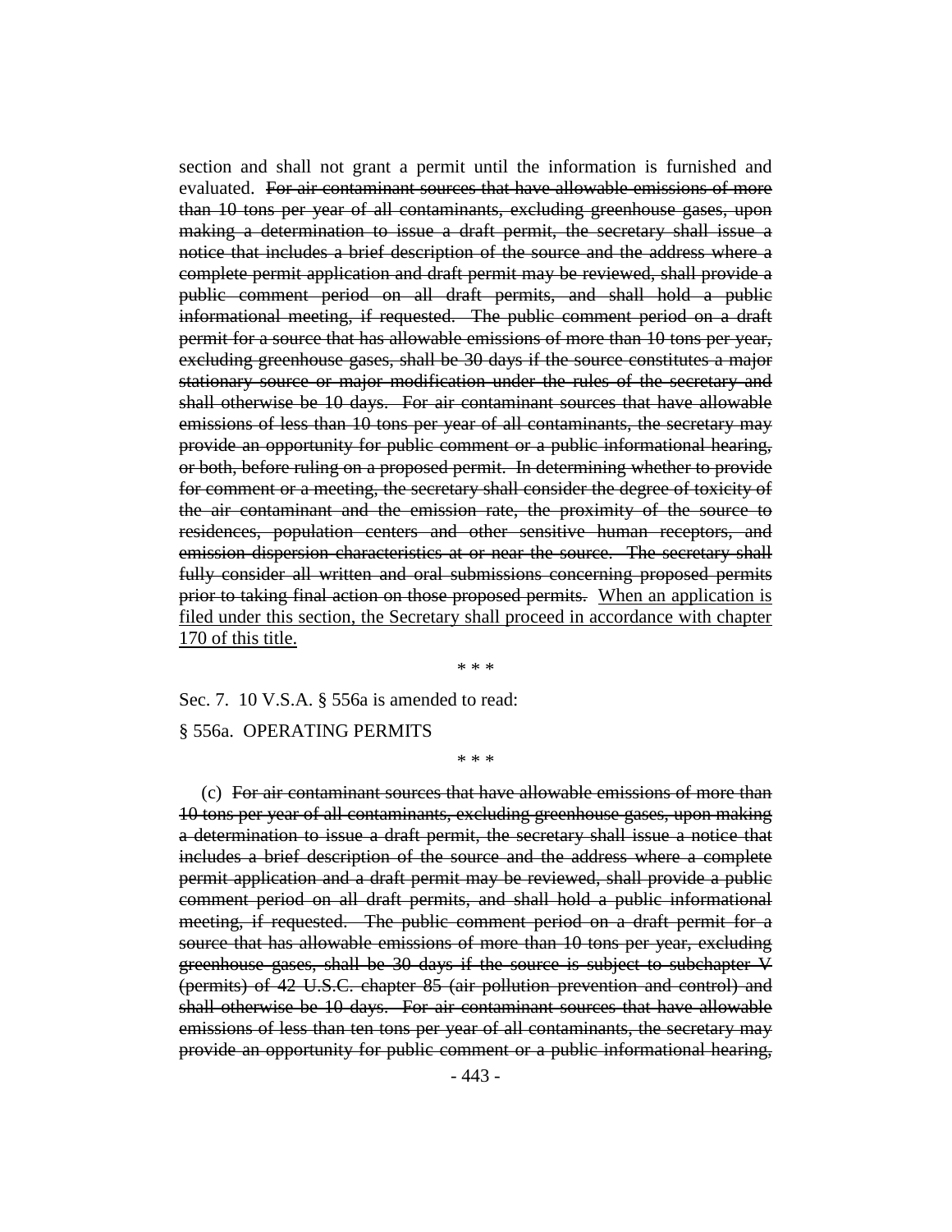section and shall not grant a permit until the information is furnished and evaluated. ~~For air contaminant sources that have allowable emissions of more than 10 tons per year of all contaminants, excluding greenhouse gases, upon making a determination to issue a draft permit, the secretary shall issue a notice that includes a brief description of the source and the address where a complete permit application and draft permit may be reviewed, shall provide a public comment period on all draft permits, and shall hold a public informational meeting, if requested. The public comment period on a draft permit for a source that has allowable emissions of more than 10 tons per year, excluding greenhouse gases, shall be 30 days if the source constitutes a major stationary source or major modification under the rules of the secretary and shall otherwise be 10 days. For air contaminant sources that have allowable emissions of less than 10 tons per year of all contaminants, the secretary may provide an opportunity for public comment or a public informational hearing, or both, before ruling on a proposed permit. In determining whether to provide for comment or a meeting, the secretary shall consider the degree of toxicity of the air contaminant and the emission rate, the proximity of the source to residences, population centers and other sensitive human receptors, and emission dispersion characteristics at or near the source. The secretary shall fully consider all written and oral submissions concerning proposed permits prior to taking final action on those proposed permits.~~ <u>When an application is filed under this section, the Secretary shall proceed in accordance with chapter 170 of this title.</u>

\* \* \*

Sec. 7. 10 V.S.A. § 556a is amended to read:

§ 556a. OPERATING PERMITS

\* \* \*

(c) ~~For air contaminant sources that have allowable emissions of more than 10 tons per year of all contaminants, excluding greenhouse gases, upon making a determination to issue a draft permit, the secretary shall issue a notice that includes a brief description of the source and the address where a complete permit application and a draft permit may be reviewed, shall provide a public comment period on all draft permits, and shall hold a public informational meeting, if requested. The public comment period on a draft permit for a source that has allowable emissions of more than 10 tons per year, excluding greenhouse gases, shall be 30 days if the source is subject to subchapter V (permits) of 42 U.S.C. chapter 85 (air pollution prevention and control) and shall otherwise be 10 days. For air contaminant sources that have allowable emissions of less than ten tons per year of all contaminants, the secretary may provide an opportunity for public comment or a public informational hearing,~~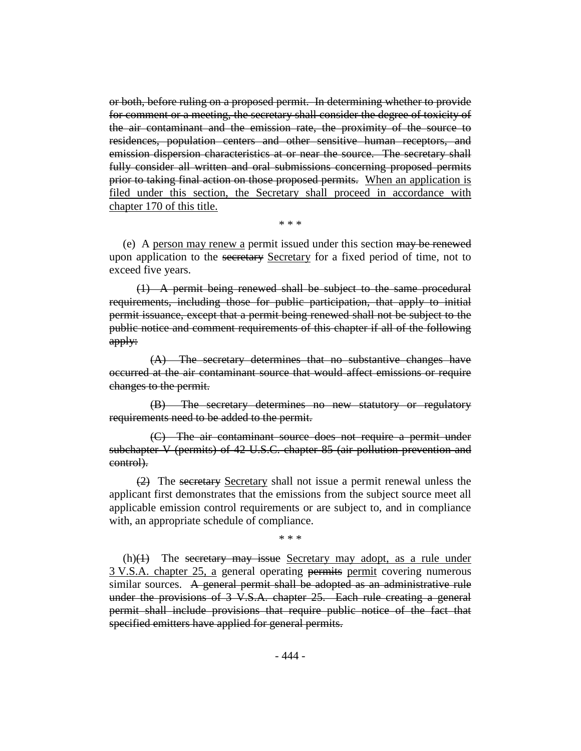~~or both, before ruling on a proposed permit. In determining whether to provide for comment or a meeting, the secretary shall consider the degree of toxicity of the air contaminant and the emission rate, the proximity of the source to residences, population centers and other sensitive human receptors, and emission dispersion characteristics at or near the source. The secretary shall fully consider all written and oral submissions concerning proposed permits prior to taking final action on those proposed permits.~~ <u>When an application is filed under this section, the Secretary shall proceed in accordance with chapter 170 of this title.</u>

\* \* \*

(e) A <u>person may renew a</u> permit issued under this section ~~may be renewed~~ upon application to the ~~secretary~~ <u>Secretary</u> for a fixed period of time, not to exceed five years.

~~(1) A permit being renewed shall be subject to the same procedural requirements, including those for public participation, that apply to initial permit issuance, except that a permit being renewed shall not be subject to the public notice and comment requirements of this chapter if all of the following apply:~~

~~(A) The secretary determines that no substantive changes have occurred at the air contaminant source that would affect emissions or require changes to the permit.~~

~~(B) The secretary determines no new statutory or regulatory requirements need to be added to the permit.~~

~~(C) The air contaminant source does not require a permit under subchapter V (permits) of 42 U.S.C. chapter 85 (air pollution prevention and control).~~

~~(2)~~ The ~~secretary~~ <u>Secretary</u> shall not issue a permit renewal unless the applicant first demonstrates that the emissions from the subject source meet all applicable emission control requirements or are subject to, and in compliance with, an appropriate schedule of compliance.

\* \* \*

(h)~~(1)~~ The ~~secretary may issue~~ <u>Secretary may adopt, as a rule under 3 V.S.A. chapter 25, a</u> general operating ~~permits~~ <u>permit</u> covering numerous similar sources. ~~A general permit shall be adopted as an administrative rule under the provisions of 3 V.S.A. chapter 25. Each rule creating a general permit shall include provisions that require public notice of the fact that specified emitters have applied for general permits.~~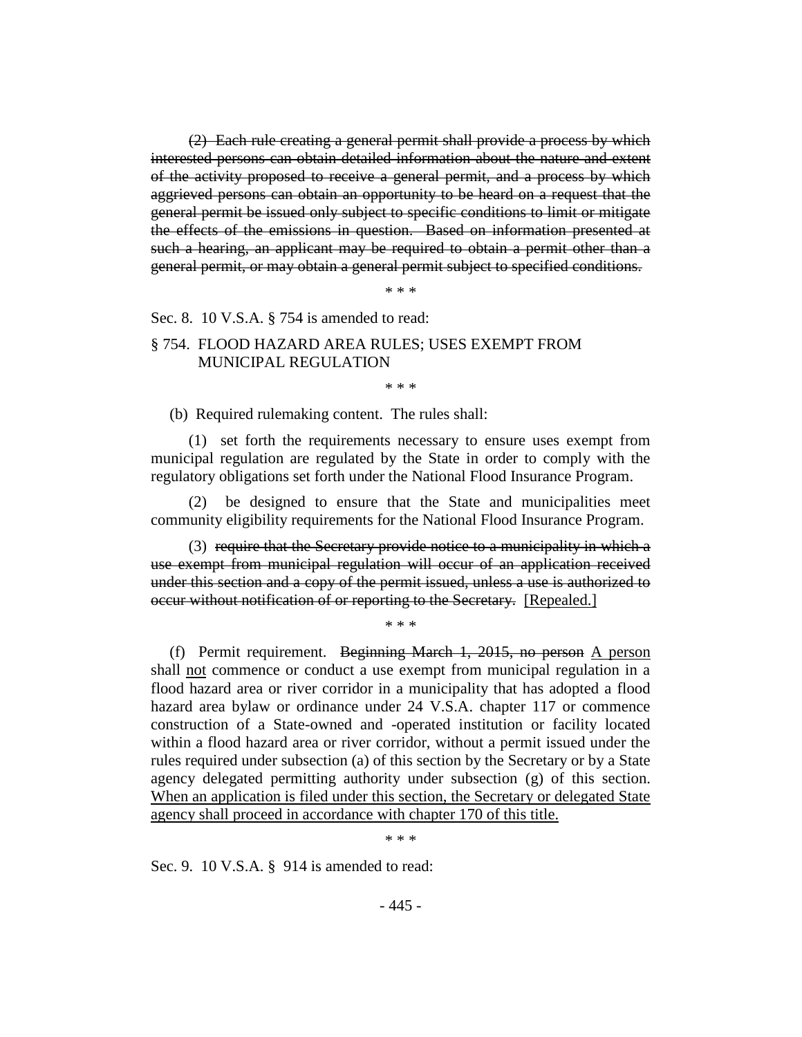~~(2) Each rule creating a general permit shall provide a process by which interested persons can obtain detailed information about the nature and extent of the activity proposed to receive a general permit, and a process by which aggrieved persons can obtain an opportunity to be heard on a request that the general permit be issued only subject to specific conditions to limit or mitigate the effects of the emissions in question. Based on information presented at such a hearing, an applicant may be required to obtain a permit other than a general permit, or may obtain a general permit subject to specified conditions.~~

\* \* \*

Sec. 8. 10 V.S.A. § 754 is amended to read:

§ 754. FLOOD HAZARD AREA RULES; USES EXEMPT FROM MUNICIPAL REGULATION

\* \* \*

(b) Required rulemaking content. The rules shall:

(1) set forth the requirements necessary to ensure uses exempt from municipal regulation are regulated by the State in order to comply with the regulatory obligations set forth under the National Flood Insurance Program.

(2) be designed to ensure that the State and municipalities meet community eligibility requirements for the National Flood Insurance Program.

(3) ~~require that the Secretary provide notice to a municipality in which a use exempt from municipal regulation will occur of an application received under this section and a copy of the permit issued, unless a use is authorized to occur without notification of or reporting to the Secretary.~~ [Repealed.]

\* \* \*

(f) Permit requirement. ~~Beginning March 1, 2015, no person~~ <u>A person</u> shall <u>not</u> commence or conduct a use exempt from municipal regulation in a flood hazard area or river corridor in a municipality that has adopted a flood hazard area bylaw or ordinance under 24 V.S.A. chapter 117 or commence construction of a State-owned and -operated institution or facility located within a flood hazard area or river corridor, without a permit issued under the rules required under subsection (a) of this section by the Secretary or by a State agency delegated permitting authority under subsection (g) of this section. <u>When an application is filed under this section, the Secretary or delegated State agency shall proceed in accordance with chapter 170 of this title.</u>

\* \* \*

Sec. 9. 10 V.S.A. § 914 is amended to read: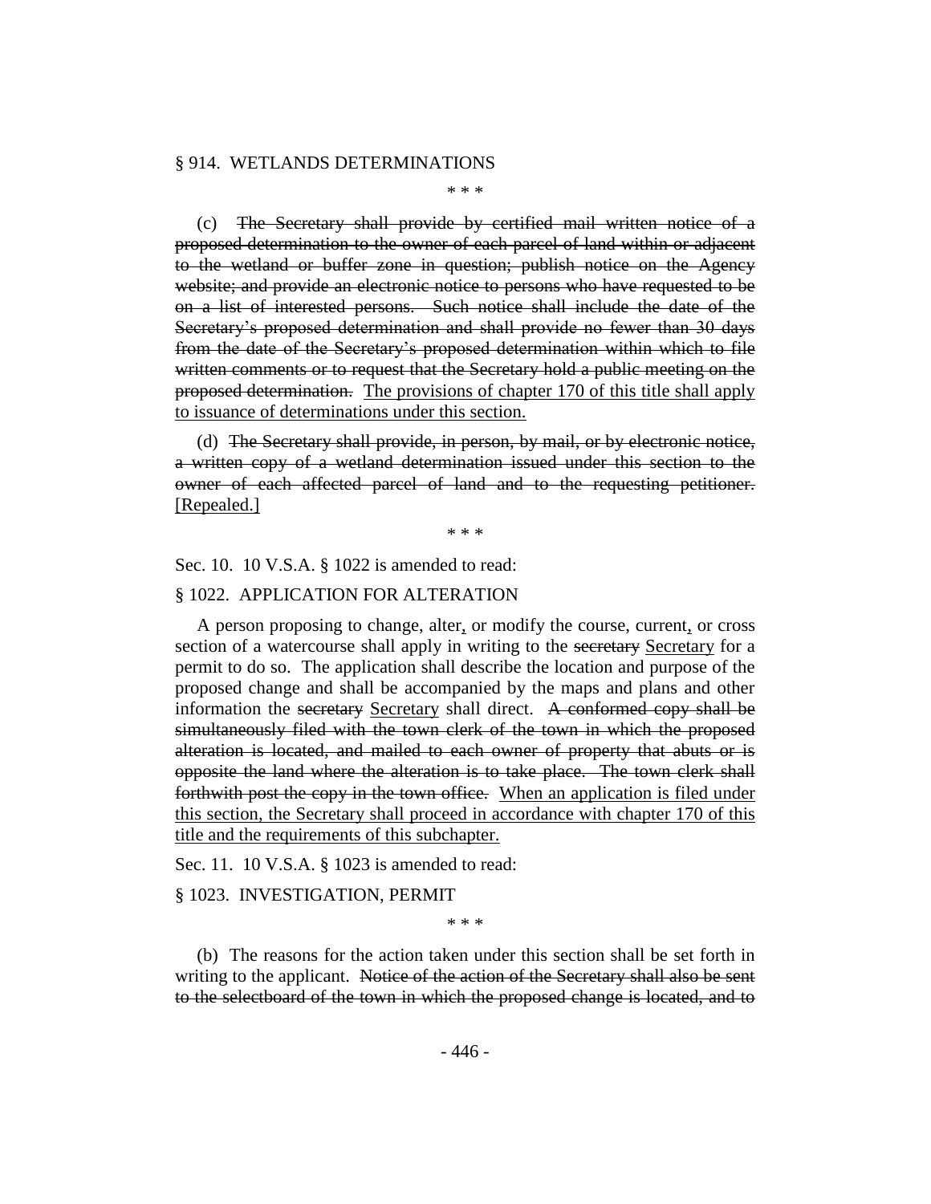§ 914. WETLANDS DETERMINATIONS

\* \* \*

(c) ~~The Secretary shall provide by certified mail written notice of a proposed determination to the owner of each parcel of land within or adjacent to the wetland or buffer zone in question; publish notice on the Agency website; and provide an electronic notice to persons who have requested to be on a list of interested persons. Such notice shall include the date of the Secretary's proposed determination and shall provide no fewer than 30 days from the date of the Secretary's proposed determination within which to file written comments or to request that the Secretary hold a public meeting on the proposed determination.~~ <u>The provisions of chapter 170 of this title shall apply to issuance of determinations under this section.</u>

(d) ~~The Secretary shall provide, in person, by mail, or by electronic notice, a written copy of a wetland determination issued under this section to the owner of each affected parcel of land and to the requesting petitioner.~~ <u>[Repealed.]</u>

\* \* \*

Sec. 10. 10 V.S.A. § 1022 is amended to read:

§ 1022. APPLICATION FOR ALTERATION

A person proposing to change, alter<u>,</u> or modify the course, current<u>,</u> or cross section of a watercourse shall apply in writing to the ~~secretary~~ <u>Secretary</u> for a permit to do so. The application shall describe the location and purpose of the proposed change and shall be accompanied by the maps and plans and other information the ~~secretary~~ <u>Secretary</u> shall direct. ~~A conformed copy shall be simultaneously filed with the town clerk of the town in which the proposed alteration is located, and mailed to each owner of property that abuts or is opposite the land where the alteration is to take place. The town clerk shall forthwith post the copy in the town office.~~ <u>When an application is filed under this section, the Secretary shall proceed in accordance with chapter 170 of this title and the requirements of this subchapter.</u>

Sec. 11. 10 V.S.A. § 1023 is amended to read:

§ 1023. INVESTIGATION, PERMIT

\* \* \*

(b) The reasons for the action taken under this section shall be set forth in writing to the applicant. ~~Notice of the action of the Secretary shall also be sent to the selectboard of the town in which the proposed change is located, and to~~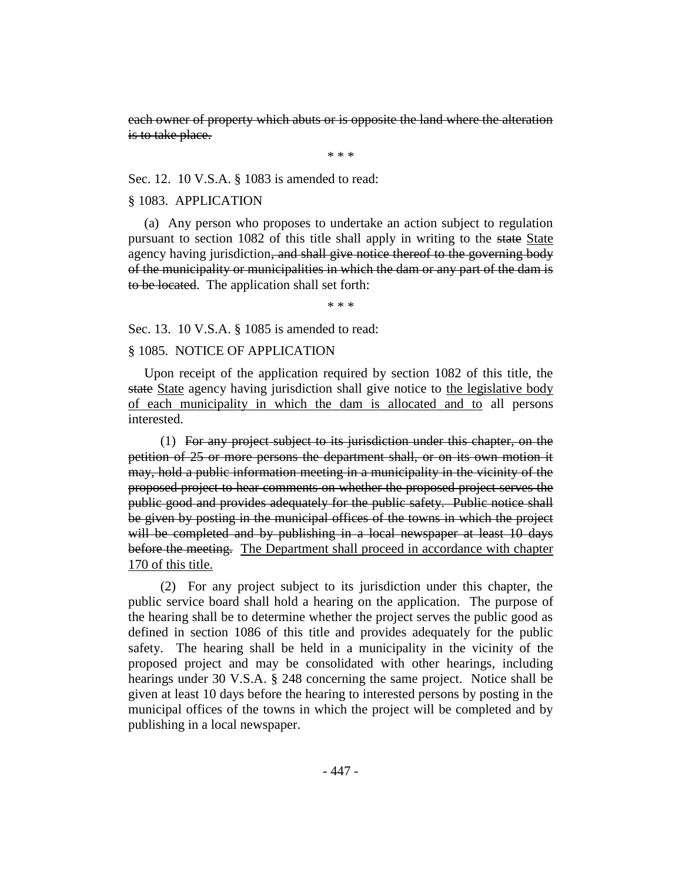~~each owner of property which abuts or is opposite the land where the alteration is to take place.~~

\* \* \*

Sec. 12. 10 V.S.A. § 1083 is amended to read:

§ 1083. APPLICATION

(a) Any person who proposes to undertake an action subject to regulation pursuant to section 1082 of this title shall apply in writing to the ~~state~~ <u>State</u> agency having jurisdiction~~, and shall give notice thereof to the governing body of the municipality or municipalities in which the dam or any part of the dam is to be located~~. The application shall set forth:

\* \* \*

Sec. 13. 10 V.S.A. § 1085 is amended to read:

§ 1085. NOTICE OF APPLICATION

Upon receipt of the application required by section 1082 of this title, the ~~state~~ <u>State</u> agency having jurisdiction shall give notice to <u>the legislative body of each municipality in which the dam is allocated and to</u> all persons interested.

(1) ~~For any project subject to its jurisdiction under this chapter, on the petition of 25 or more persons the department shall, or on its own motion it may, hold a public information meeting in a municipality in the vicinity of the proposed project to hear comments on whether the proposed project serves the public good and provides adequately for the public safety. Public notice shall be given by posting in the municipal offices of the towns in which the project will be completed and by publishing in a local newspaper at least 10 days before the meeting.~~ <u>The Department shall proceed in accordance with chapter 170 of this title.</u>

(2) For any project subject to its jurisdiction under this chapter, the public service board shall hold a hearing on the application. The purpose of the hearing shall be to determine whether the project serves the public good as defined in section 1086 of this title and provides adequately for the public safety. The hearing shall be held in a municipality in the vicinity of the proposed project and may be consolidated with other hearings, including hearings under 30 V.S.A. § 248 concerning the same project. Notice shall be given at least 10 days before the hearing to interested persons by posting in the municipal offices of the towns in which the project will be completed and by publishing in a local newspaper.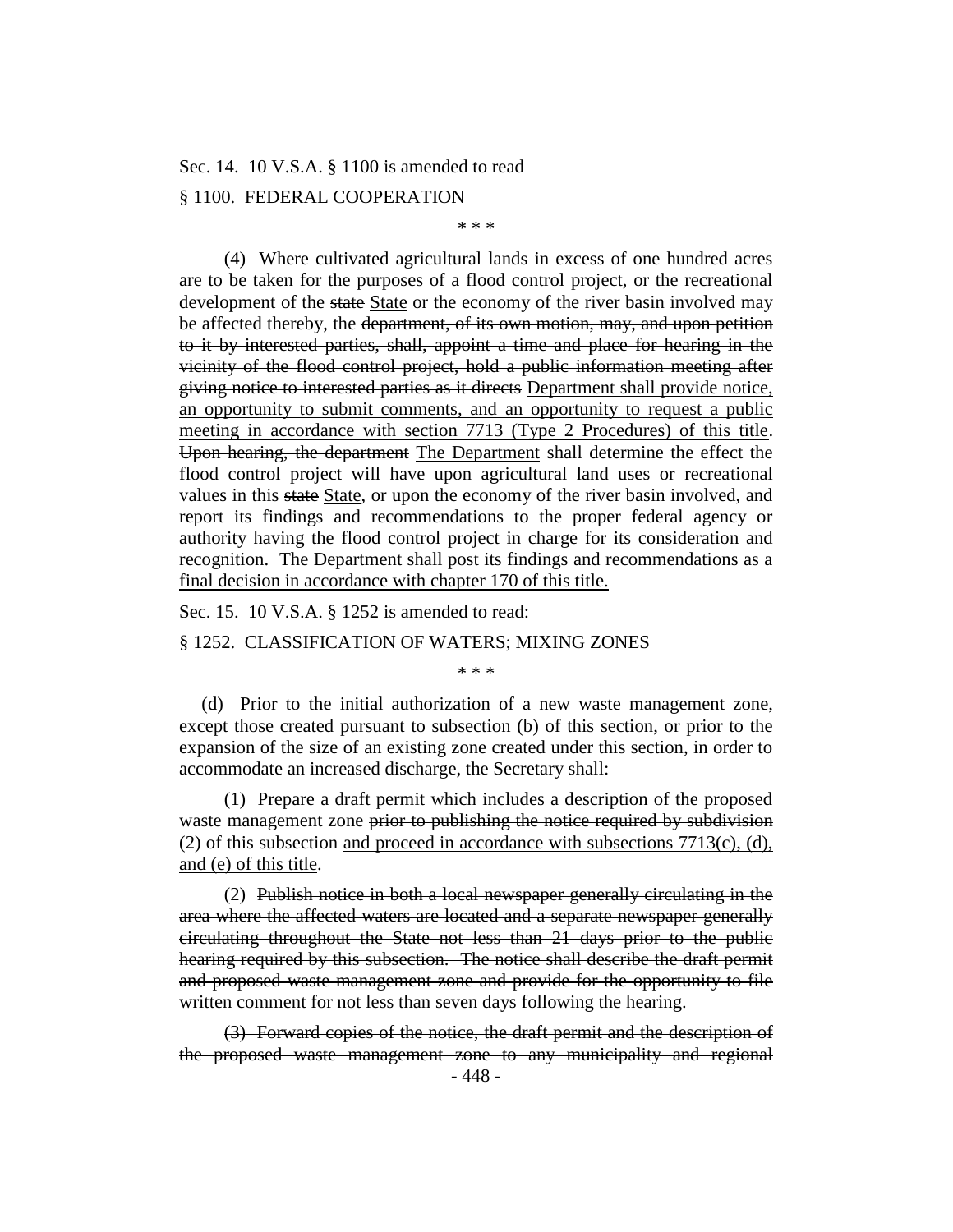Sec. 14. 10 V.S.A. § 1100 is amended to read

§ 1100. FEDERAL COOPERATION

\* \* \*

(4) Where cultivated agricultural lands in excess of one hundred acres are to be taken for the purposes of a flood control project, or the recreational development of the ~~state~~ <u>State</u> or the economy of the river basin involved may be affected thereby, the ~~department, of its own motion, may, and upon petition to it by interested parties, shall, appoint a time and place for hearing in the vicinity of the flood control project, hold a public information meeting after giving notice to interested parties as it directs~~ <u>Department shall provide notice, an opportunity to submit comments, and an opportunity to request a public meeting in accordance with section 7713 (Type 2 Procedures) of this title</u>. ~~Upon hearing, the department~~ <u>The Department</u> shall determine the effect the flood control project will have upon agricultural land uses or recreational values in this ~~state~~ <u>State</u>, or upon the economy of the river basin involved, and report its findings and recommendations to the proper federal agency or authority having the flood control project in charge for its consideration and recognition. <u>The Department shall post its findings and recommendations as a final decision in accordance with chapter 170 of this title.</u>

Sec. 15. 10 V.S.A. § 1252 is amended to read:

§ 1252. CLASSIFICATION OF WATERS; MIXING ZONES

\* \* \*

(d) Prior to the initial authorization of a new waste management zone, except those created pursuant to subsection (b) of this section, or prior to the expansion of the size of an existing zone created under this section, in order to accommodate an increased discharge, the Secretary shall:

(1) Prepare a draft permit which includes a description of the proposed waste management zone ~~prior to publishing the notice required by subdivision (2) of this subsection~~ <u>and proceed in accordance with subsections 7713(c), (d), and (e) of this title</u>.

(2) ~~Publish notice in both a local newspaper generally circulating in the area where the affected waters are located and a separate newspaper generally circulating throughout the State not less than 21 days prior to the public hearing required by this subsection. The notice shall describe the draft permit and proposed waste management zone and provide for the opportunity to file written comment for not less than seven days following the hearing.~~

~~(3) Forward copies of the notice, the draft permit and the description of the proposed waste management zone to any municipality and regional~~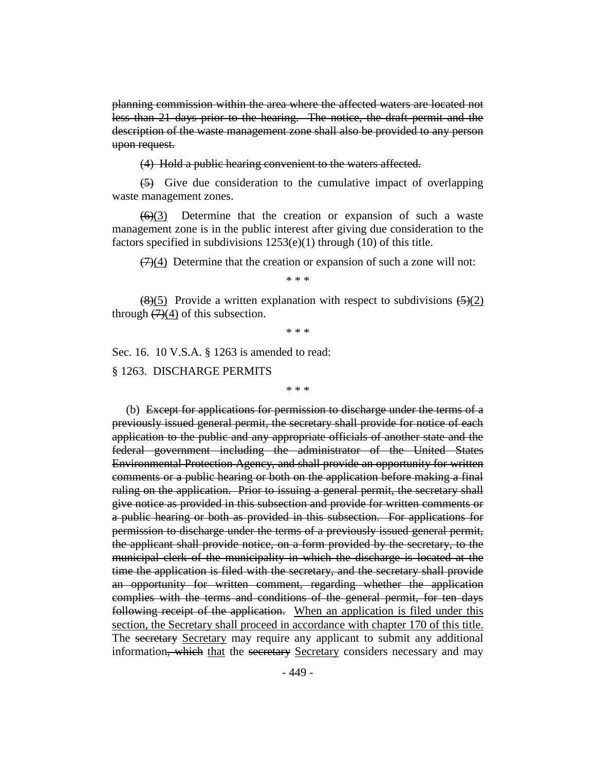~~planning commission within the area where the affected waters are located not less than 21 days prior to the hearing. The notice, the draft permit and the description of the waste management zone shall also be provided to any person upon request.~~

~~(4) Hold a public hearing convenient to the waters affected.~~

~~(5)~~ Give due consideration to the cumulative impact of overlapping waste management zones.

~~(6)~~(3) Determine that the creation or expansion of such a waste management zone is in the public interest after giving due consideration to the factors specified in subdivisions 1253(e)(1) through (10) of this title.

~~(7)~~(4) Determine that the creation or expansion of such a zone will not:

\* \* \*

~~(8)~~(5) Provide a written explanation with respect to subdivisions ~~(5)~~(2) through ~~(7)~~(4) of this subsection.

\* \* \*

Sec. 16. 10 V.S.A. § 1263 is amended to read:

§ 1263. DISCHARGE PERMITS

\* \* \*

(b) ~~Except for applications for permission to discharge under the terms of a previously issued general permit, the secretary shall provide for notice of each application to the public and any appropriate officials of another state and the federal government including the administrator of the United States Environmental Protection Agency, and shall provide an opportunity for written comments or a public hearing or both on the application before making a final ruling on the application. Prior to issuing a general permit, the secretary shall give notice as provided in this subsection and provide for written comments or a public hearing or both as provided in this subsection. For applications for permission to discharge under the terms of a previously issued general permit, the applicant shall provide notice, on a form provided by the secretary, to the municipal clerk of the municipality in which the discharge is located at the time the application is filed with the secretary, and the secretary shall provide an opportunity for written comment, regarding whether the application complies with the terms and conditions of the general permit, for ten days following receipt of the application.~~ <u>When an application is filed under this section, the Secretary shall proceed in accordance with chapter 170 of this title.</u> The ~~secretary~~ <u>Secretary</u> may require any applicant to submit any additional information~~, which~~ <u>that</u> the ~~secretary~~ <u>Secretary</u> considers necessary and may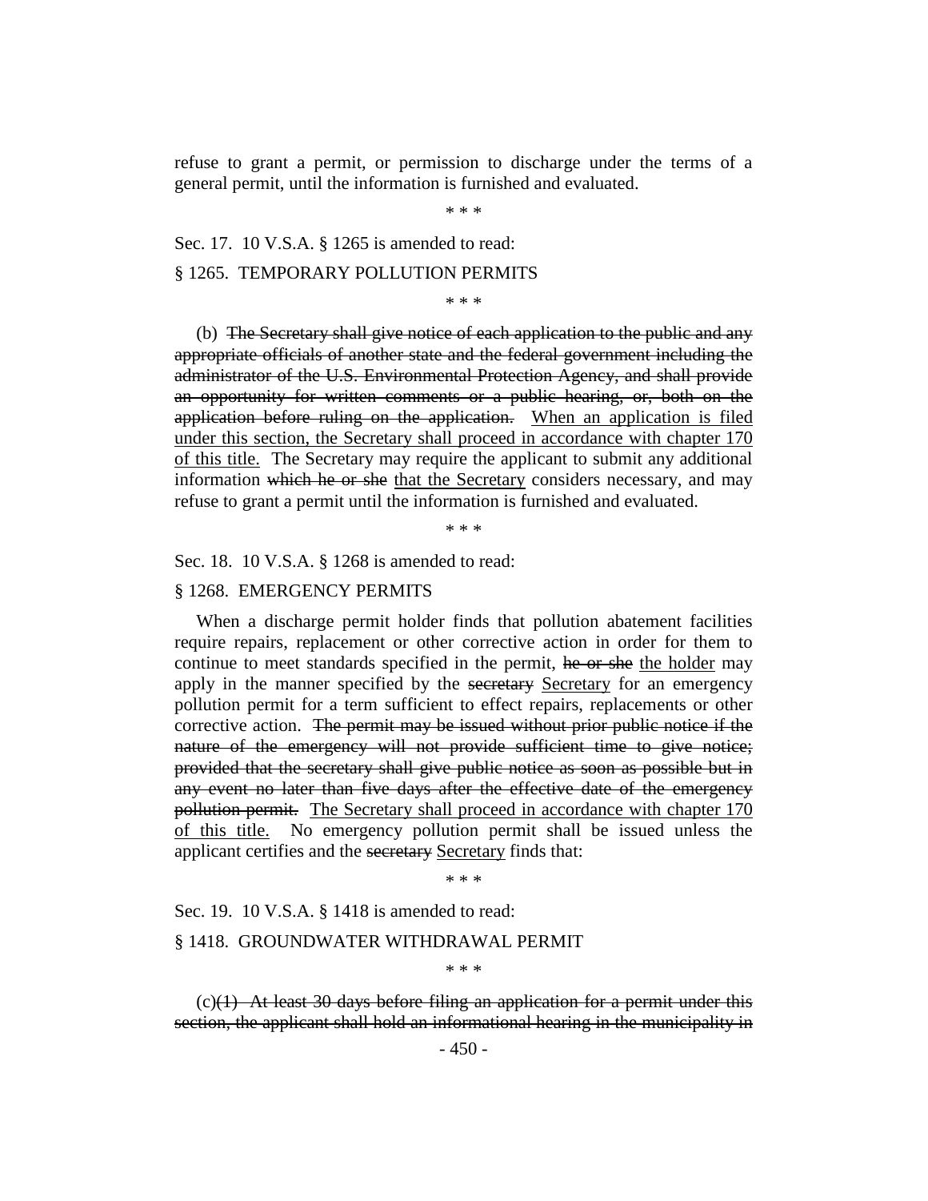refuse to grant a permit, or permission to discharge under the terms of a general permit, until the information is furnished and evaluated.

\* \* \*

Sec. 17. 10 V.S.A. § 1265 is amended to read:

§ 1265. TEMPORARY POLLUTION PERMITS

\* \* \*

(b) ~~The Secretary shall give notice of each application to the public and any appropriate officials of another state and the federal government including the administrator of the U.S. Environmental Protection Agency, and shall provide an opportunity for written comments or a public hearing, or, both on the application before ruling on the application.~~ When an application is filed under this section, the Secretary shall proceed in accordance with chapter 170 of this title. The Secretary may require the applicant to submit any additional information ~~which he or she~~ that the Secretary considers necessary, and may refuse to grant a permit until the information is furnished and evaluated.

\* \* \*

Sec. 18. 10 V.S.A. § 1268 is amended to read:

§ 1268. EMERGENCY PERMITS

When a discharge permit holder finds that pollution abatement facilities require repairs, replacement or other corrective action in order for them to continue to meet standards specified in the permit, ~~he or she~~ the holder may apply in the manner specified by the ~~secretary~~ Secretary for an emergency pollution permit for a term sufficient to effect repairs, replacements or other corrective action. ~~The permit may be issued without prior public notice if the nature of the emergency will not provide sufficient time to give notice; provided that the secretary shall give public notice as soon as possible but in any event no later than five days after the effective date of the emergency pollution permit.~~ The Secretary shall proceed in accordance with chapter 170 of this title. No emergency pollution permit shall be issued unless the applicant certifies and the ~~secretary~~ Secretary finds that:

\* \* \*

Sec. 19. 10 V.S.A. § 1418 is amended to read:

§ 1418. GROUNDWATER WITHDRAWAL PERMIT

\* \* \*

(c)~~(1) At least 30 days before filing an application for a permit under this section, the applicant shall hold an informational hearing in the municipality in~~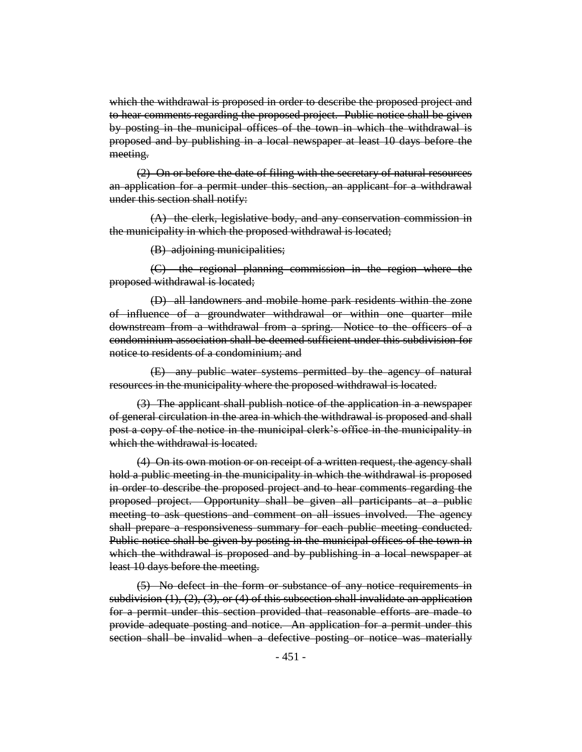~~which the withdrawal is proposed in order to describe the proposed project and to hear comments regarding the proposed project. Public notice shall be given by posting in the municipal offices of the town in which the withdrawal is proposed and by publishing in a local newspaper at least 10 days before the meeting.~~

~~(2) On or before the date of filing with the secretary of natural resources an application for a permit under this section, an applicant for a withdrawal under this section shall notify:~~

~~(A) the clerk, legislative body, and any conservation commission in the municipality in which the proposed withdrawal is located;~~

~~(B) adjoining municipalities;~~

~~(C) the regional planning commission in the region where the proposed withdrawal is located;~~

~~(D) all landowners and mobile home park residents within the zone of influence of a groundwater withdrawal or within one quarter mile downstream from a withdrawal from a spring. Notice to the officers of a condominium association shall be deemed sufficient under this subdivision for notice to residents of a condominium; and~~

~~(E) any public water systems permitted by the agency of natural resources in the municipality where the proposed withdrawal is located.~~

~~(3) The applicant shall publish notice of the application in a newspaper of general circulation in the area in which the withdrawal is proposed and shall post a copy of the notice in the municipal clerk's office in the municipality in which the withdrawal is located.~~

~~(4) On its own motion or on receipt of a written request, the agency shall hold a public meeting in the municipality in which the withdrawal is proposed in order to describe the proposed project and to hear comments regarding the proposed project. Opportunity shall be given all participants at a public meeting to ask questions and comment on all issues involved. The agency shall prepare a responsiveness summary for each public meeting conducted. Public notice shall be given by posting in the municipal offices of the town in which the withdrawal is proposed and by publishing in a local newspaper at least 10 days before the meeting.~~

~~(5) No defect in the form or substance of any notice requirements in subdivision (1), (2), (3), or (4) of this subsection shall invalidate an application for a permit under this section provided that reasonable efforts are made to provide adequate posting and notice. An application for a permit under this section shall be invalid when a defective posting or notice was materially~~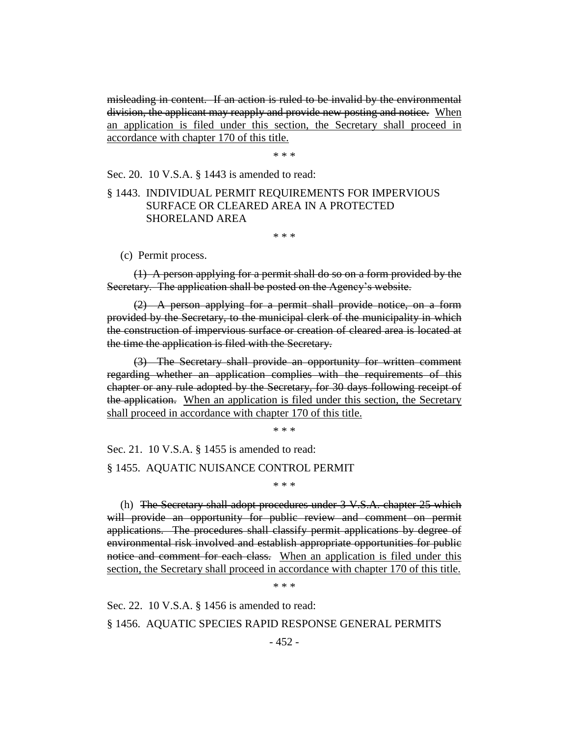~~misleading in content. If an action is ruled to be invalid by the environmental division, the applicant may reapply and provide new posting and notice.~~ <u>When an application is filed under this section, the Secretary shall proceed in accordance with chapter 170 of this title.</u>

\* \* \*

Sec. 20. 10 V.S.A. § 1443 is amended to read:

§ 1443. INDIVIDUAL PERMIT REQUIREMENTS FOR IMPERVIOUS SURFACE OR CLEARED AREA IN A PROTECTED SHORELAND AREA

\* \* \*

(c) Permit process.

~~(1) A person applying for a permit shall do so on a form provided by the Secretary. The application shall be posted on the Agency's website.~~

~~(2) A person applying for a permit shall provide notice, on a form provided by the Secretary, to the municipal clerk of the municipality in which the construction of impervious surface or creation of cleared area is located at the time the application is filed with the Secretary.~~

~~(3) The Secretary shall provide an opportunity for written comment regarding whether an application complies with the requirements of this chapter or any rule adopted by the Secretary, for 30 days following receipt of the application.~~ <u>When an application is filed under this section, the Secretary shall proceed in accordance with chapter 170 of this title.</u>

\* \* \*

Sec. 21. 10 V.S.A. § 1455 is amended to read:

§ 1455. AQUATIC NUISANCE CONTROL PERMIT

\* \* \*

(h) ~~The Secretary shall adopt procedures under 3 V.S.A. chapter 25 which will provide an opportunity for public review and comment on permit applications. The procedures shall classify permit applications by degree of environmental risk involved and establish appropriate opportunities for public notice and comment for each class.~~ <u>When an application is filed under this section, the Secretary shall proceed in accordance with chapter 170 of this title.</u>

\* \* \*

Sec. 22. 10 V.S.A. § 1456 is amended to read:

§ 1456. AQUATIC SPECIES RAPID RESPONSE GENERAL PERMITS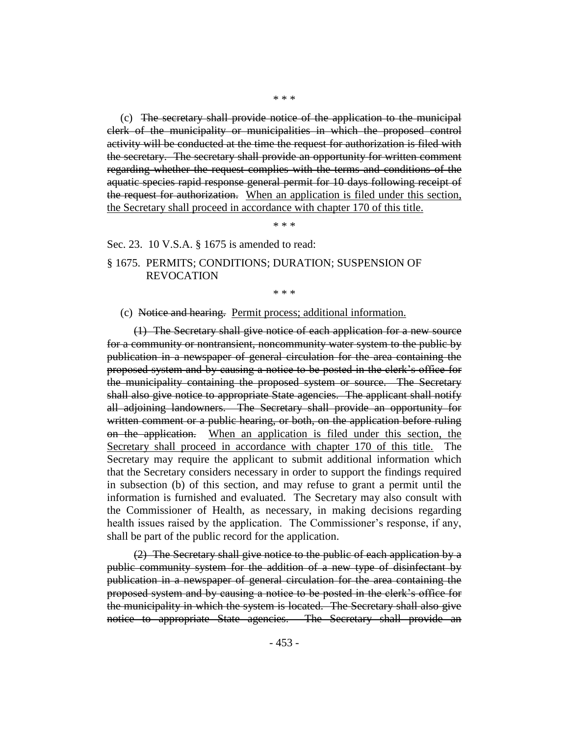\* \* \*

(c) ~~The secretary shall provide notice of the application to the municipal clerk of the municipality or municipalities in which the proposed control activity will be conducted at the time the request for authorization is filed with the secretary. The secretary shall provide an opportunity for written comment regarding whether the request complies with the terms and conditions of the aquatic species rapid response general permit for 10 days following receipt of the request for authorization.~~ <u>When an application is filed under this section, the Secretary shall proceed in accordance with chapter 170 of this title.</u>

\* \* \*

Sec. 23. 10 V.S.A. § 1675 is amended to read:

§ 1675. PERMITS; CONDITIONS; DURATION; SUSPENSION OF REVOCATION

\* \* \*

(c) ~~Notice and hearing.~~ <u>Permit process; additional information.</u>

(1) ~~The Secretary shall give notice of each application for a new source for a community or nontransient, noncommunity water system to the public by publication in a newspaper of general circulation for the area containing the proposed system and by causing a notice to be posted in the clerk's office for the municipality containing the proposed system or source. The Secretary shall also give notice to appropriate State agencies. The applicant shall notify all adjoining landowners. The Secretary shall provide an opportunity for written comment or a public hearing, or both, on the application before ruling on the application.~~ <u>When an application is filed under this section, the Secretary shall proceed in accordance with chapter 170 of this title.</u> The Secretary may require the applicant to submit additional information ~~which~~ <u>that</u> the Secretary considers necessary in order to support the findings required in subsection (b) of this section, and may refuse to grant a permit until the information is furnished and evaluated. The Secretary may also consult with the Commissioner of Health, as necessary, in making decisions regarding health issues raised by the application. The Commissioner's response, if any, shall be part of the public record for the application.

(2) ~~The Secretary shall give notice to the public of each application by a public community system for the addition of a new type of disinfectant by publication in a newspaper of general circulation for the area containing the proposed system and by causing a notice to be posted in the clerk's office for the municipality in which the system is located. The Secretary shall also give notice to appropriate State agencies. The Secretary shall provide an~~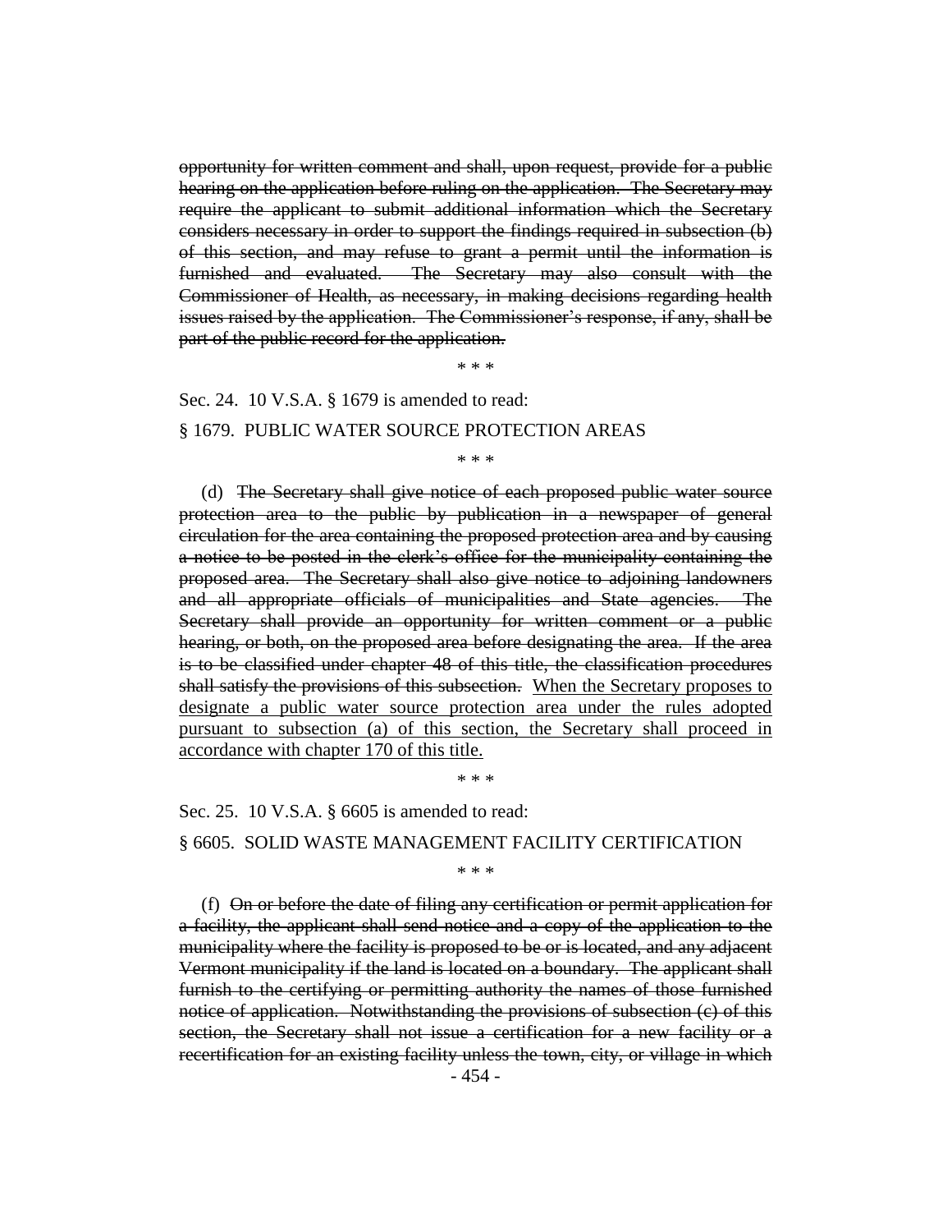~~opportunity for written comment and shall, upon request, provide for a public hearing on the application before ruling on the application. The Secretary may require the applicant to submit additional information which the Secretary considers necessary in order to support the findings required in subsection (b) of this section, and may refuse to grant a permit until the information is furnished and evaluated. The Secretary may also consult with the Commissioner of Health, as necessary, in making decisions regarding health issues raised by the application. The Commissioner's response, if any, shall be part of the public record for the application.~~

\* \* \*

Sec. 24. 10 V.S.A. § 1679 is amended to read:

§ 1679. PUBLIC WATER SOURCE PROTECTION AREAS

\* \* \*

(d) ~~The Secretary shall give notice of each proposed public water source protection area to the public by publication in a newspaper of general circulation for the area containing the proposed protection area and by causing a notice to be posted in the clerk's office for the municipality containing the proposed area. The Secretary shall also give notice to adjoining landowners and all appropriate officials of municipalities and State agencies. The Secretary shall provide an opportunity for written comment or a public hearing, or both, on the proposed area before designating the area. If the area is to be classified under chapter 48 of this title, the classification procedures shall satisfy the provisions of this subsection.~~ <u>When the Secretary proposes to designate a public water source protection area under the rules adopted pursuant to subsection (a) of this section, the Secretary shall proceed in accordance with chapter 170 of this title.</u>

\* \* \*

Sec. 25. 10 V.S.A. § 6605 is amended to read:

§ 6605. SOLID WASTE MANAGEMENT FACILITY CERTIFICATION

\* \* \*

(f) ~~On or before the date of filing any certification or permit application for a facility, the applicant shall send notice and a copy of the application to the municipality where the facility is proposed to be or is located, and any adjacent Vermont municipality if the land is located on a boundary. The applicant shall furnish to the certifying or permitting authority the names of those furnished notice of application. Notwithstanding the provisions of subsection (c) of this section, the Secretary shall not issue a certification for a new facility or a recertification for an existing facility unless the town, city, or village in which~~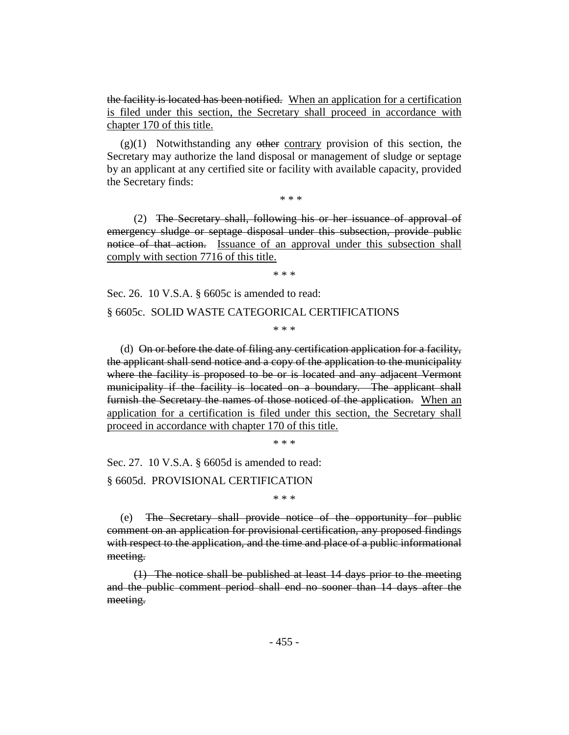~~the facility is located has been notified.~~ <u>When an application for a certification is filed under this section, the Secretary shall proceed in accordance with chapter 170 of this title.</u>

(g)(1) Notwithstanding any ~~other~~ <u>contrary</u> provision of this section, the Secretary may authorize the land disposal or management of sludge or septage by an applicant at any certified site or facility with available capacity, provided the Secretary finds:

\* \* \*

(2) ~~The Secretary shall, following his or her issuance of approval of emergency sludge or septage disposal under this subsection, provide public notice of that action.~~ <u>Issuance of an approval under this subsection shall comply with section 7716 of this title.</u>

\* \* \*

Sec. 26. 10 V.S.A. § 6605c is amended to read:

§ 6605c. SOLID WASTE CATEGORICAL CERTIFICATIONS

\* \* \*

(d) ~~On or before the date of filing any certification application for a facility, the applicant shall send notice and a copy of the application to the municipality where the facility is proposed to be or is located and any adjacent Vermont municipality if the facility is located on a boundary. The applicant shall furnish the Secretary the names of those noticed of the application.~~ <u>When an application for a certification is filed under this section, the Secretary shall proceed in accordance with chapter 170 of this title.</u>

\* \* \*

Sec. 27. 10 V.S.A. § 6605d is amended to read:

§ 6605d. PROVISIONAL CERTIFICATION

\* \* \*

(e) ~~The Secretary shall provide notice of the opportunity for public comment on an application for provisional certification, any proposed findings with respect to the application, and the time and place of a public informational meeting.~~

~~(1) The notice shall be published at least 14 days prior to the meeting and the public comment period shall end no sooner than 14 days after the meeting.~~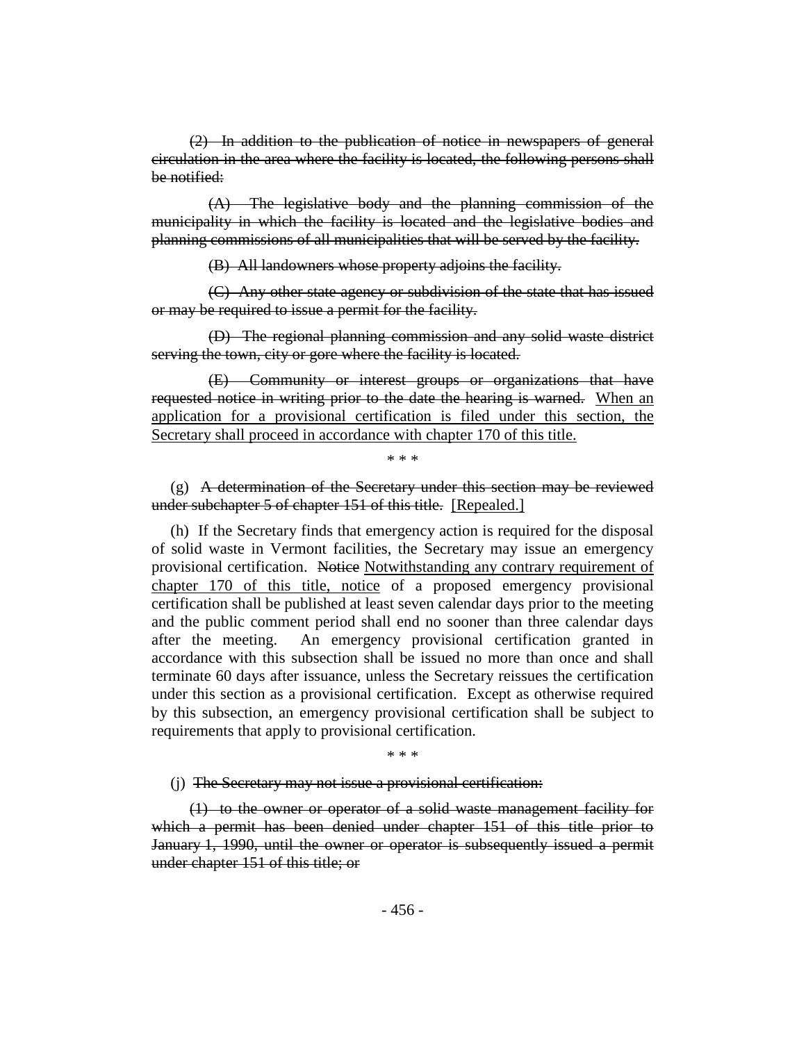~~(2) In addition to the publication of notice in newspapers of general circulation in the area where the facility is located, the following persons shall be notified:~~

~~(A) The legislative body and the planning commission of the municipality in which the facility is located and the legislative bodies and planning commissions of all municipalities that will be served by the facility.~~

~~(B) All landowners whose property adjoins the facility.~~

~~(C) Any other state agency or subdivision of the state that has issued or may be required to issue a permit for the facility.~~

~~(D) The regional planning commission and any solid waste district serving the town, city or gore where the facility is located.~~

~~(E) Community or interest groups or organizations that have requested notice in writing prior to the date the hearing is warned.~~ <u>When an application for a provisional certification is filed under this section, the Secretary shall proceed in accordance with chapter 170 of this title.</u>

\* \* \*

(g) ~~A determination of the Secretary under this section may be reviewed under subchapter 5 of chapter 151 of this title.~~ <u>[Repealed.]</u>

(h) If the Secretary finds that emergency action is required for the disposal of solid waste in Vermont facilities, the Secretary may issue an emergency provisional certification. ~~Notice~~ <u>Notwithstanding any contrary requirement of chapter 170 of this title, notice</u> of a proposed emergency provisional certification shall be published at least seven calendar days prior to the meeting and the public comment period shall end no sooner than three calendar days after the meeting. An emergency provisional certification granted in accordance with this subsection shall be issued no more than once and shall terminate 60 days after issuance, unless the Secretary reissues the certification under this section as a provisional certification. Except as otherwise required by this subsection, an emergency provisional certification shall be subject to requirements that apply to provisional certification.

\* \* \*

(j) ~~The Secretary may not issue a provisional certification:~~

~~(1) to the owner or operator of a solid waste management facility for which a permit has been denied under chapter 151 of this title prior to January 1, 1990, until the owner or operator is subsequently issued a permit under chapter 151 of this title; or~~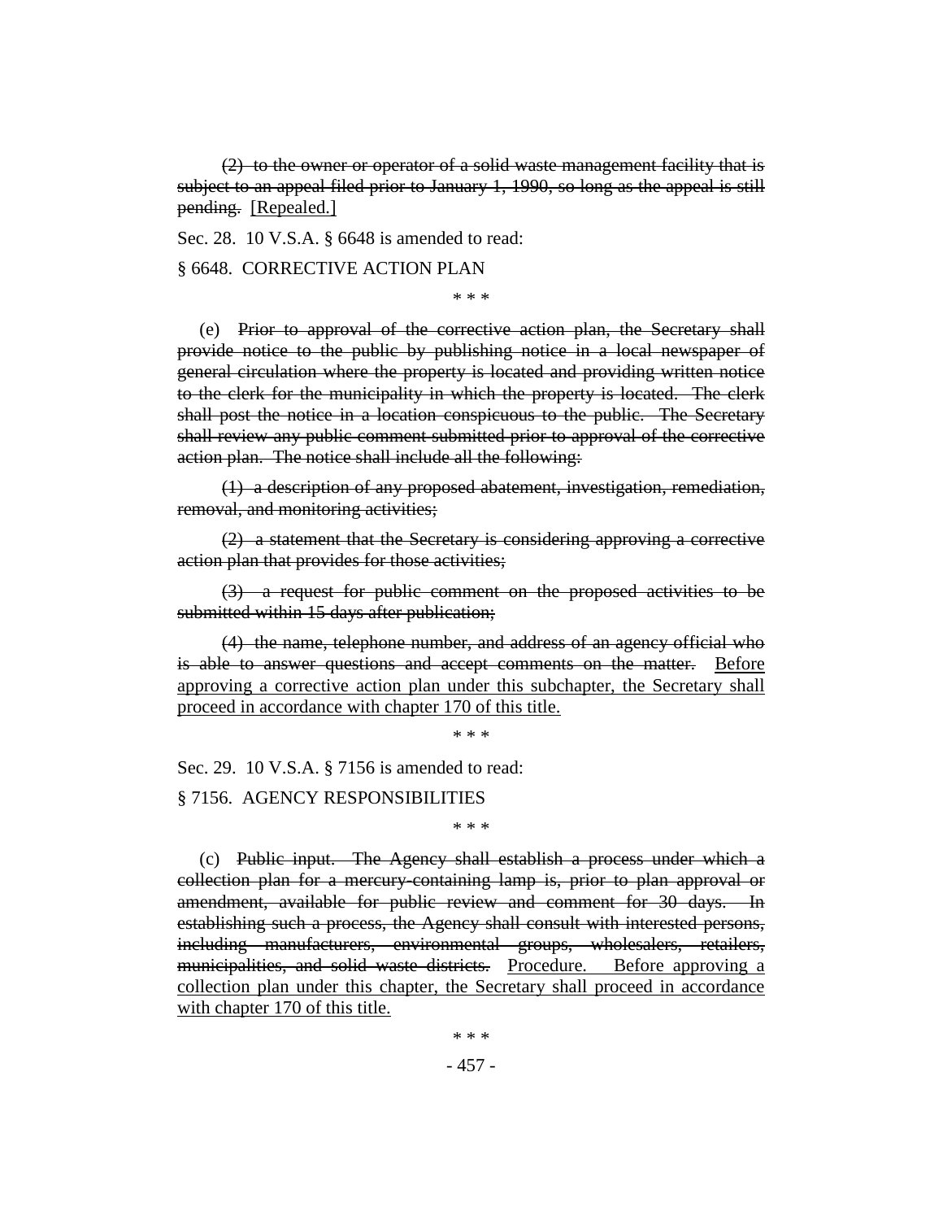(2) ~~to the owner or operator of a solid waste management facility that is subject to an appeal filed prior to January 1, 1990, so long as the appeal is still pending.~~ [Repealed.]

Sec. 28. 10 V.S.A. § 6648 is amended to read:

§ 6648. CORRECTIVE ACTION PLAN

\* \* \*

(e) ~~Prior to approval of the corrective action plan, the Secretary shall provide notice to the public by publishing notice in a local newspaper of general circulation where the property is located and providing written notice to the clerk for the municipality in which the property is located. The clerk shall post the notice in a location conspicuous to the public. The Secretary shall review any public comment submitted prior to approval of the corrective action plan. The notice shall include all the following:~~

~~(1) a description of any proposed abatement, investigation, remediation, removal, and monitoring activities;~~

~~(2) a statement that the Secretary is considering approving a corrective action plan that provides for those activities;~~

~~(3) a request for public comment on the proposed activities to be submitted within 15 days after publication;~~

~~(4) the name, telephone number, and address of an agency official who is able to answer questions and accept comments on the matter.~~ <u>Before approving a corrective action plan under this subchapter, the Secretary shall proceed in accordance with chapter 170 of this title.</u>

\* \* \*

Sec. 29. 10 V.S.A. § 7156 is amended to read:

§ 7156. AGENCY RESPONSIBILITIES

\* \* \*

(c) ~~Public input. The Agency shall establish a process under which a collection plan for a mercury-containing lamp is, prior to plan approval or amendment, available for public review and comment for 30 days. In establishing such a process, the Agency shall consult with interested persons, including manufacturers, environmental groups, wholesalers, retailers, municipalities, and solid waste districts.~~ <u>Procedure. Before approving a collection plan under this chapter, the Secretary shall proceed in accordance with chapter 170 of this title.</u>

\* \* \*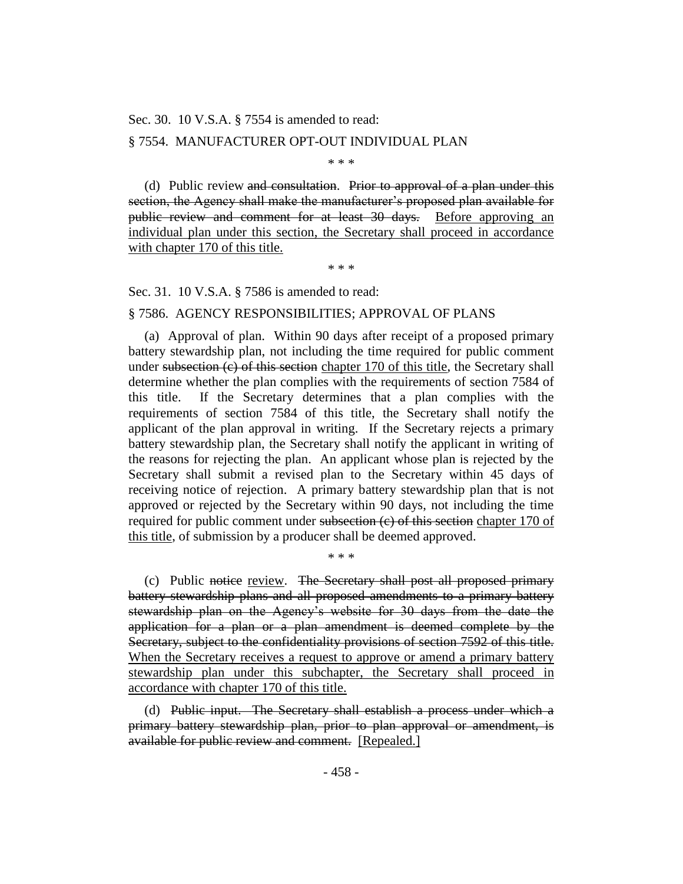Sec. 30. 10 V.S.A. § 7554 is amended to read:

§ 7554. MANUFACTURER OPT-OUT INDIVIDUAL PLAN

\* \* \*

(d) Public review ~~and consultation~~. ~~Prior to approval of a plan under this section, the Agency shall make the manufacturer's proposed plan available for public review and comment for at least 30 days.~~ <u>Before approving an individual plan under this section, the Secretary shall proceed in accordance with chapter 170 of this title.</u>

\* \* \*

Sec. 31. 10 V.S.A. § 7586 is amended to read:

§ 7586. AGENCY RESPONSIBILITIES; APPROVAL OF PLANS

(a) Approval of plan. Within 90 days after receipt of a proposed primary battery stewardship plan, not including the time required for public comment under ~~subsection (c) of this section~~ <u>chapter 170 of this title</u>, the Secretary shall determine whether the plan complies with the requirements of section 7584 of this title. If the Secretary determines that a plan complies with the requirements of section 7584 of this title, the Secretary shall notify the applicant of the plan approval in writing. If the Secretary rejects a primary battery stewardship plan, the Secretary shall notify the applicant in writing of the reasons for rejecting the plan. An applicant whose plan is rejected by the Secretary shall submit a revised plan to the Secretary within 45 days of receiving notice of rejection. A primary battery stewardship plan that is not approved or rejected by the Secretary within 90 days, not including the time required for public comment under ~~subsection (c) of this section~~ <u>chapter 170 of this title</u>, of submission by a producer shall be deemed approved.

\* \* \*

(c) Public ~~notice~~ <u>review</u>. ~~The Secretary shall post all proposed primary battery stewardship plans and all proposed amendments to a primary battery stewardship plan on the Agency's website for 30 days from the date the application for a plan or a plan amendment is deemed complete by the Secretary, subject to the confidentiality provisions of section 7592 of this title.~~ <u>When the Secretary receives a request to approve or amend a primary battery stewardship plan under this subchapter, the Secretary shall proceed in accordance with chapter 170 of this title.</u>

(d) ~~Public input. The Secretary shall establish a process under which a primary battery stewardship plan, prior to plan approval or amendment, is available for public review and comment.~~ [Repealed.]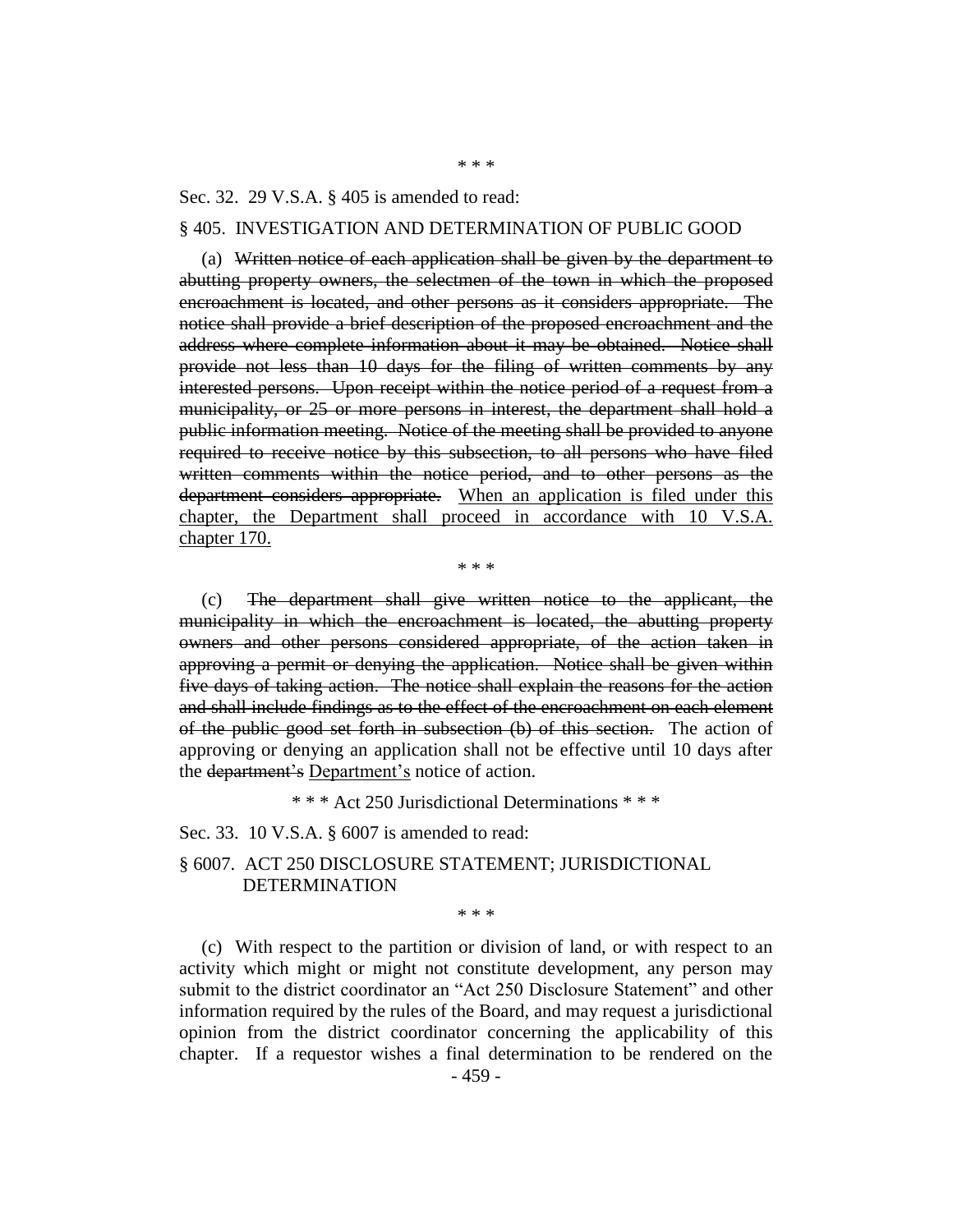\* \* \*

Sec. 32. 29 V.S.A. § 405 is amended to read:

§ 405. INVESTIGATION AND DETERMINATION OF PUBLIC GOOD

(a) ~~Written notice of each application shall be given by the department to abutting property owners, the selectmen of the town in which the proposed encroachment is located, and other persons as it considers appropriate. The notice shall provide a brief description of the proposed encroachment and the address where complete information about it may be obtained. Notice shall provide not less than 10 days for the filing of written comments by any interested persons. Upon receipt within the notice period of a request from a municipality, or 25 or more persons in interest, the department shall hold a public information meeting. Notice of the meeting shall be provided to anyone required to receive notice by this subsection, to all persons who have filed written comments within the notice period, and to other persons as the department considers appropriate.~~ <u>When an application is filed under this chapter, the Department shall proceed in accordance with 10 V.S.A. chapter 170.</u>

\* \* \*

(c) ~~The department shall give written notice to the applicant, the municipality in which the encroachment is located, the abutting property owners and other persons considered appropriate, of the action taken in approving a permit or denying the application. Notice shall be given within five days of taking action. The notice shall explain the reasons for the action and shall include findings as to the effect of the encroachment on each element of the public good set forth in subsection (b) of this section.~~ The action of approving or denying an application shall not be effective until 10 days after the ~~department's~~ <u>Department's</u> notice of action.

\* \* \* Act 250 Jurisdictional Determinations \* \* \*

Sec. 33. 10 V.S.A. § 6007 is amended to read:

§ 6007. ACT 250 DISCLOSURE STATEMENT; JURISDICTIONAL DETERMINATION

\* \* \*

(c) With respect to the partition or division of land, or with respect to an activity which might or might not constitute development, any person may submit to the district coordinator an "Act 250 Disclosure Statement" and other information required by the rules of the Board, and may request a jurisdictional opinion from the district coordinator concerning the applicability of this chapter. If a requestor wishes a final determination to be rendered on the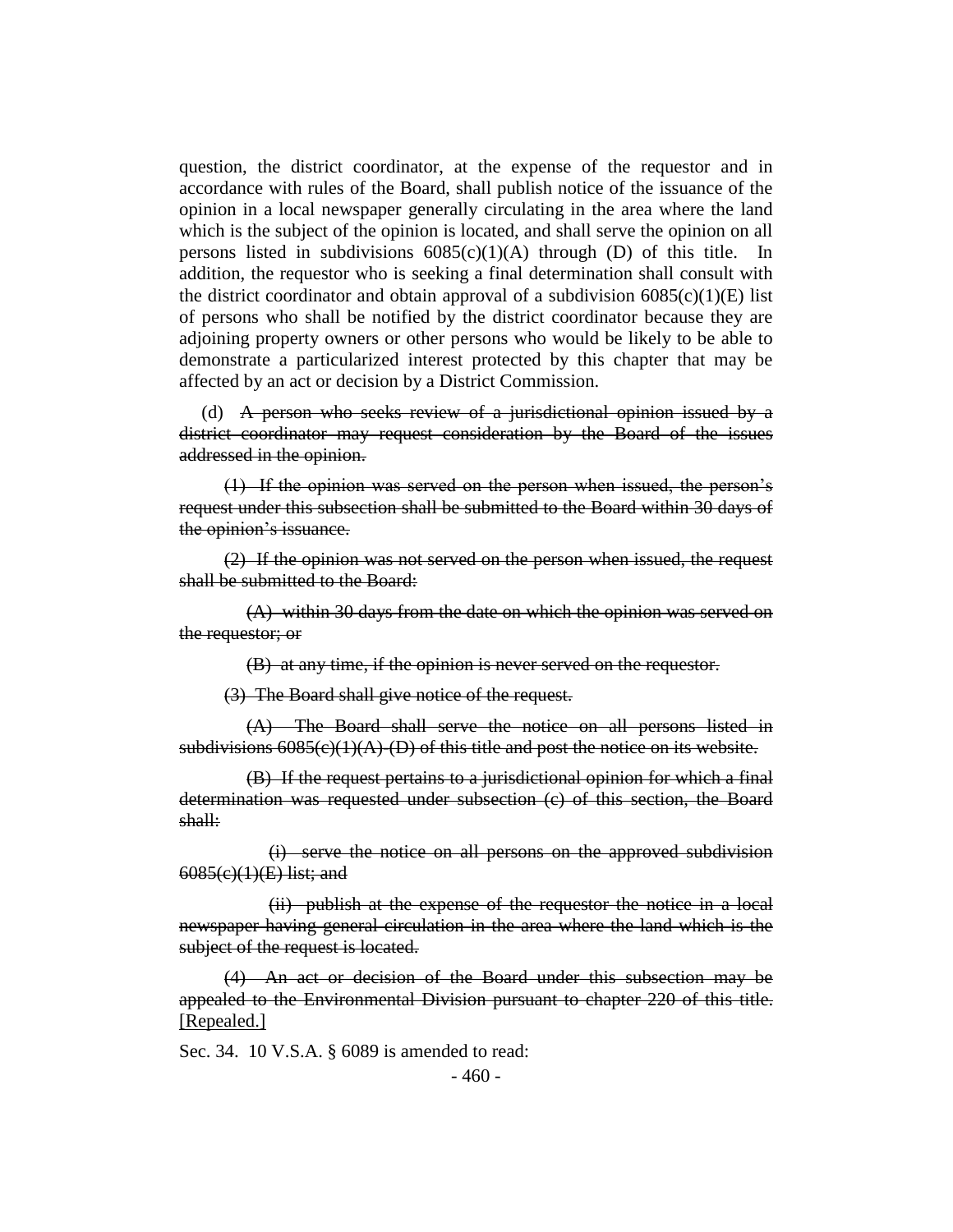question, the district coordinator, at the expense of the requestor and in accordance with rules of the Board, shall publish notice of the issuance of the opinion in a local newspaper generally circulating in the area where the land which is the subject of the opinion is located, and shall serve the opinion on all persons listed in subdivisions 6085(c)(1)(A) through (D) of this title. In addition, the requestor who is seeking a final determination shall consult with the district coordinator and obtain approval of a subdivision 6085(c)(1)(E) list of persons who shall be notified by the district coordinator because they are adjoining property owners or other persons who would be likely to be able to demonstrate a particularized interest protected by this chapter that may be affected by an act or decision by a District Commission.

(d) ~~A person who seeks review of a jurisdictional opinion issued by a district coordinator may request consideration by the Board of the issues addressed in the opinion.~~

~~(1) If the opinion was served on the person when issued, the person's request under this subsection shall be submitted to the Board within 30 days of the opinion's issuance.~~

~~(2) If the opinion was not served on the person when issued, the request shall be submitted to the Board:~~

~~(A) within 30 days from the date on which the opinion was served on the requestor; or~~

~~(B) at any time, if the opinion is never served on the requestor.~~

~~(3) The Board shall give notice of the request.~~

~~(A) The Board shall serve the notice on all persons listed in subdivisions 6085(c)(1)(A)–(D) of this title and post the notice on its website.~~

~~(B) If the request pertains to a jurisdictional opinion for which a final determination was requested under subsection (c) of this section, the Board shall:~~

~~(i) serve the notice on all persons on the approved subdivision 6085(c)(1)(E) list; and~~

~~(ii) publish at the expense of the requestor the notice in a local newspaper having general circulation in the area where the land which is the subject of the request is located.~~

~~(4) An act or decision of the Board under this subsection may be appealed to the Environmental Division pursuant to chapter 220 of this title.~~ <u>[Repealed.]</u>

Sec. 34. 10 V.S.A. § 6089 is amended to read: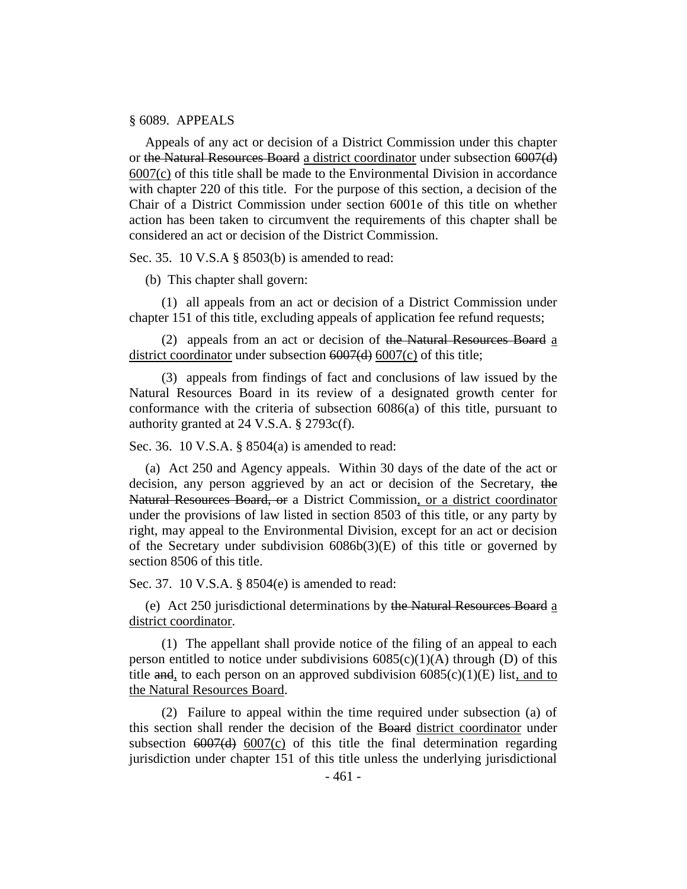§ 6089. APPEALS

Appeals of any act or decision of a District Commission under this chapter or ~~the Natural Resources Board~~ <u>a district coordinator</u> under subsection ~~6007(d)~~ <u>6007(c)</u> of this title shall be made to the Environmental Division in accordance with chapter 220 of this title. For the purpose of this section, a decision of the Chair of a District Commission under section 6001e of this title on whether action has been taken to circumvent the requirements of this chapter shall be considered an act or decision of the District Commission.

Sec. 35. 10 V.S.A § 8503(b) is amended to read:

(b) This chapter shall govern:

(1) all appeals from an act or decision of a District Commission under chapter 151 of this title, excluding appeals of application fee refund requests;

(2) appeals from an act or decision of ~~the Natural Resources Board~~ <u>a district coordinator</u> under subsection ~~6007(d)~~ <u>6007(c)</u> of this title;

(3) appeals from findings of fact and conclusions of law issued by the Natural Resources Board in its review of a designated growth center for conformance with the criteria of subsection 6086(a) of this title, pursuant to authority granted at 24 V.S.A. § 2793c(f).

Sec. 36. 10 V.S.A. § 8504(a) is amended to read:

(a) Act 250 and Agency appeals. Within 30 days of the date of the act or decision, any person aggrieved by an act or decision of the Secretary, ~~the Natural Resources Board, or~~ a District Commission<u>, or a district coordinator</u> under the provisions of law listed in section 8503 of this title, or any party by right, may appeal to the Environmental Division, except for an act or decision of the Secretary under subdivision 6086b(3)(E) of this title or governed by section 8506 of this title.

Sec. 37. 10 V.S.A. § 8504(e) is amended to read:

(e) Act 250 jurisdictional determinations by ~~the Natural Resources Board~~ <u>a district coordinator</u>.

(1) The appellant shall provide notice of the filing of an appeal to each person entitled to notice under subdivisions 6085(c)(1)(A) through (D) of this title ~~and~~<u>,</u> to each person on an approved subdivision 6085(c)(1)(E) list<u>, and to the Natural Resources Board</u>.

(2) Failure to appeal within the time required under subsection (a) of this section shall render the decision of the ~~Board~~ <u>district coordinator</u> under subsection ~~6007(d)~~ <u>6007(c)</u> of this title the final determination regarding jurisdiction under chapter 151 of this title unless the underlying jurisdictional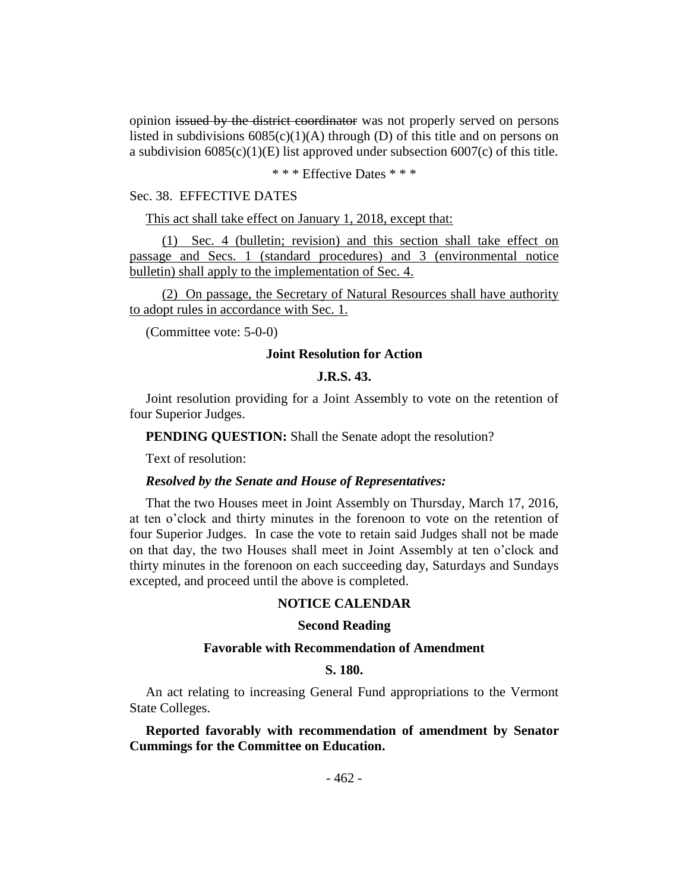opinion ~~issued by the district coordinator~~ was not properly served on persons listed in subdivisions 6085(c)(1)(A) through (D) of this title and on persons on a subdivision 6085(c)(1)(E) list approved under subsection 6007(c) of this title.

\* \* \* Effective Dates \* \* \*

Sec. 38. EFFECTIVE DATES

<u>This act shall take effect on January 1, 2018, except that:</u>

<u>(1) Sec. 4 (bulletin; revision) and this section shall take effect on passage and Secs. 1 (standard procedures) and 3 (environmental notice bulletin) shall apply to the implementation of Sec. 4.</u>

<u>(2) On passage, the Secretary of Natural Resources shall have authority to adopt rules in accordance with Sec. 1.</u>

(Committee vote: 5-0-0)

**Joint Resolution for Action**

**J.R.S. 43.**

Joint resolution providing for a Joint Assembly to vote on the retention of four Superior Judges.

**PENDING QUESTION:** Shall the Senate adopt the resolution?

Text of resolution:

***Resolved by the Senate and House of Representatives:***

That the two Houses meet in Joint Assembly on Thursday, March 17, 2016, at ten o'clock and thirty minutes in the forenoon to vote on the retention of four Superior Judges. In case the vote to retain said Judges shall not be made on that day, the two Houses shall meet in Joint Assembly at ten o'clock and thirty minutes in the forenoon on each succeeding day, Saturdays and Sundays excepted, and proceed until the above is completed.

## NOTICE CALENDAR

### Second Reading

### Favorable with Recommendation of Amendment

**S. 180.**

An act relating to increasing General Fund appropriations to the Vermont State Colleges.

**Reported favorably with recommendation of amendment by Senator Cummings for the Committee on Education.**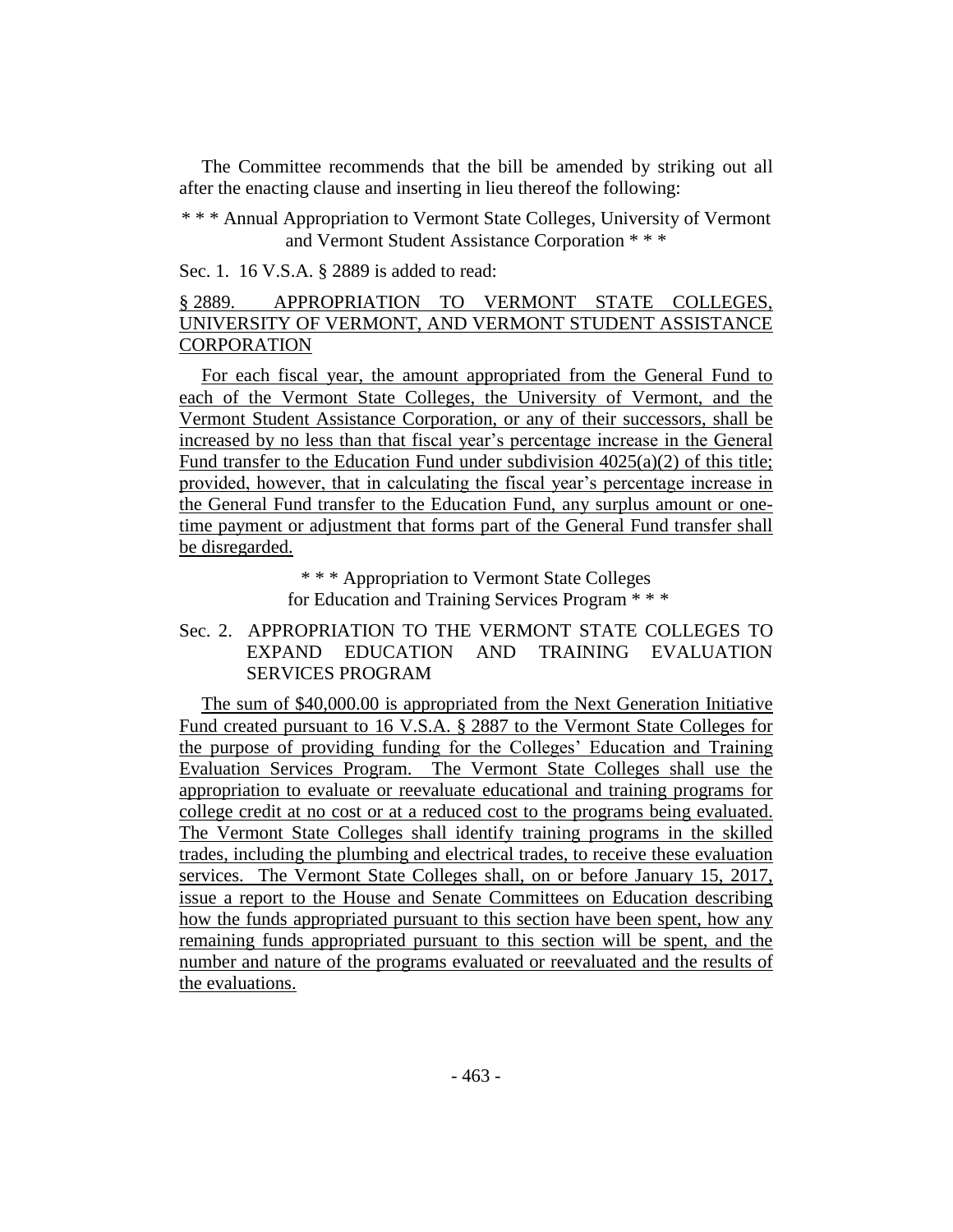The Committee recommends that the bill be amended by striking out all after the enacting clause and inserting in lieu thereof the following:

\* \* \* Annual Appropriation to Vermont State Colleges, University of Vermont and Vermont Student Assistance Corporation \* \* \*

Sec. 1. 16 V.S.A. § 2889 is added to read:

§ 2889. APPROPRIATION TO VERMONT STATE COLLEGES, UNIVERSITY OF VERMONT, AND VERMONT STUDENT ASSISTANCE CORPORATION

For each fiscal year, the amount appropriated from the General Fund to each of the Vermont State Colleges, the University of Vermont, and the Vermont Student Assistance Corporation, or any of their successors, shall be increased by no less than that fiscal year's percentage increase in the General Fund transfer to the Education Fund under subdivision 4025(a)(2) of this title; provided, however, that in calculating the fiscal year's percentage increase in the General Fund transfer to the Education Fund, any surplus amount or one-time payment or adjustment that forms part of the General Fund transfer shall be disregarded.

\* \* \* Appropriation to Vermont State Colleges for Education and Training Services Program \* \* \*

Sec. 2. APPROPRIATION TO THE VERMONT STATE COLLEGES TO EXPAND EDUCATION AND TRAINING EVALUATION SERVICES PROGRAM

The sum of $40,000.00 is appropriated from the Next Generation Initiative Fund created pursuant to 16 V.S.A. § 2887 to the Vermont State Colleges for the purpose of providing funding for the Colleges' Education and Training Evaluation Services Program. The Vermont State Colleges shall use the appropriation to evaluate or reevaluate educational and training programs for college credit at no cost or at a reduced cost to the programs being evaluated. The Vermont State Colleges shall identify training programs in the skilled trades, including the plumbing and electrical trades, to receive these evaluation services. The Vermont State Colleges shall, on or before January 15, 2017, issue a report to the House and Senate Committees on Education describing how the funds appropriated pursuant to this section have been spent, how any remaining funds appropriated pursuant to this section will be spent, and the number and nature of the programs evaluated or reevaluated and the results of the evaluations.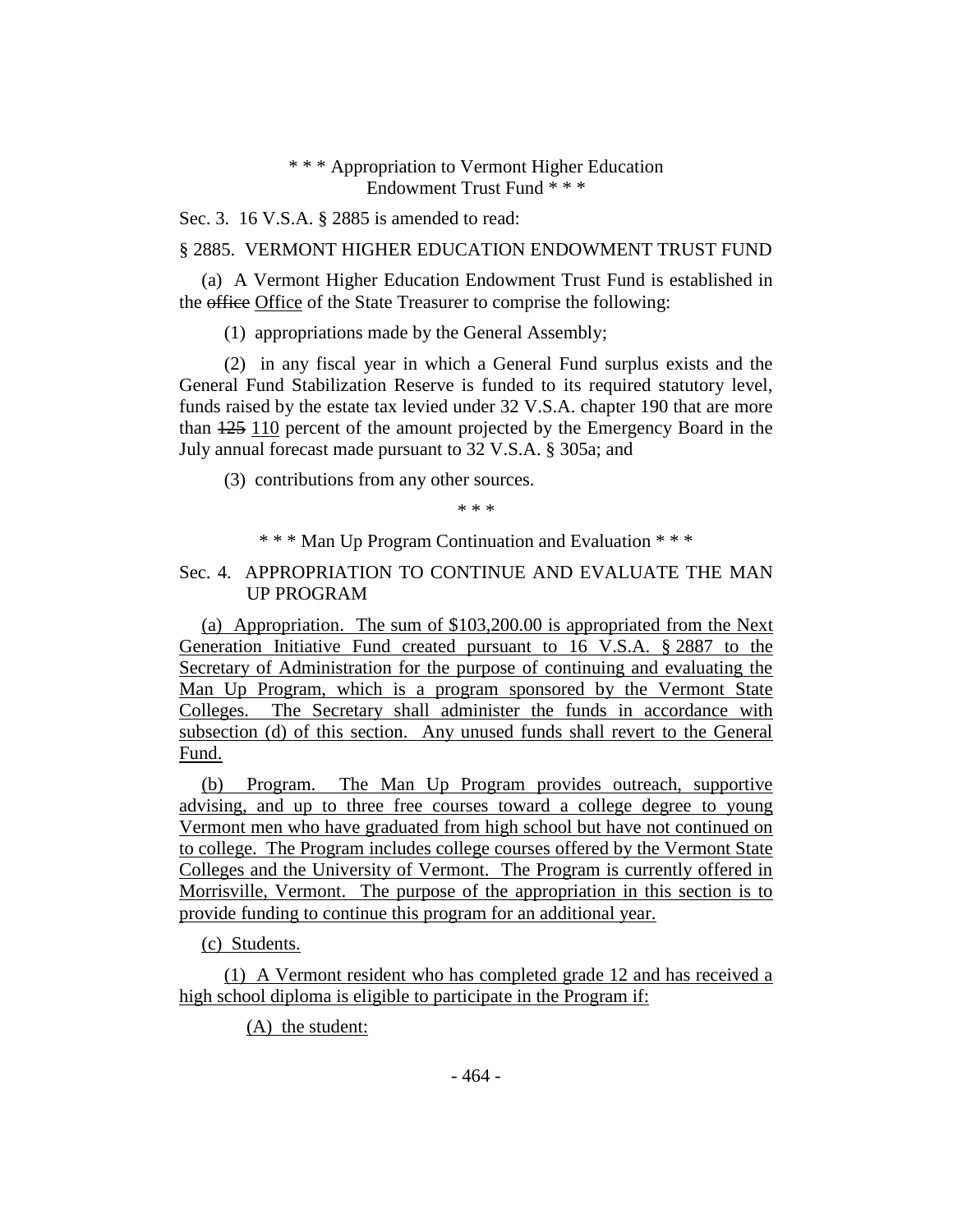\* \* \* Appropriation to Vermont Higher Education Endowment Trust Fund \* \* \*

Sec. 3. 16 V.S.A. § 2885 is amended to read:

§ 2885. VERMONT HIGHER EDUCATION ENDOWMENT TRUST FUND

(a) A Vermont Higher Education Endowment Trust Fund is established in the ~~office~~ <u>Office</u> of the State Treasurer to comprise the following:

(1) appropriations made by the General Assembly;

(2) in any fiscal year in which a General Fund surplus exists and the General Fund Stabilization Reserve is funded to its required statutory level, funds raised by the estate tax levied under 32 V.S.A. chapter 190 that are more than ~~125~~ <u>110</u> percent of the amount projected by the Emergency Board in the July annual forecast made pursuant to 32 V.S.A. § 305a; and

(3) contributions from any other sources.

\* \* \*

\* \* \* Man Up Program Continuation and Evaluation \* \* \*

Sec. 4. APPROPRIATION TO CONTINUE AND EVALUATE THE MAN UP PROGRAM

<u>(a) Appropriation. The sum of $103,200.00 is appropriated from the Next Generation Initiative Fund created pursuant to 16 V.S.A. § 2887 to the Secretary of Administration for the purpose of continuing and evaluating the Man Up Program, which is a program sponsored by the Vermont State Colleges. The Secretary shall administer the funds in accordance with subsection (d) of this section. Any unused funds shall revert to the General Fund.</u>

<u>(b) Program. The Man Up Program provides outreach, supportive advising, and up to three free courses toward a college degree to young Vermont men who have graduated from high school but have not continued on to college. The Program includes college courses offered by the Vermont State Colleges and the University of Vermont. The Program is currently offered in Morrisville, Vermont. The purpose of the appropriation in this section is to provide funding to continue this program for an additional year.</u>

<u>(c) Students.</u>

<u>(1) A Vermont resident who has completed grade 12 and has received a high school diploma is eligible to participate in the Program if:</u>

<u>(A) the student:</u>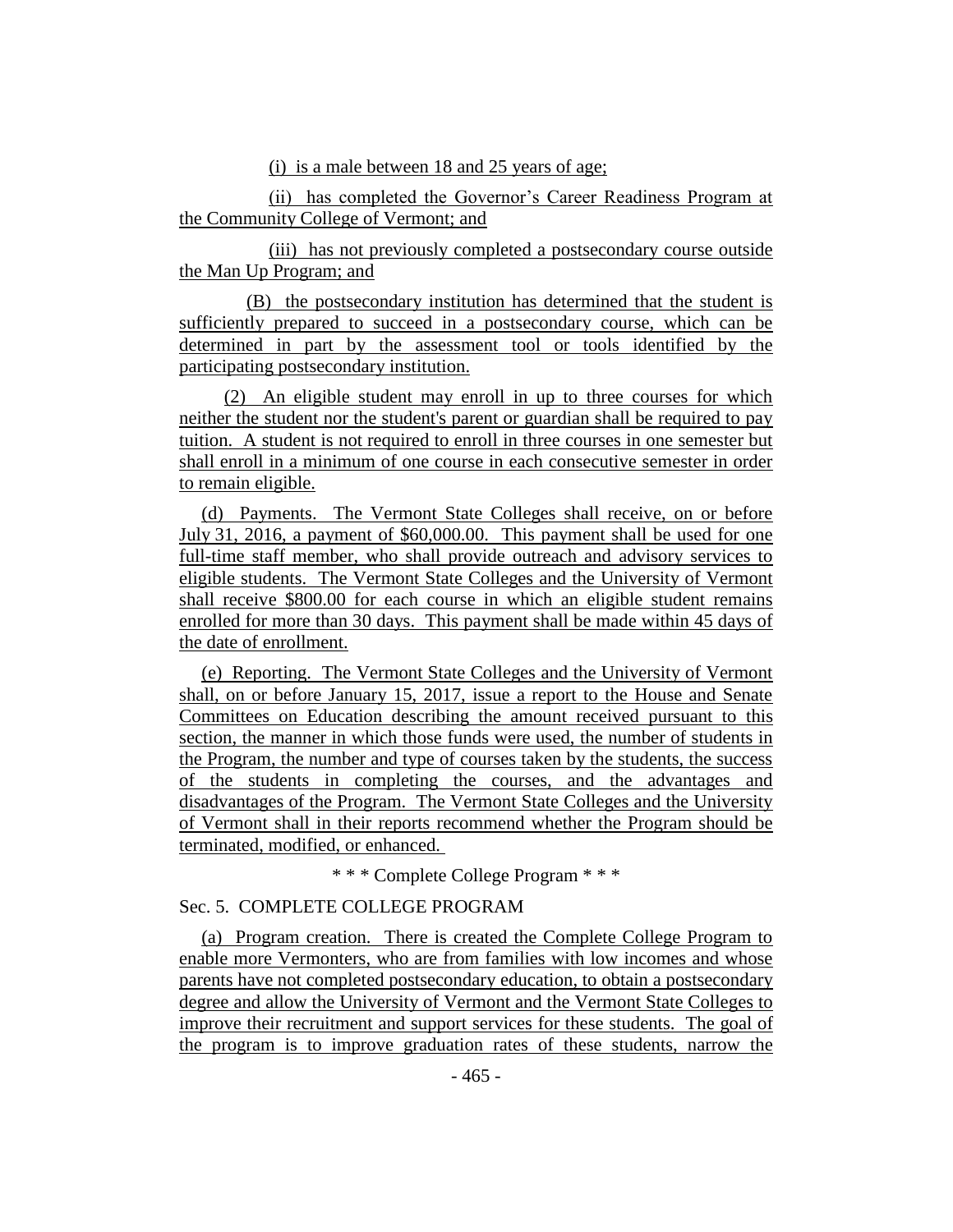(i) is a male between 18 and 25 years of age;

(ii) has completed the Governor's Career Readiness Program at the Community College of Vermont; and

(iii) has not previously completed a postsecondary course outside the Man Up Program; and

(B) the postsecondary institution has determined that the student is sufficiently prepared to succeed in a postsecondary course, which can be determined in part by the assessment tool or tools identified by the participating postsecondary institution.

(2) An eligible student may enroll in up to three courses for which neither the student nor the student's parent or guardian shall be required to pay tuition. A student is not required to enroll in three courses in one semester but shall enroll in a minimum of one course in each consecutive semester in order to remain eligible.

(d) Payments. The Vermont State Colleges shall receive, on or before July 31, 2016, a payment of $60,000.00. This payment shall be used for one full-time staff member, who shall provide outreach and advisory services to eligible students. The Vermont State Colleges and the University of Vermont shall receive $800.00 for each course in which an eligible student remains enrolled for more than 30 days. This payment shall be made within 45 days of the date of enrollment.

(e) Reporting. The Vermont State Colleges and the University of Vermont shall, on or before January 15, 2017, issue a report to the House and Senate Committees on Education describing the amount received pursuant to this section, the manner in which those funds were used, the number of students in the Program, the number and type of courses taken by the students, the success of the students in completing the courses, and the advantages and disadvantages of the Program. The Vermont State Colleges and the University of Vermont shall in their reports recommend whether the Program should be terminated, modified, or enhanced.

\* \* \* Complete College Program \* \* \*

Sec. 5. COMPLETE COLLEGE PROGRAM

(a) Program creation. There is created the Complete College Program to enable more Vermonters, who are from families with low incomes and whose parents have not completed postsecondary education, to obtain a postsecondary degree and allow the University of Vermont and the Vermont State Colleges to improve their recruitment and support services for these students. The goal of the program is to improve graduation rates of these students, narrow the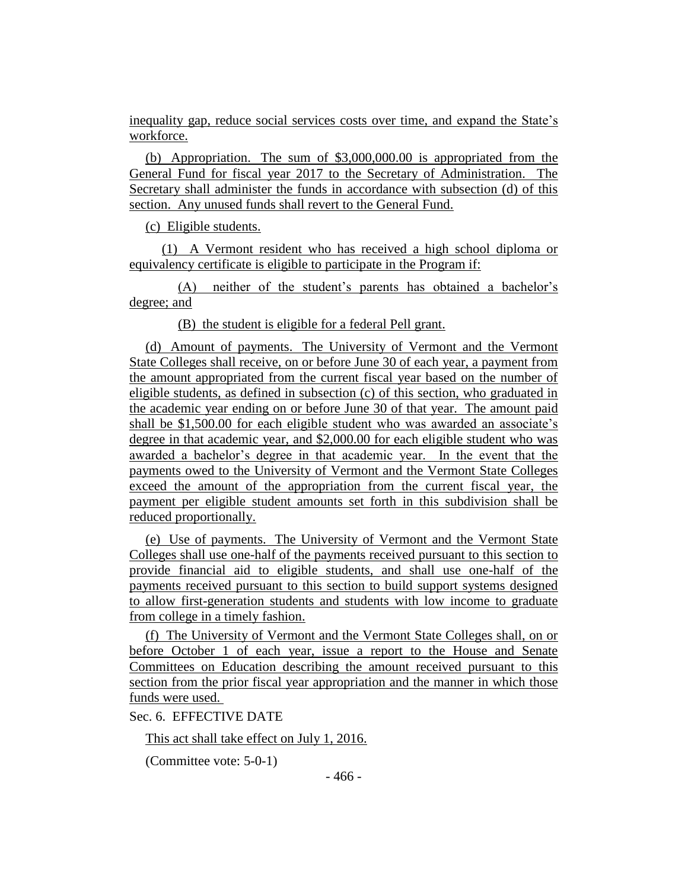inequality gap, reduce social services costs over time, and expand the State's workforce.

(b) Appropriation. The sum of $3,000,000.00 is appropriated from the General Fund for fiscal year 2017 to the Secretary of Administration. The Secretary shall administer the funds in accordance with subsection (d) of this section. Any unused funds shall revert to the General Fund.

(c) Eligible students.

(1) A Vermont resident who has received a high school diploma or equivalency certificate is eligible to participate in the Program if:

(A) neither of the student's parents has obtained a bachelor's degree; and

(B) the student is eligible for a federal Pell grant.

(d) Amount of payments. The University of Vermont and the Vermont State Colleges shall receive, on or before June 30 of each year, a payment from the amount appropriated from the current fiscal year based on the number of eligible students, as defined in subsection (c) of this section, who graduated in the academic year ending on or before June 30 of that year. The amount paid shall be $1,500.00 for each eligible student who was awarded an associate's degree in that academic year, and $2,000.00 for each eligible student who was awarded a bachelor's degree in that academic year. In the event that the payments owed to the University of Vermont and the Vermont State Colleges exceed the amount of the appropriation from the current fiscal year, the payment per eligible student amounts set forth in this subdivision shall be reduced proportionally.

(e) Use of payments. The University of Vermont and the Vermont State Colleges shall use one-half of the payments received pursuant to this section to provide financial aid to eligible students, and shall use one-half of the payments received pursuant to this section to build support systems designed to allow first-generation students and students with low income to graduate from college in a timely fashion.

(f) The University of Vermont and the Vermont State Colleges shall, on or before October 1 of each year, issue a report to the House and Senate Committees on Education describing the amount received pursuant to this section from the prior fiscal year appropriation and the manner in which those funds were used.

Sec. 6. EFFECTIVE DATE

This act shall take effect on July 1, 2016.

(Committee vote: 5-0-1)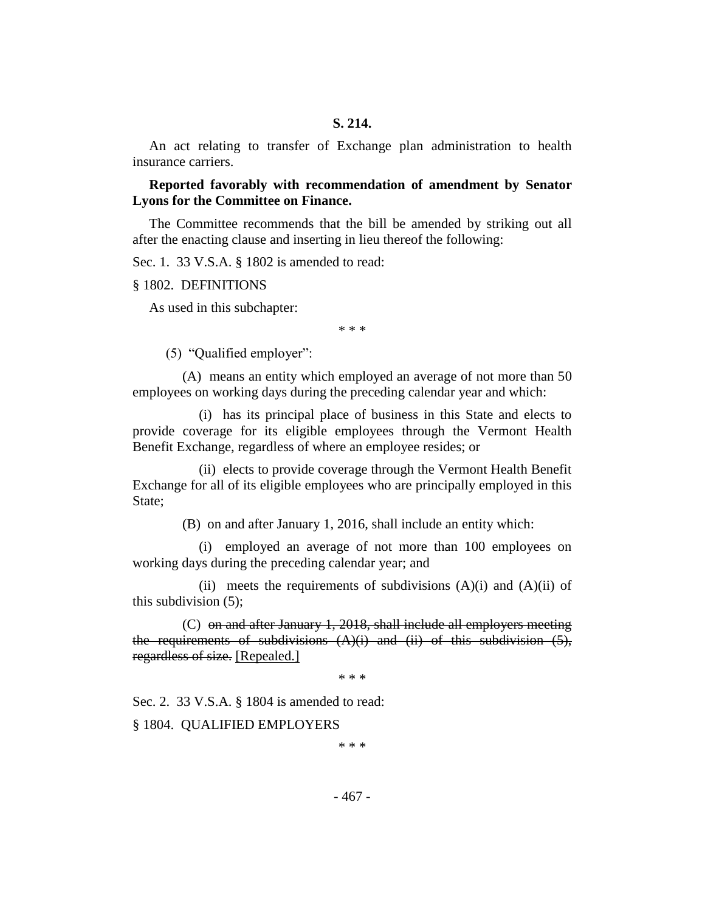**S. 214.**

An act relating to transfer of Exchange plan administration to health insurance carriers.

**Reported favorably with recommendation of amendment by Senator Lyons for the Committee on Finance.**

The Committee recommends that the bill be amended by striking out all after the enacting clause and inserting in lieu thereof the following:

Sec. 1. 33 V.S.A. § 1802 is amended to read:

§ 1802. DEFINITIONS

As used in this subchapter:

\* \* \*

(5) "Qualified employer":

(A) means an entity which employed an average of not more than 50 employees on working days during the preceding calendar year and which:

(i) has its principal place of business in this State and elects to provide coverage for its eligible employees through the Vermont Health Benefit Exchange, regardless of where an employee resides; or

(ii) elects to provide coverage through the Vermont Health Benefit Exchange for all of its eligible employees who are principally employed in this State;

(B) on and after January 1, 2016, shall include an entity which:

(i) employed an average of not more than 100 employees on working days during the preceding calendar year; and

(ii) meets the requirements of subdivisions (A)(i) and (A)(ii) of this subdivision (5);

(C) ~~on and after January 1, 2018, shall include all employers meeting the requirements of subdivisions (A)(i) and (ii) of this subdivision (5), regardless of size.~~ <u>[Repealed.]</u>

\* \* \*

Sec. 2. 33 V.S.A. § 1804 is amended to read:

§ 1804. QUALIFIED EMPLOYERS

\* \* \*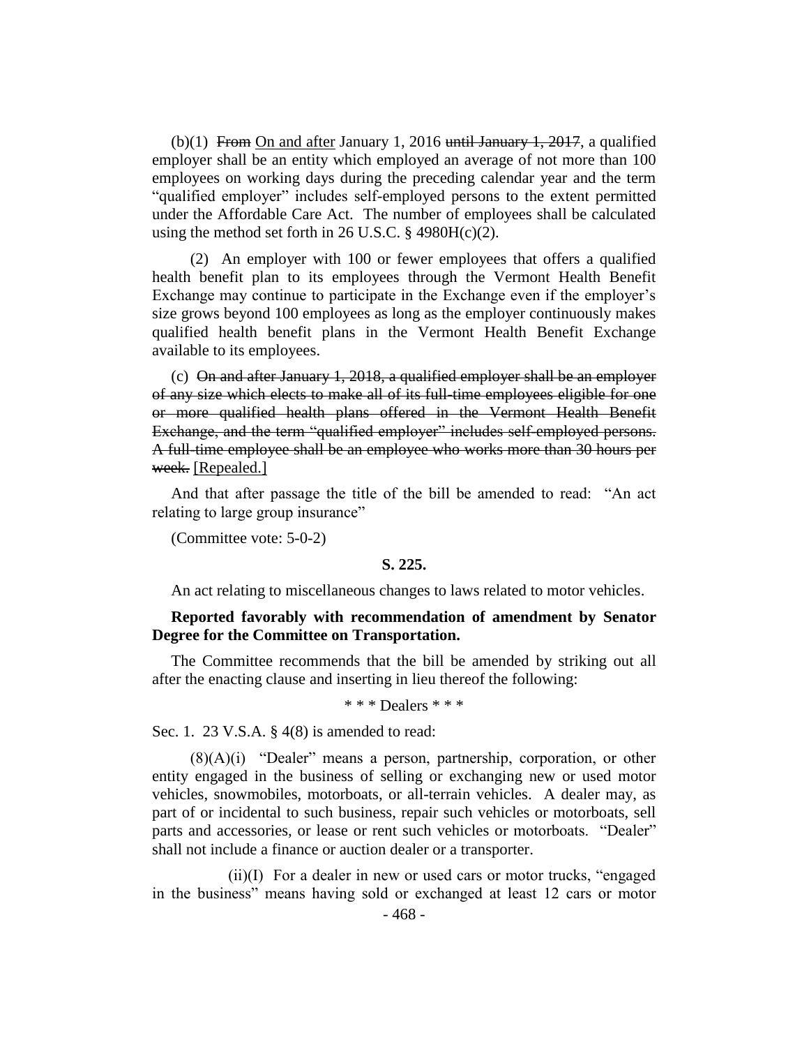(b)(1) ~~From~~ On and after January 1, 2016 ~~until January 1, 2017~~, a qualified employer shall be an entity which employed an average of not more than 100 employees on working days during the preceding calendar year and the term "qualified employer" includes self-employed persons to the extent permitted under the Affordable Care Act. The number of employees shall be calculated using the method set forth in 26 U.S.C. § 4980H(c)(2).

(2) An employer with 100 or fewer employees that offers a qualified health benefit plan to its employees through the Vermont Health Benefit Exchange may continue to participate in the Exchange even if the employer's size grows beyond 100 employees as long as the employer continuously makes qualified health benefit plans in the Vermont Health Benefit Exchange available to its employees.

(c) ~~On and after January 1, 2018, a qualified employer shall be an employer of any size which elects to make all of its full-time employees eligible for one or more qualified health plans offered in the Vermont Health Benefit Exchange, and the term "qualified employer" includes self-employed persons. A full-time employee shall be an employee who works more than 30 hours per week.~~ [Repealed.]

And that after passage the title of the bill be amended to read: "An act relating to large group insurance"

(Committee vote: 5-0-2)

**S. 225.**

An act relating to miscellaneous changes to laws related to motor vehicles.

**Reported favorably with recommendation of amendment by Senator Degree for the Committee on Transportation.**

The Committee recommends that the bill be amended by striking out all after the enacting clause and inserting in lieu thereof the following:

\* \* \* Dealers \* \* \*

Sec. 1. 23 V.S.A. § 4(8) is amended to read:

(8)(A)(i) "Dealer" means a person, partnership, corporation, or other entity engaged in the business of selling or exchanging new or used motor vehicles, snowmobiles, motorboats, or all-terrain vehicles. A dealer may, as part of or incidental to such business, repair such vehicles or motorboats, sell parts and accessories, or lease or rent such vehicles or motorboats. "Dealer" shall not include a finance or auction dealer or a transporter.

(ii)(I) For a dealer in new or used cars or motor trucks, "engaged in the business" means having sold or exchanged at least 12 cars or motor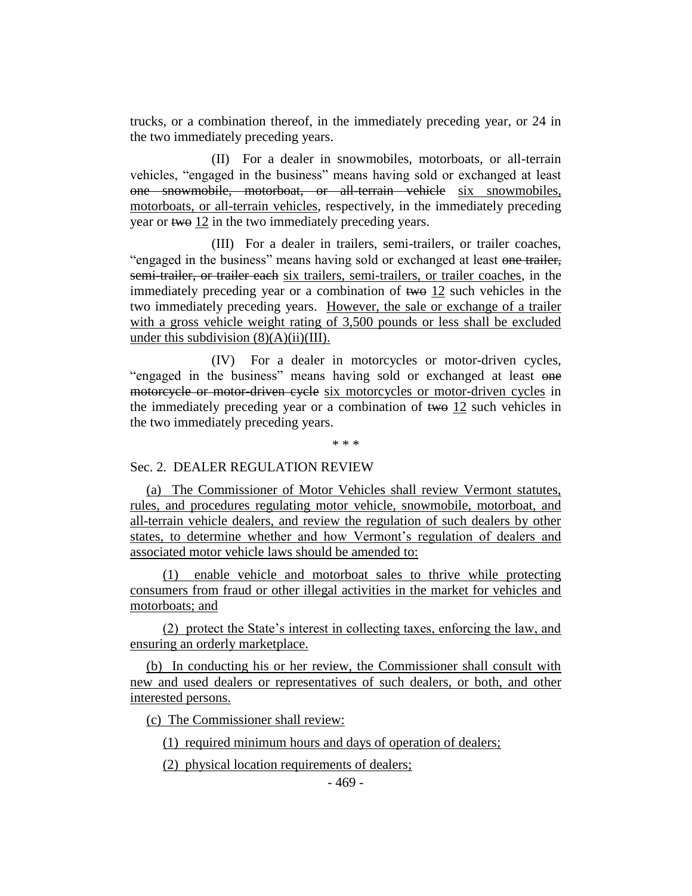trucks, or a combination thereof, in the immediately preceding year, or 24 in the two immediately preceding years.

(II) For a dealer in snowmobiles, motorboats, or all-terrain vehicles, "engaged in the business" means having sold or exchanged at least ~~one snowmobile, motorboat, or all-terrain vehicle~~ <u>six snowmobiles, motorboats, or all-terrain vehicles</u>, respectively, in the immediately preceding year or ~~two~~ <u>12</u> in the two immediately preceding years.

(III) For a dealer in trailers, semi-trailers, or trailer coaches, "engaged in the business" means having sold or exchanged at least ~~one trailer, semi-trailer, or trailer each~~ <u>six trailers, semi-trailers, or trailer coaches</u>, in the immediately preceding year or a combination of ~~two~~ <u>12</u> such vehicles in the two immediately preceding years. <u>However, the sale or exchange of a trailer with a gross vehicle weight rating of 3,500 pounds or less shall be excluded under this subdivision (8)(A)(ii)(III).</u>

(IV) For a dealer in motorcycles or motor-driven cycles, "engaged in the business" means having sold or exchanged at least ~~one motorcycle or motor-driven cycle~~ <u>six motorcycles or motor-driven cycles</u> in the immediately preceding year or a combination of ~~two~~ <u>12</u> such vehicles in the two immediately preceding years.

\* \* \*

Sec. 2. DEALER REGULATION REVIEW

<u>(a) The Commissioner of Motor Vehicles shall review Vermont statutes, rules, and procedures regulating motor vehicle, snowmobile, motorboat, and all-terrain vehicle dealers, and review the regulation of such dealers by other states, to determine whether and how Vermont's regulation of dealers and associated motor vehicle laws should be amended to:</u>

<u>(1) enable vehicle and motorboat sales to thrive while protecting consumers from fraud or other illegal activities in the market for vehicles and motorboats; and</u>

<u>(2) protect the State's interest in collecting taxes, enforcing the law, and ensuring an orderly marketplace.</u>

<u>(b) In conducting his or her review, the Commissioner shall consult with new and used dealers or representatives of such dealers, or both, and other interested persons.</u>

<u>(c) The Commissioner shall review:</u>

<u>(1) required minimum hours and days of operation of dealers;</u>

<u>(2) physical location requirements of dealers;</u>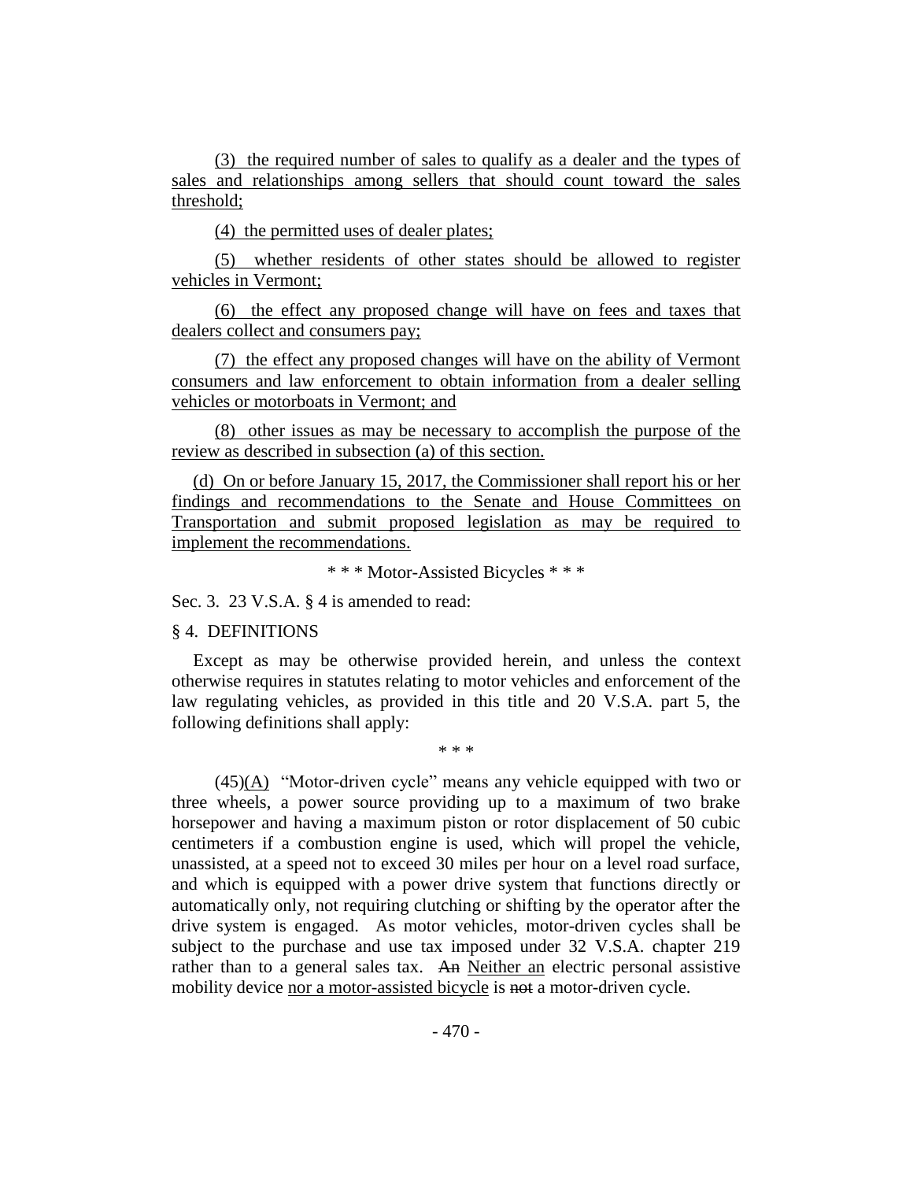(3) the required number of sales to qualify as a dealer and the types of sales and relationships among sellers that should count toward the sales threshold;

(4) the permitted uses of dealer plates;

(5) whether residents of other states should be allowed to register vehicles in Vermont;

(6) the effect any proposed change will have on fees and taxes that dealers collect and consumers pay;

(7) the effect any proposed changes will have on the ability of Vermont consumers and law enforcement to obtain information from a dealer selling vehicles or motorboats in Vermont; and

(8) other issues as may be necessary to accomplish the purpose of the review as described in subsection (a) of this section.

(d) On or before January 15, 2017, the Commissioner shall report his or her findings and recommendations to the Senate and House Committees on Transportation and submit proposed legislation as may be required to implement the recommendations.

\* \* \* Motor-Assisted Bicycles \* \* \*

Sec. 3. 23 V.S.A. § 4 is amended to read:

§ 4. DEFINITIONS

Except as may be otherwise provided herein, and unless the context otherwise requires in statutes relating to motor vehicles and enforcement of the law regulating vehicles, as provided in this title and 20 V.S.A. part 5, the following definitions shall apply:

\* \* \*

(45)(A) "Motor-driven cycle" means any vehicle equipped with two or three wheels, a power source providing up to a maximum of two brake horsepower and having a maximum piston or rotor displacement of 50 cubic centimeters if a combustion engine is used, which will propel the vehicle, unassisted, at a speed not to exceed 30 miles per hour on a level road surface, and which is equipped with a power drive system that functions directly or automatically only, not requiring clutching or shifting by the operator after the drive system is engaged. As motor vehicles, motor-driven cycles shall be subject to the purchase and use tax imposed under 32 V.S.A. chapter 219 rather than to a general sales tax. ~~An~~ Neither an electric personal assistive mobility device nor a motor-assisted bicycle is ~~not~~ a motor-driven cycle.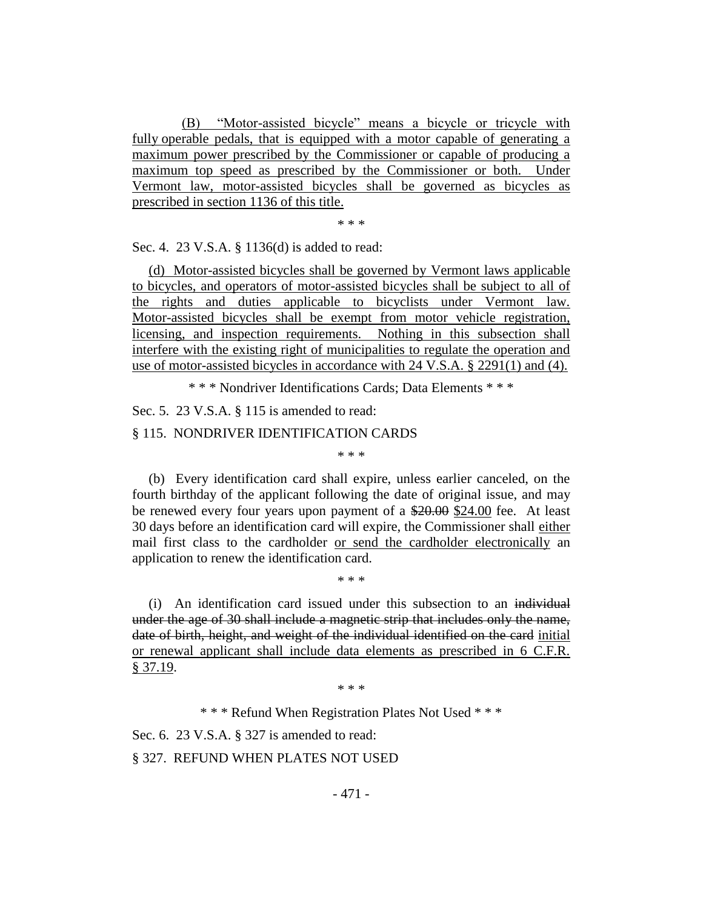(B) "Motor-assisted bicycle" means a bicycle or tricycle with fully operable pedals, that is equipped with a motor capable of generating a maximum power prescribed by the Commissioner or capable of producing a maximum top speed as prescribed by the Commissioner or both. Under Vermont law, motor-assisted bicycles shall be governed as bicycles as prescribed in section 1136 of this title.

\* \* \*

Sec. 4. 23 V.S.A. § 1136(d) is added to read:

(d) Motor-assisted bicycles shall be governed by Vermont laws applicable to bicycles, and operators of motor-assisted bicycles shall be subject to all of the rights and duties applicable to bicyclists under Vermont law. Motor-assisted bicycles shall be exempt from motor vehicle registration, licensing, and inspection requirements. Nothing in this subsection shall interfere with the existing right of municipalities to regulate the operation and use of motor-assisted bicycles in accordance with 24 V.S.A. § 2291(1) and (4).

\* \* \* Nondriver Identifications Cards; Data Elements \* \* \*

Sec. 5. 23 V.S.A. § 115 is amended to read:

§ 115. NONDRIVER IDENTIFICATION CARDS

\* \* \*

(b) Every identification card shall expire, unless earlier canceled, on the fourth birthday of the applicant following the date of original issue, and may be renewed every four years upon payment of a ~~$20.00~~ $24.00 fee. At least 30 days before an identification card will expire, the Commissioner shall either mail first class to the cardholder or send the cardholder electronically an application to renew the identification card.

\* \* \*

(i) An identification card issued under this subsection to an ~~individual under the age of 30 shall include a magnetic strip that includes only the name, date of birth, height, and weight of the individual identified on the card~~ initial or renewal applicant shall include data elements as prescribed in 6 C.F.R. § 37.19.

\* \* \*

\* \* \* Refund When Registration Plates Not Used \* \* \*

Sec. 6. 23 V.S.A. § 327 is amended to read:

§ 327. REFUND WHEN PLATES NOT USED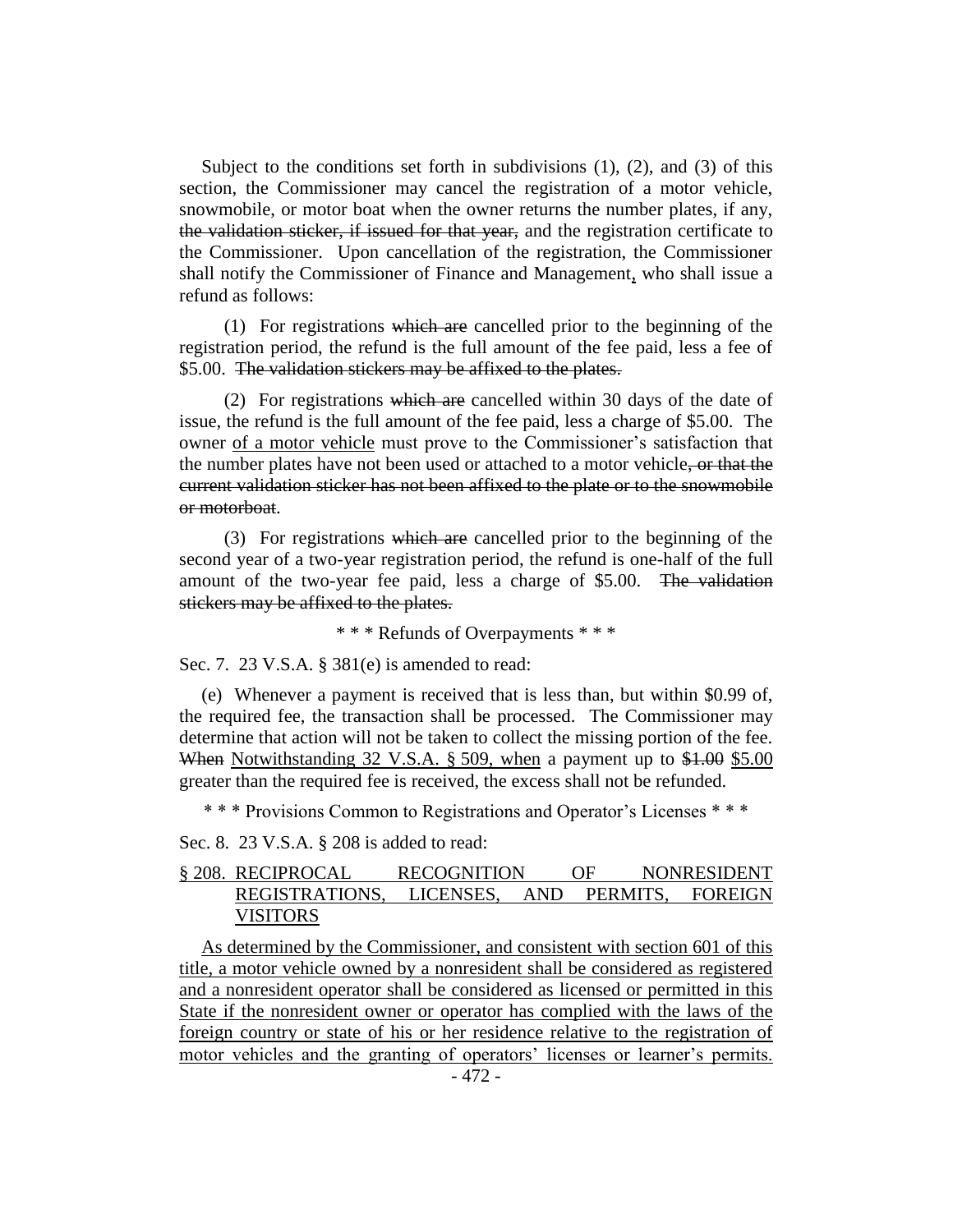Subject to the conditions set forth in subdivisions (1), (2), and (3) of this section, the Commissioner may cancel the registration of a motor vehicle, snowmobile, or motor boat when the owner returns the number plates, if any, ~~the validation sticker, if issued for that year,~~ and the registration certificate to the Commissioner. Upon cancellation of the registration, the Commissioner shall notify the Commissioner of Finance and Management, who shall issue a refund as follows:

(1) For registrations ~~which are~~ cancelled prior to the beginning of the registration period, the refund is the full amount of the fee paid, less a fee of \$5.00. ~~The validation stickers may be affixed to the plates.~~

(2) For registrations ~~which are~~ cancelled within 30 days of the date of issue, the refund is the full amount of the fee paid, less a charge of \$5.00. The owner <u>of a motor vehicle</u> must prove to the Commissioner's satisfaction that the number plates have not been used or attached to a motor vehicle~~, or that the current validation sticker has not been affixed to the plate or to the snowmobile or motorboat~~.

(3) For registrations ~~which are~~ cancelled prior to the beginning of the second year of a two-year registration period, the refund is one-half of the full amount of the two-year fee paid, less a charge of \$5.00. ~~The validation stickers may be affixed to the plates.~~

\* \* \* Refunds of Overpayments \* \* \*

Sec. 7. 23 V.S.A. § 381(e) is amended to read:

(e) Whenever a payment is received that is less than, but within \$0.99 of, the required fee, the transaction shall be processed. The Commissioner may determine that action will not be taken to collect the missing portion of the fee. ~~When~~ <u>Notwithstanding 32 V.S.A. § 509, when</u> a payment up to ~~\$1.00~~ <u>\$5.00</u> greater than the required fee is received, the excess shall not be refunded.

\* \* \* Provisions Common to Registrations and Operator's Licenses \* \* \*

Sec. 8. 23 V.S.A. § 208 is added to read:

<u>§ 208. RECIPROCAL RECOGNITION OF NONRESIDENT REGISTRATIONS, LICENSES, AND PERMITS, FOREIGN VISITORS</u>

<u>As determined by the Commissioner, and consistent with section 601 of this title, a motor vehicle owned by a nonresident shall be considered as registered and a nonresident operator shall be considered as licensed or permitted in this State if the nonresident owner or operator has complied with the laws of the foreign country or state of his or her residence relative to the registration of motor vehicles and the granting of operators' licenses or learner's permits.</u>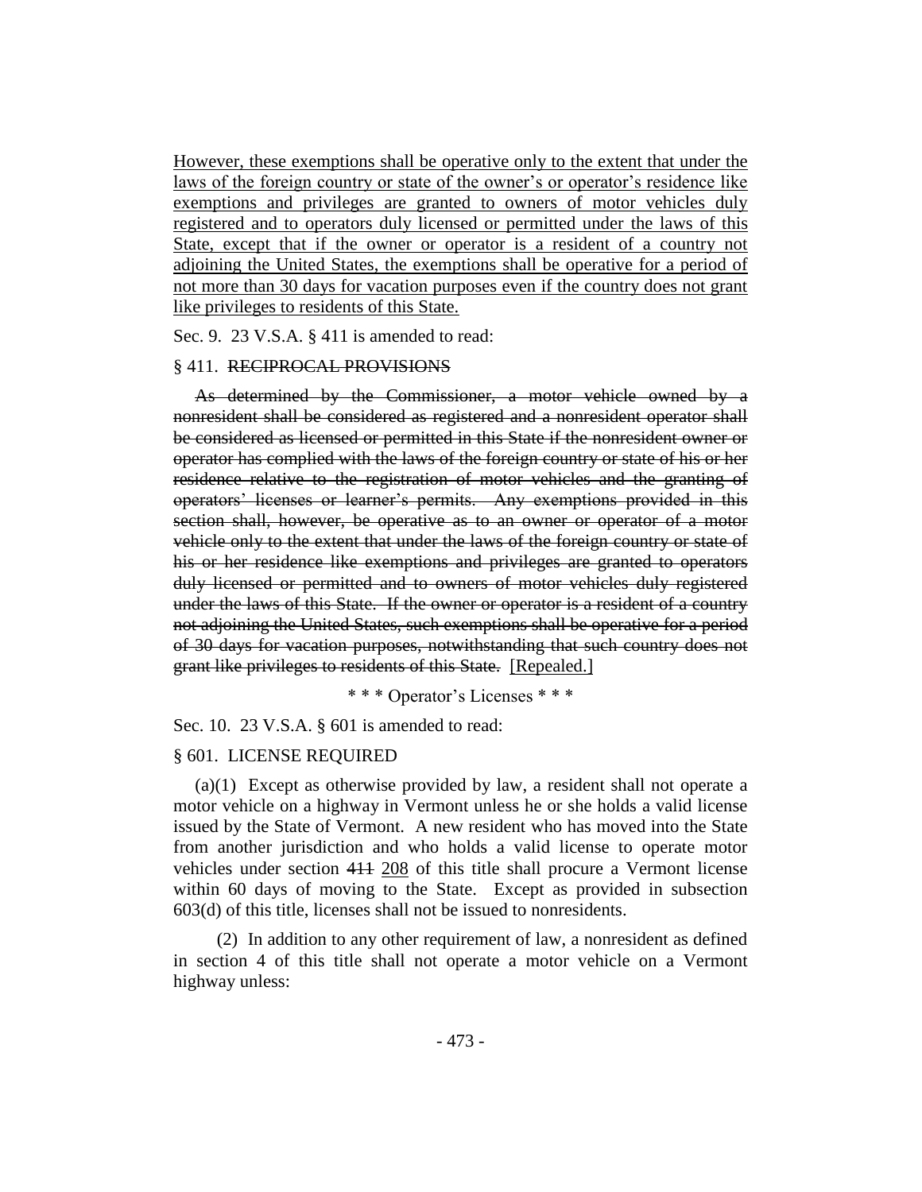However, these exemptions shall be operative only to the extent that under the laws of the foreign country or state of the owner's or operator's residence like exemptions and privileges are granted to owners of motor vehicles duly registered and to operators duly licensed or permitted under the laws of this State, except that if the owner or operator is a resident of a country not adjoining the United States, the exemptions shall be operative for a period of not more than 30 days for vacation purposes even if the country does not grant like privileges to residents of this State.

Sec. 9. 23 V.S.A. § 411 is amended to read:

§ 411. ~~RECIPROCAL PROVISIONS~~

~~As determined by the Commissioner, a motor vehicle owned by a nonresident shall be considered as registered and a nonresident operator shall be considered as licensed or permitted in this State if the nonresident owner or operator has complied with the laws of the foreign country or state of his or her residence relative to the registration of motor vehicles and the granting of operators' licenses or learner's permits. Any exemptions provided in this section shall, however, be operative as to an owner or operator of a motor vehicle only to the extent that under the laws of the foreign country or state of his or her residence like exemptions and privileges are granted to operators duly licensed or permitted and to owners of motor vehicles duly registered under the laws of this State. If the owner or operator is a resident of a country not adjoining the United States, such exemptions shall be operative for a period of 30 days for vacation purposes, notwithstanding that such country does not grant like privileges to residents of this State.~~ [Repealed.]

\* \* \* Operator's Licenses \* \* \*

Sec. 10. 23 V.S.A. § 601 is amended to read:

§ 601. LICENSE REQUIRED

(a)(1) Except as otherwise provided by law, a resident shall not operate a motor vehicle on a highway in Vermont unless he or she holds a valid license issued by the State of Vermont. A new resident who has moved into the State from another jurisdiction and who holds a valid license to operate motor vehicles under section ~~411~~ 208 of this title shall procure a Vermont license within 60 days of moving to the State. Except as provided in subsection 603(d) of this title, licenses shall not be issued to nonresidents.

(2) In addition to any other requirement of law, a nonresident as defined in section 4 of this title shall not operate a motor vehicle on a Vermont highway unless: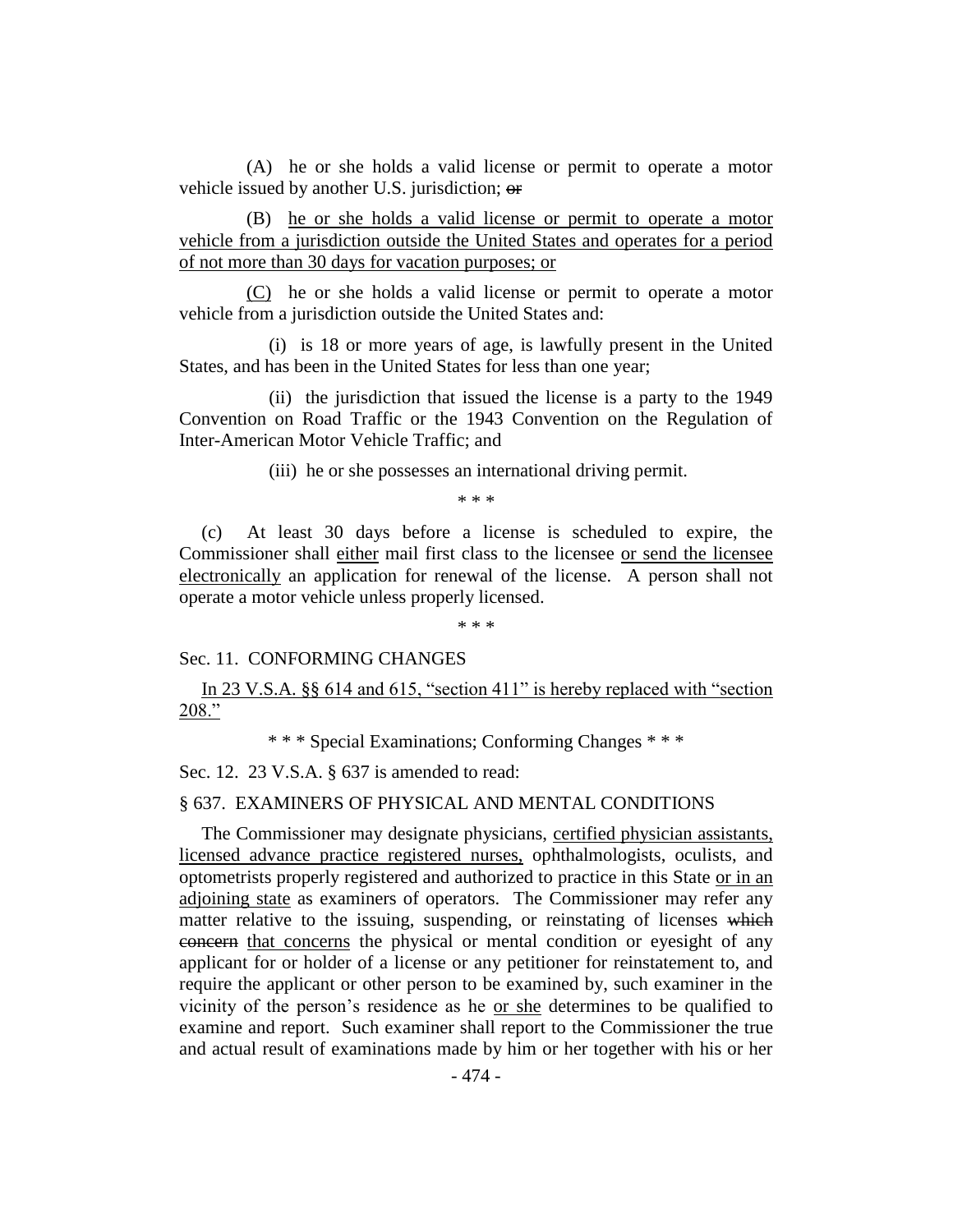(A) he or she holds a valid license or permit to operate a motor vehicle issued by another U.S. jurisdiction; ~~or~~

(B) <u>he or she holds a valid license or permit to operate a motor vehicle from a jurisdiction outside the United States and operates for a period of not more than 30 days for vacation purposes; or</u>

<u>(C)</u> he or she holds a valid license or permit to operate a motor vehicle from a jurisdiction outside the United States and:

(i) is 18 or more years of age, is lawfully present in the United States, and has been in the United States for less than one year;

(ii) the jurisdiction that issued the license is a party to the 1949 Convention on Road Traffic or the 1943 Convention on the Regulation of Inter-American Motor Vehicle Traffic; and

(iii) he or she possesses an international driving permit.

\* \* \*

(c) At least 30 days before a license is scheduled to expire, the Commissioner shall <u>either</u> mail first class to the licensee <u>or send the licensee electronically</u> an application for renewal of the license. A person shall not operate a motor vehicle unless properly licensed.

\* \* \*

Sec. 11. CONFORMING CHANGES

<u>In 23 V.S.A. §§ 614 and 615, "section 411" is hereby replaced with "section 208."</u>

\* \* \* Special Examinations; Conforming Changes \* \* \*

Sec. 12. 23 V.S.A. § 637 is amended to read:

§ 637. EXAMINERS OF PHYSICAL AND MENTAL CONDITIONS

The Commissioner may designate physicians, <u>certified physician assistants, licensed advance practice registered nurses,</u> ophthalmologists, oculists, and optometrists properly registered and authorized to practice in this State <u>or in an adjoining state</u> as examiners of operators. The Commissioner may refer any matter relative to the issuing, suspending, or reinstating of licenses ~~which concern~~ <u>that concerns</u> the physical or mental condition or eyesight of any applicant for or holder of a license or any petitioner for reinstatement to, and require the applicant or other person to be examined by, such examiner in the vicinity of the person's residence as he <u>or she</u> determines to be qualified to examine and report. Such examiner shall report to the Commissioner the true and actual result of examinations made by him or her together with his or her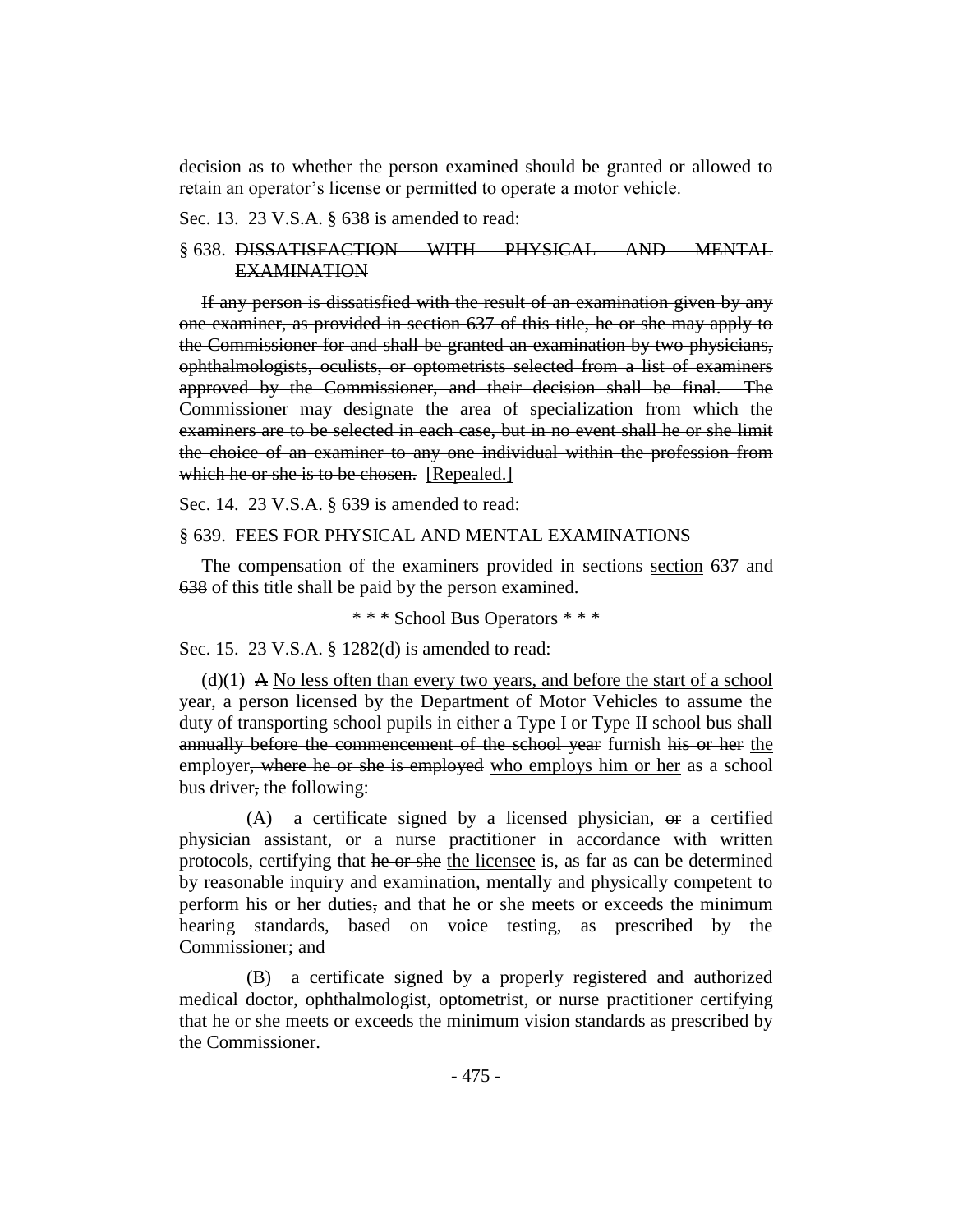decision as to whether the person examined should be granted or allowed to retain an operator's license or permitted to operate a motor vehicle.

Sec. 13. 23 V.S.A. § 638 is amended to read:

§ 638. ~~DISSATISFACTION WITH PHYSICAL AND MENTAL EXAMINATION~~

~~If any person is dissatisfied with the result of an examination given by any one examiner, as provided in section 637 of this title, he or she may apply to the Commissioner for and shall be granted an examination by two physicians, ophthalmologists, oculists, or optometrists selected from a list of examiners approved by the Commissioner, and their decision shall be final. The Commissioner may designate the area of specialization from which the examiners are to be selected in each case, but in no event shall he or she limit the choice of an examiner to any one individual within the profession from which he or she is to be chosen.~~ <u>[Repealed.]</u>

Sec. 14. 23 V.S.A. § 639 is amended to read:

§ 639. FEES FOR PHYSICAL AND MENTAL EXAMINATIONS

The compensation of the examiners provided in ~~sections~~ <u>section</u> 637 ~~and 638~~ of this title shall be paid by the person examined.

\* \* \* School Bus Operators \* \* \*

Sec. 15. 23 V.S.A. § 1282(d) is amended to read:

(d)(1) ~~A~~ <u>No less often than every two years, and before the start of a school year, a</u> person licensed by the Department of Motor Vehicles to assume the duty of transporting school pupils in either a Type I or Type II school bus shall ~~annually before the commencement of the school year~~ furnish ~~his or her~~ <u>the</u> employer~~, where he or she is employed~~ <u>who employs him or her</u> as a school bus driver~~,~~ the following:

(A) a certificate signed by a licensed physician, ~~or~~ a certified physician assistant<u>,</u> or a nurse practitioner in accordance with written protocols, certifying that ~~he or she~~ <u>the licensee</u> is, as far as can be determined by reasonable inquiry and examination, mentally and physically competent to perform his or her duties~~,~~ and that he or she meets or exceeds the minimum hearing standards, based on voice testing, as prescribed by the Commissioner; and

(B) a certificate signed by a properly registered and authorized medical doctor, ophthalmologist, optometrist, or nurse practitioner certifying that he or she meets or exceeds the minimum vision standards as prescribed by the Commissioner.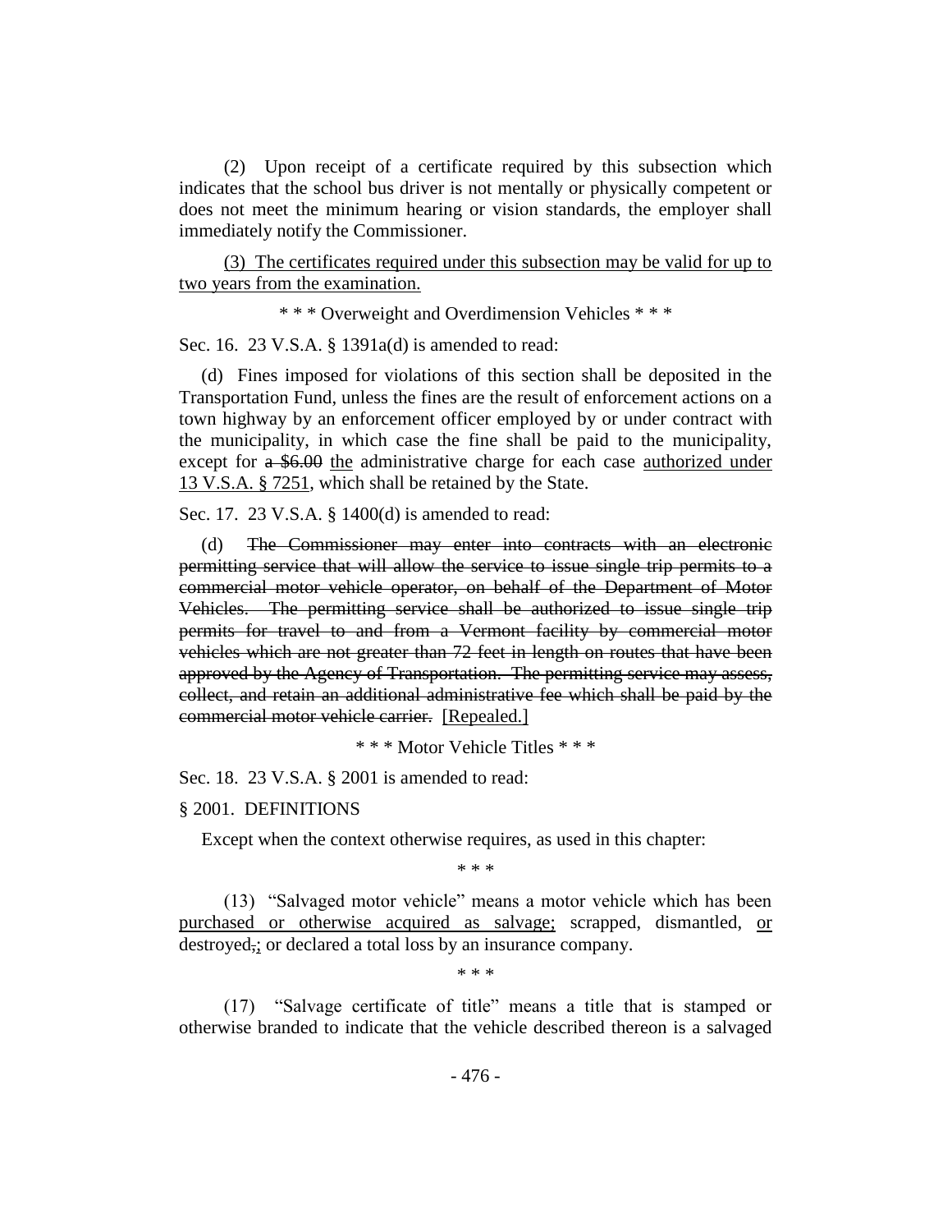(2) Upon receipt of a certificate required by this subsection which indicates that the school bus driver is not mentally or physically competent or does not meet the minimum hearing or vision standards, the employer shall immediately notify the Commissioner.

(3) The certificates required under this subsection may be valid for up to two years from the examination.

\* \* \* Overweight and Overdimension Vehicles \* \* \*

Sec. 16. 23 V.S.A. § 1391a(d) is amended to read:

(d) Fines imposed for violations of this section shall be deposited in the Transportation Fund, unless the fines are the result of enforcement actions on a town highway by an enforcement officer employed by or under contract with the municipality, in which case the fine shall be paid to the municipality, except for ~~a $6.00~~ the administrative charge for each case authorized under 13 V.S.A. § 7251, which shall be retained by the State.

Sec. 17. 23 V.S.A. § 1400(d) is amended to read:

(d) ~~The Commissioner may enter into contracts with an electronic permitting service that will allow the service to issue single trip permits to a commercial motor vehicle operator, on behalf of the Department of Motor Vehicles. The permitting service shall be authorized to issue single trip permits for travel to and from a Vermont facility by commercial motor vehicles which are not greater than 72 feet in length on routes that have been approved by the Agency of Transportation. The permitting service may assess, collect, and retain an additional administrative fee which shall be paid by the commercial motor vehicle carrier.~~ [Repealed.]

\* \* \* Motor Vehicle Titles \* \* \*

Sec. 18. 23 V.S.A. § 2001 is amended to read:

§ 2001. DEFINITIONS

Except when the context otherwise requires, as used in this chapter:

\* \* \*

(13) "Salvaged motor vehicle" means a motor vehicle which has been purchased or otherwise acquired as salvage; scrapped, dismantled, or destroyed~~,~~; or declared a total loss by an insurance company.

\* \* \*

(17) "Salvage certificate of title" means a title that is stamped or otherwise branded to indicate that the vehicle described thereon is a salvaged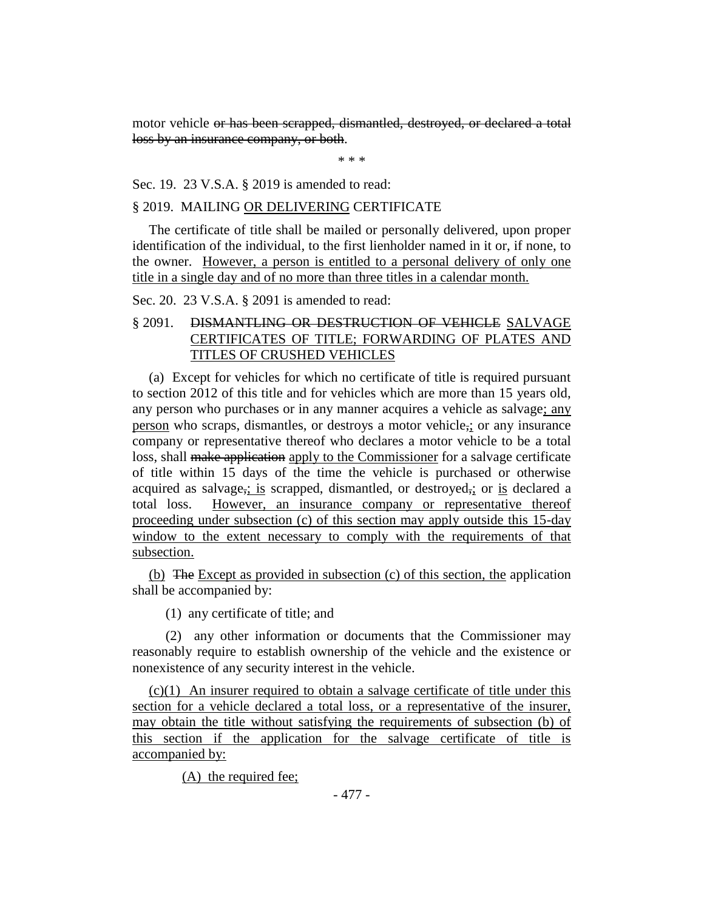motor vehicle ~~or has been scrapped, dismantled, destroyed, or declared a total loss by an insurance company, or both~~.

\* \* \*

Sec. 19. 23 V.S.A. § 2019 is amended to read:

§ 2019. MAILING <u>OR DELIVERING</u> CERTIFICATE

The certificate of title shall be mailed or personally delivered, upon proper identification of the individual, to the first lienholder named in it or, if none, to the owner. <u>However, a person is entitled to a personal delivery of only one title in a single day and of no more than three titles in a calendar month.</u>

Sec. 20. 23 V.S.A. § 2091 is amended to read:

§ 2091. ~~DISMANTLING OR DESTRUCTION OF VEHICLE~~ <u>SALVAGE CERTIFICATES OF TITLE; FORWARDING OF PLATES AND TITLES OF CRUSHED VEHICLES</u>

(a) Except for vehicles for which no certificate of title is required pursuant to section 2012 of this title and for vehicles which are more than 15 years old, any person who purchases or in any manner acquires a vehicle as salvage<u>; any person</u> who scraps, dismantles, or destroys a motor vehicle~~,~~<u>;</u> or any insurance company or representative thereof who declares a motor vehicle to be a total loss, shall ~~make application~~ <u>apply to the Commissioner</u> for a salvage certificate of title within 15 days of the time the vehicle is purchased or otherwise acquired as salvage~~,~~<u>; is</u> scrapped, dismantled, or destroyed~~,~~<u>;</u> or <u>is</u> declared a total loss. <u>However, an insurance company or representative thereof proceeding under subsection (c) of this section may apply outside this 15-day window to the extent necessary to comply with the requirements of that subsection.</u>

<u>(b)</u> ~~The~~ <u>Except as provided in subsection (c) of this section, the</u> application shall be accompanied by:

(1) any certificate of title; and

(2) any other information or documents that the Commissioner may reasonably require to establish ownership of the vehicle and the existence or nonexistence of any security interest in the vehicle.

<u>(c)(1) An insurer required to obtain a salvage certificate of title under this section for a vehicle declared a total loss, or a representative of the insurer, may obtain the title without satisfying the requirements of subsection (b) of this section if the application for the salvage certificate of title is accompanied by:</u>

<u>(A) the required fee;</u>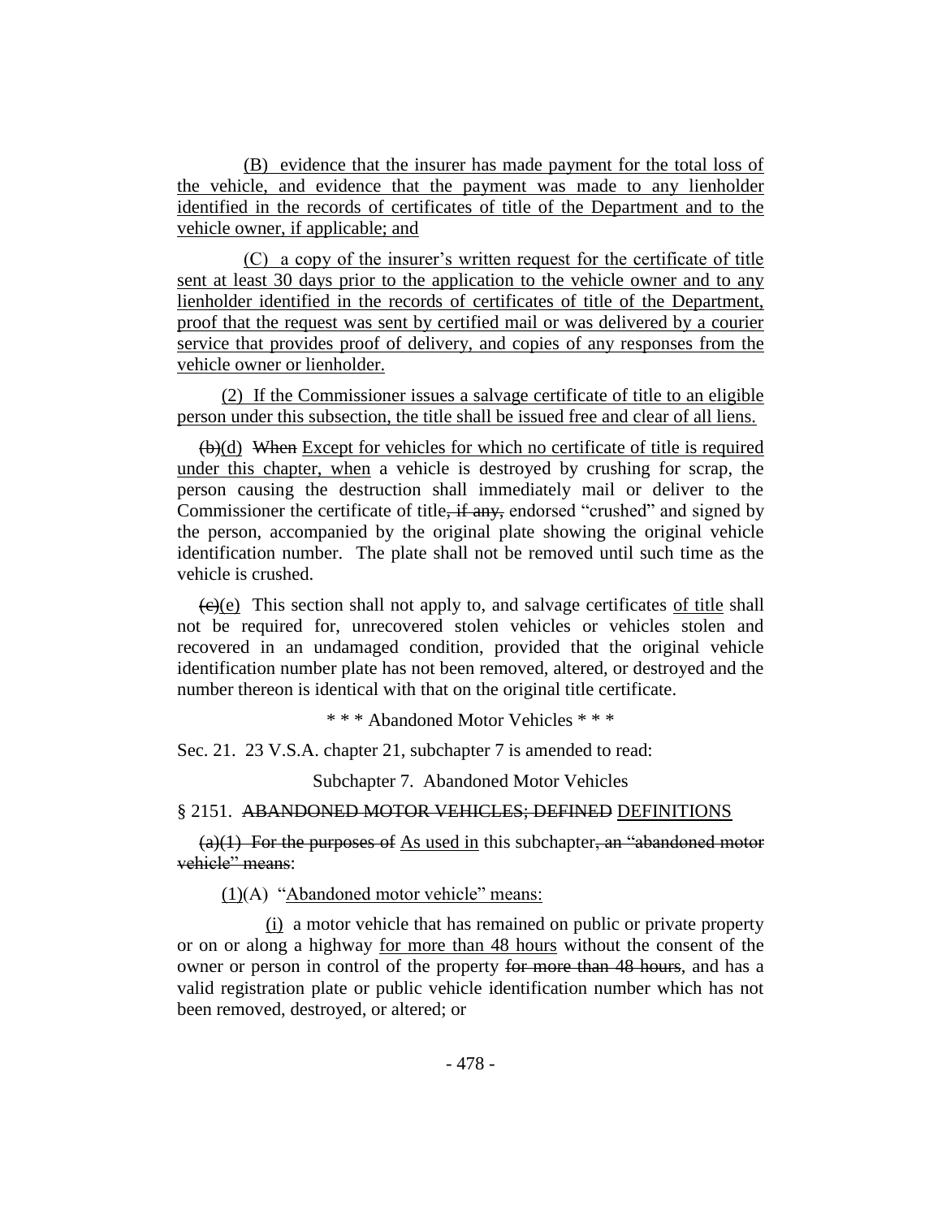(B) evidence that the insurer has made payment for the total loss of the vehicle, and evidence that the payment was made to any lienholder identified in the records of certificates of title of the Department and to the vehicle owner, if applicable; and

(C) a copy of the insurer's written request for the certificate of title sent at least 30 days prior to the application to the vehicle owner and to any lienholder identified in the records of certificates of title of the Department, proof that the request was sent by certified mail or was delivered by a courier service that provides proof of delivery, and copies of any responses from the vehicle owner or lienholder.

(2) If the Commissioner issues a salvage certificate of title to an eligible person under this subsection, the title shall be issued free and clear of all liens.

~~(b)~~(d) ~~When~~ Except for vehicles for which no certificate of title is required under this chapter, when a vehicle is destroyed by crushing for scrap, the person causing the destruction shall immediately mail or deliver to the Commissioner the certificate of title~~, if any,~~ endorsed "crushed" and signed by the person, accompanied by the original plate showing the original vehicle identification number. The plate shall not be removed until such time as the vehicle is crushed.

~~(c)~~(e) This section shall not apply to, and salvage certificates of title shall not be required for, unrecovered stolen vehicles or vehicles stolen and recovered in an undamaged condition, provided that the original vehicle identification number plate has not been removed, altered, or destroyed and the number thereon is identical with that on the original title certificate.

\* \* \* Abandoned Motor Vehicles \* \* \*

Sec. 21. 23 V.S.A. chapter 21, subchapter 7 is amended to read:

Subchapter 7. Abandoned Motor Vehicles

§ 2151. ~~ABANDONED MOTOR VEHICLES; DEFINED~~ DEFINITIONS

~~(a)(1) For the purposes of~~ As used in this subchapter~~, an "abandoned motor vehicle" means~~:

(1)(A) "Abandoned motor vehicle" means:

(i) a motor vehicle that has remained on public or private property or on or along a highway for more than 48 hours without the consent of the owner or person in control of the property ~~for more than 48 hours~~, and has a valid registration plate or public vehicle identification number which has not been removed, destroyed, or altered; or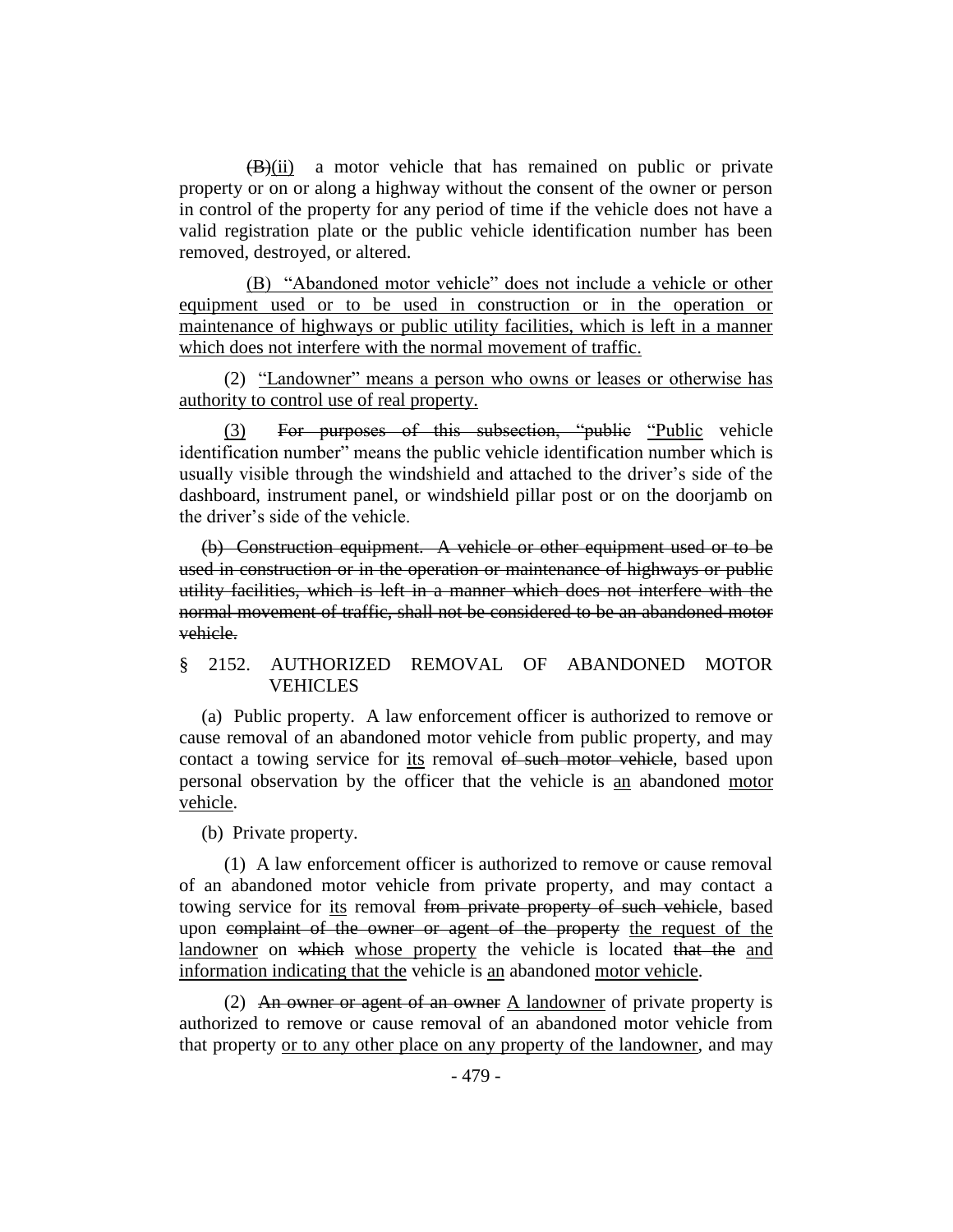~~(B)~~(ii) a motor vehicle that has remained on public or private property or on or along a highway without the consent of the owner or person in control of the property for any period of time if the vehicle does not have a valid registration plate or the public vehicle identification number has been removed, destroyed, or altered.

<u>(B) "Abandoned motor vehicle" does not include a vehicle or other equipment used or to be used in construction or in the operation or maintenance of highways or public utility facilities, which is left in a manner which does not interfere with the normal movement of traffic.</u>

(2) <u>"Landowner" means a person who owns or leases or otherwise has authority to control use of real property.</u>

<u>(3)</u> ~~For purposes of this subsection, "public~~ <u>"Public</u> vehicle identification number" means the public vehicle identification number which is usually visible through the windshield and attached to the driver's side of the dashboard, instrument panel, or windshield pillar post or on the doorjamb on the driver's side of the vehicle.

~~(b) Construction equipment. A vehicle or other equipment used or to be used in construction or in the operation or maintenance of highways or public utility facilities, which is left in a manner which does not interfere with the normal movement of traffic, shall not be considered to be an abandoned motor vehicle.~~

§ 2152. AUTHORIZED REMOVAL OF ABANDONED MOTOR VEHICLES

(a) Public property. A law enforcement officer is authorized to remove or cause removal of an abandoned motor vehicle from public property, and may contact a towing service for <u>its</u> removal ~~of such motor vehicle~~, based upon personal observation by the officer that the vehicle is <u>an</u> abandoned <u>motor vehicle</u>.

(b) Private property.

(1) A law enforcement officer is authorized to remove or cause removal of an abandoned motor vehicle from private property, and may contact a towing service for <u>its</u> removal ~~from private property of such vehicle~~, based upon ~~complaint of the owner or agent of the property~~ <u>the request of the landowner</u> on ~~which~~ <u>whose property</u> the vehicle is located ~~that the~~ <u>and information indicating that the</u> vehicle is <u>an</u> abandoned <u>motor vehicle</u>.

(2) ~~An owner or agent of an owner~~ <u>A landowner</u> of private property is authorized to remove or cause removal of an abandoned motor vehicle from that property <u>or to any other place on any property of the landowner</u>, and may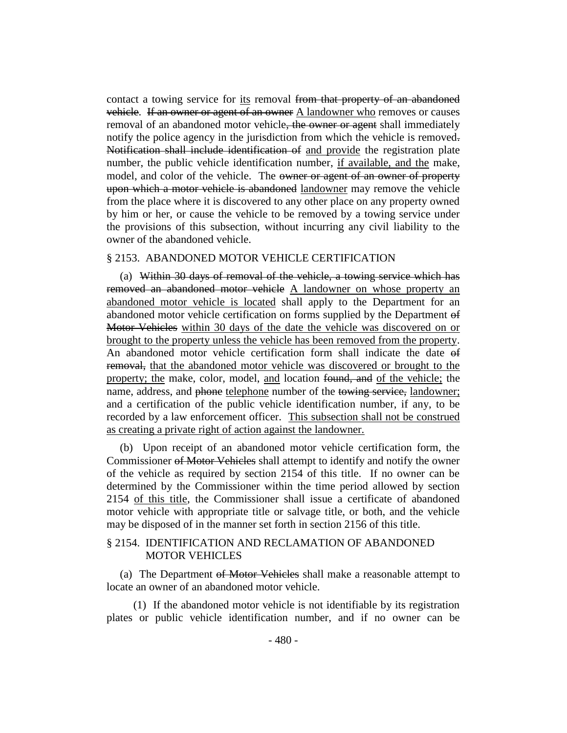contact a towing service for <u>its</u> removal ~~from that property of an abandoned vehicle~~. ~~If an owner or agent of an owner~~ <u>A landowner who</u> removes or causes removal of an abandoned motor vehicle~~, the owner or agent~~ shall immediately notify the police agency in the jurisdiction from which the vehicle is removed~~. Notification shall include identification of~~ <u>and provide</u> the registration plate number, the public vehicle identification number, <u>if available, and the</u> make, model, and color of the vehicle. The ~~owner or agent of an owner of property upon which a motor vehicle is abandoned~~ <u>landowner</u> may remove the vehicle from the place where it is discovered to any other place on any property owned by him or her, or cause the vehicle to be removed by a towing service under the provisions of this subsection, without incurring any civil liability to the owner of the abandoned vehicle.

§ 2153. ABANDONED MOTOR VEHICLE CERTIFICATION

(a) ~~Within 30 days of removal of the vehicle, a towing service which has removed an abandoned motor vehicle~~ <u>A landowner on whose property an abandoned motor vehicle is located</u> shall apply to the Department for an abandoned motor vehicle certification on forms supplied by the Department ~~of Motor Vehicles~~ <u>within 30 days of the date the vehicle was discovered on or brought to the property unless the vehicle has been removed from the property</u>. An abandoned motor vehicle certification form shall indicate the date ~~of removal,~~ <u>that the abandoned motor vehicle was discovered or brought to the property; the</u> make, color, model, <u>and</u> location ~~found, and~~ <u>of the vehicle;</u> the name, address, and ~~phone~~ <u>telephone</u> number of the ~~towing service,~~ <u>landowner;</u> and a certification of the public vehicle identification number, if any, to be recorded by a law enforcement officer. <u>This subsection shall not be construed as creating a private right of action against the landowner.</u>

(b) Upon receipt of an abandoned motor vehicle certification form, the Commissioner ~~of Motor Vehicles~~ shall attempt to identify and notify the owner of the vehicle as required by section 2154 of this title. If no owner can be determined by the Commissioner within the time period allowed by section 2154 <u>of this title</u>, the Commissioner shall issue a certificate of abandoned motor vehicle with appropriate title or salvage title, or both, and the vehicle may be disposed of in the manner set forth in section 2156 of this title.

§ 2154. IDENTIFICATION AND RECLAMATION OF ABANDONED MOTOR VEHICLES

(a) The Department ~~of Motor Vehicles~~ shall make a reasonable attempt to locate an owner of an abandoned motor vehicle.

(1) If the abandoned motor vehicle is not identifiable by its registration plates or public vehicle identification number, and if no owner can be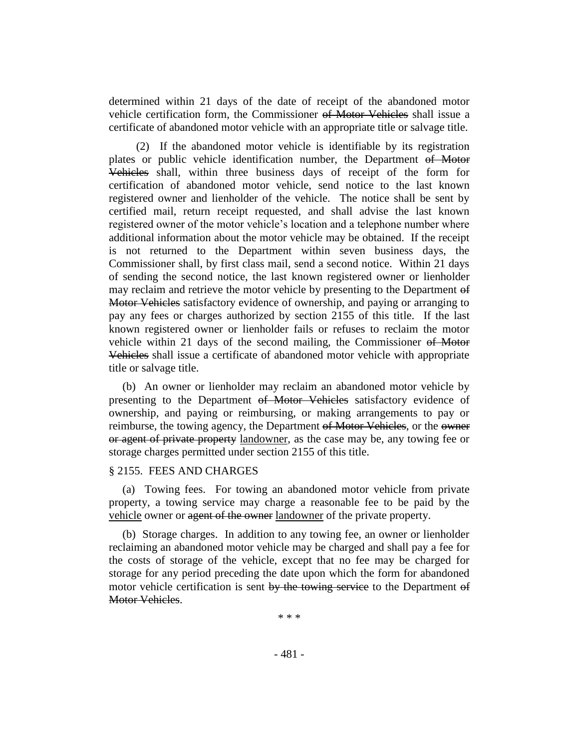determined within 21 days of the date of receipt of the abandoned motor vehicle certification form, the Commissioner ~~of Motor Vehicles~~ shall issue a certificate of abandoned motor vehicle with an appropriate title or salvage title.

(2) If the abandoned motor vehicle is identifiable by its registration plates or public vehicle identification number, the Department ~~of Motor Vehicles~~ shall, within three business days of receipt of the form for certification of abandoned motor vehicle, send notice to the last known registered owner and lienholder of the vehicle. The notice shall be sent by certified mail, return receipt requested, and shall advise the last known registered owner of the motor vehicle's location and a telephone number where additional information about the motor vehicle may be obtained. If the receipt is not returned to the Department within seven business days, the Commissioner shall, by first class mail, send a second notice. Within 21 days of sending the second notice, the last known registered owner or lienholder may reclaim and retrieve the motor vehicle by presenting to the Department ~~of Motor Vehicles~~ satisfactory evidence of ownership, and paying or arranging to pay any fees or charges authorized by section 2155 of this title. If the last known registered owner or lienholder fails or refuses to reclaim the motor vehicle within 21 days of the second mailing, the Commissioner ~~of Motor Vehicles~~ shall issue a certificate of abandoned motor vehicle with appropriate title or salvage title.

(b) An owner or lienholder may reclaim an abandoned motor vehicle by presenting to the Department ~~of Motor Vehicles~~ satisfactory evidence of ownership, and paying or reimbursing, or making arrangements to pay or reimburse, the towing agency, the Department ~~of Motor Vehicles~~, or the ~~owner or agent of private property~~ <u>landowner</u>, as the case may be, any towing fee or storage charges permitted under section 2155 of this title.

§ 2155. FEES AND CHARGES

(a) Towing fees. For towing an abandoned motor vehicle from private property, a towing service may charge a reasonable fee to be paid by the <u>vehicle</u> owner or ~~agent of the owner~~ <u>landowner</u> of the private property.

(b) Storage charges. In addition to any towing fee, an owner or lienholder reclaiming an abandoned motor vehicle may be charged and shall pay a fee for the costs of storage of the vehicle, except that no fee may be charged for storage for any period preceding the date upon which the form for abandoned motor vehicle certification is sent ~~by the towing service~~ to the Department ~~of Motor Vehicles~~.

\* \* \*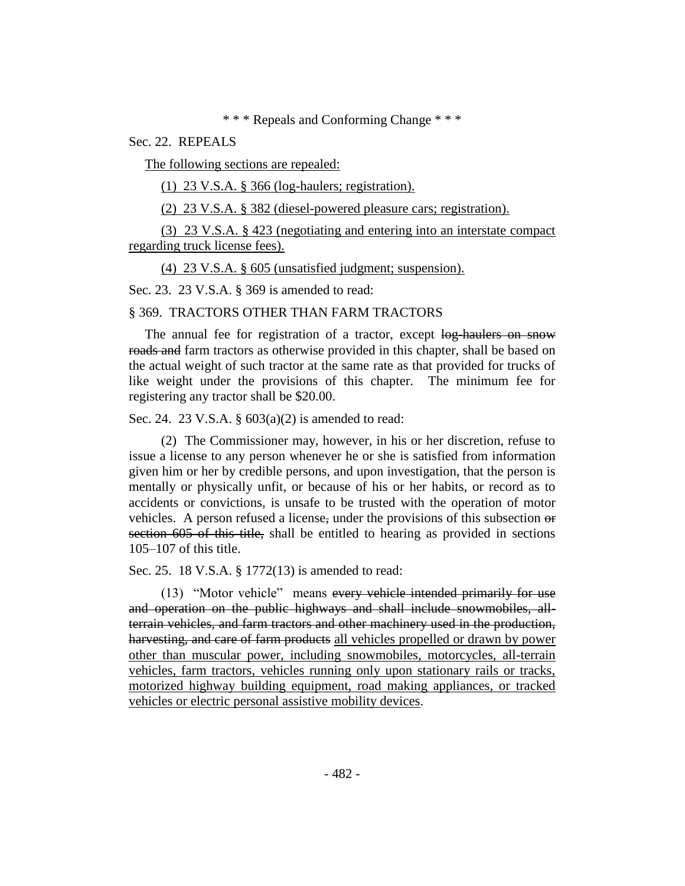\* \* \* Repeals and Conforming Change \* \* \*

Sec. 22. REPEALS

<u>The following sections are repealed:</u>

<u>(1) 23 V.S.A. § 366 (log-haulers; registration).</u>

<u>(2) 23 V.S.A. § 382 (diesel-powered pleasure cars; registration).</u>

<u>(3) 23 V.S.A. § 423 (negotiating and entering into an interstate compact regarding truck license fees).</u>

<u>(4) 23 V.S.A. § 605 (unsatisfied judgment; suspension).</u>

Sec. 23. 23 V.S.A. § 369 is amended to read:

§ 369. TRACTORS OTHER THAN FARM TRACTORS

The annual fee for registration of a tractor, except ~~log-haulers on snow roads and~~ farm tractors as otherwise provided in this chapter, shall be based on the actual weight of such tractor at the same rate as that provided for trucks of like weight under the provisions of this chapter. The minimum fee for registering any tractor shall be $20.00.

Sec. 24. 23 V.S.A. § 603(a)(2) is amended to read:

(2) The Commissioner may, however, in his or her discretion, refuse to issue a license to any person whenever he or she is satisfied from information given him or her by credible persons, and upon investigation, that the person is mentally or physically unfit, or because of his or her habits, or record as to accidents or convictions, is unsafe to be trusted with the operation of motor vehicles. A person refused a license~~,~~ under the provisions of this subsection ~~or section 605 of this title,~~ shall be entitled to hearing as provided in sections 105–107 of this title.

Sec. 25. 18 V.S.A. § 1772(13) is amended to read:

(13) "Motor vehicle" means ~~every vehicle intended primarily for use and operation on the public highways and shall include snowmobiles, all-terrain vehicles, and farm tractors and other machinery used in the production, harvesting, and care of farm products~~ <u>all vehicles propelled or drawn by power other than muscular power, including snowmobiles, motorcycles, all-terrain vehicles, farm tractors, vehicles running only upon stationary rails or tracks, motorized highway building equipment, road making appliances, or tracked vehicles or electric personal assistive mobility devices</u>.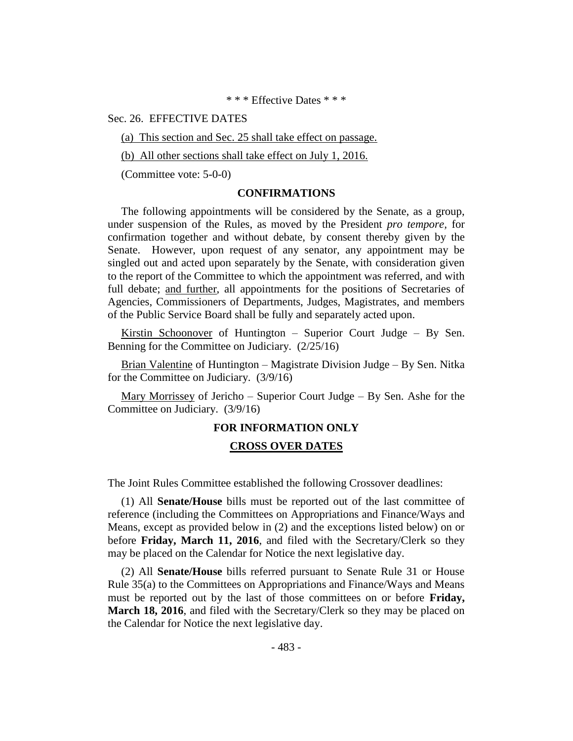\* \* \* Effective Dates \* \* \*

Sec. 26. EFFECTIVE DATES

(a) This section and Sec. 25 shall take effect on passage.

(b) All other sections shall take effect on July 1, 2016.

(Committee vote: 5-0-0)

## CONFIRMATIONS

The following appointments will be considered by the Senate, as a group, under suspension of the Rules, as moved by the President *pro tempore*, for confirmation together and without debate, by consent thereby given by the Senate. However, upon request of any senator, any appointment may be singled out and acted upon separately by the Senate, with consideration given to the report of the Committee to which the appointment was referred, and with full debate; and further, all appointments for the positions of Secretaries of Agencies, Commissioners of Departments, Judges, Magistrates, and members of the Public Service Board shall be fully and separately acted upon.

Kirstin Schoonover of Huntington – Superior Court Judge – By Sen. Benning for the Committee on Judiciary. (2/25/16)

Brian Valentine of Huntington – Magistrate Division Judge – By Sen. Nitka for the Committee on Judiciary. (3/9/16)

Mary Morrissey of Jericho – Superior Court Judge – By Sen. Ashe for the Committee on Judiciary. (3/9/16)

## FOR INFORMATION ONLY

## CROSS OVER DATES

The Joint Rules Committee established the following Crossover deadlines:

(1) All **Senate/House** bills must be reported out of the last committee of reference (including the Committees on Appropriations and Finance/Ways and Means, except as provided below in (2) and the exceptions listed below) on or before **Friday, March 11, 2016**, and filed with the Secretary/Clerk so they may be placed on the Calendar for Notice the next legislative day.

(2) All **Senate/House** bills referred pursuant to Senate Rule 31 or House Rule 35(a) to the Committees on Appropriations and Finance/Ways and Means must be reported out by the last of those committees on or before **Friday, March 18, 2016**, and filed with the Secretary/Clerk so they may be placed on the Calendar for Notice the next legislative day.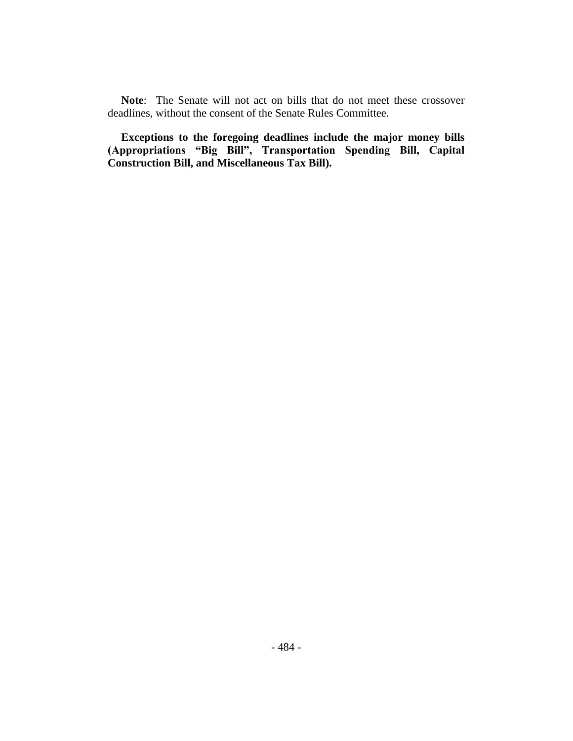**Note**: The Senate will not act on bills that do not meet these crossover deadlines, without the consent of the Senate Rules Committee.

**Exceptions to the foregoing deadlines include the major money bills (Appropriations "Big Bill", Transportation Spending Bill, Capital Construction Bill, and Miscellaneous Tax Bill).**